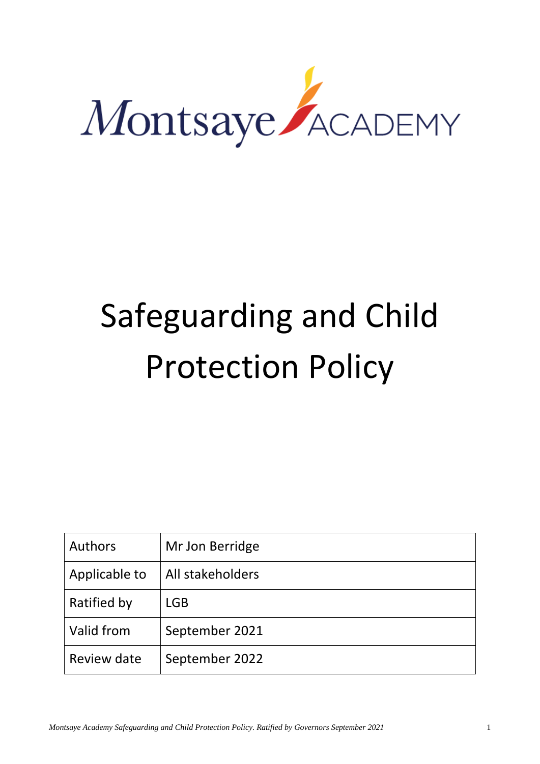Montsaye ACADEMY

# Safeguarding and Child Protection Policy

| Authors | Mr Jon Berridge |
| --- | --- |
| Applicable to | All stakeholders |
| Ratified by | LGB |
| Valid from | September 2021 |
| Review date | September 2022 |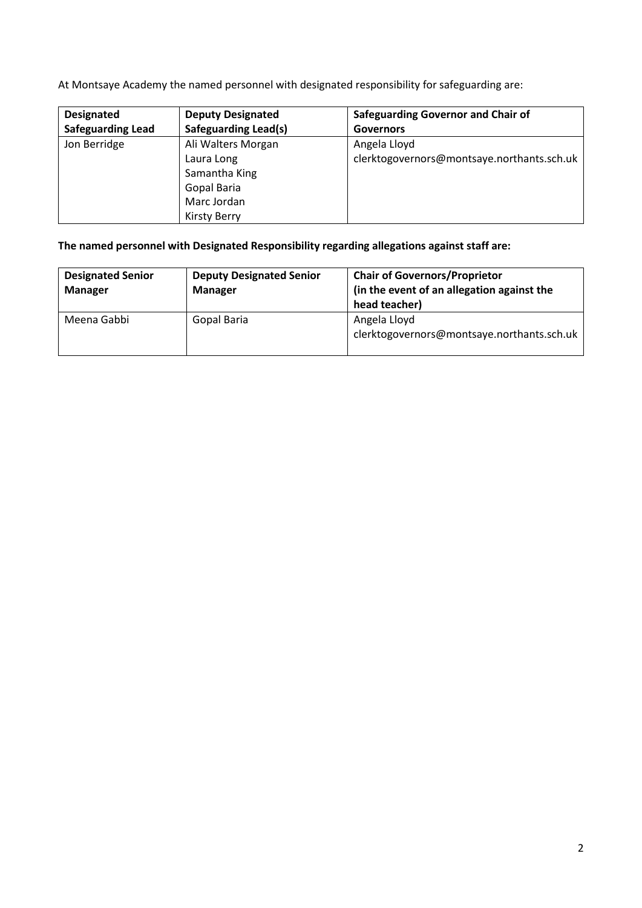At Montsaye Academy the named personnel with designated responsibility for safeguarding are:

| **Designated Safeguarding Lead** | **Deputy Designated Safeguarding Lead(s)** | **Safeguarding Governor and Chair of Governors** |
|---|---|---|
| Jon Berridge | Ali Walters Morgan<br>Laura Long<br>Samantha King<br>Gopal Baria<br>Marc Jordan<br>Kirsty Berry | Angela Lloyd<br>clerktogovernors@montsaye.northants.sch.uk |

**The named personnel with Designated Responsibility regarding allegations against staff are:**

| **Designated Senior Manager** | **Deputy Designated Senior Manager** | **Chair of Governors/Proprietor (in the event of an allegation against the head teacher)** |
|---|---|---|
| Meena Gabbi | Gopal Baria | Angela Lloyd<br>clerktogovernors@montsaye.northants.sch.uk |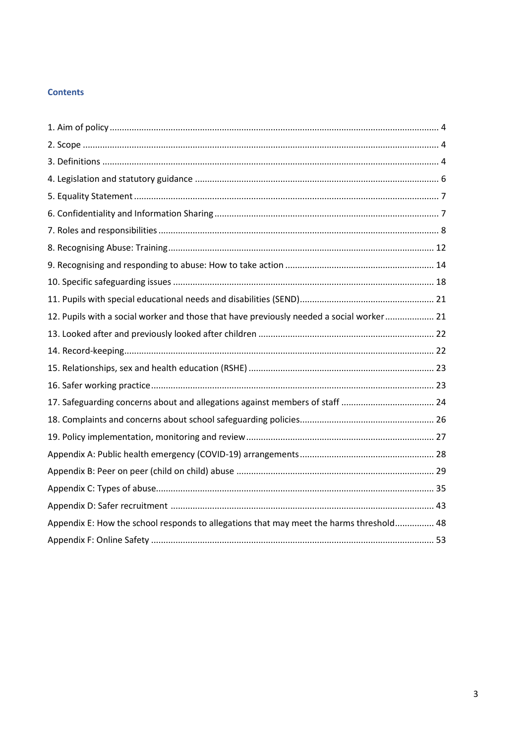## Contents

1. Aim of policy ..................... 4
2. Scope ..................... 4
3. Definitions ..................... 4
4. Legislation and statutory guidance ..................... 6
5. Equality Statement ..................... 7
6. Confidentiality and Information Sharing ..................... 7
7. Roles and responsibilities ..................... 8
8. Recognising Abuse: Training ..................... 12
9. Recognising and responding to abuse: How to take action ..................... 14
10. Specific safeguarding issues ..................... 18
11. Pupils with special educational needs and disabilities (SEND) ..................... 21
12. Pupils with a social worker and those that have previously needed a social worker ..................... 21
13. Looked after and previously looked after children ..................... 22
14. Record-keeping ..................... 22
15. Relationships, sex and health education (RSHE) ..................... 23
16. Safer working practice ..................... 23
17. Safeguarding concerns about and allegations against members of staff ..................... 24
18. Complaints and concerns about school safeguarding policies ..................... 26
19. Policy implementation, monitoring and review ..................... 27

Appendix A: Public health emergency (COVID-19) arrangements ..................... 28
Appendix B: Peer on peer (child on child) abuse ..................... 29
Appendix C: Types of abuse ..................... 35
Appendix D: Safer recruitment ..................... 43
Appendix E: How the school responds to allegations that may meet the harms threshold ..................... 48
Appendix F: Online Safety ..................... 53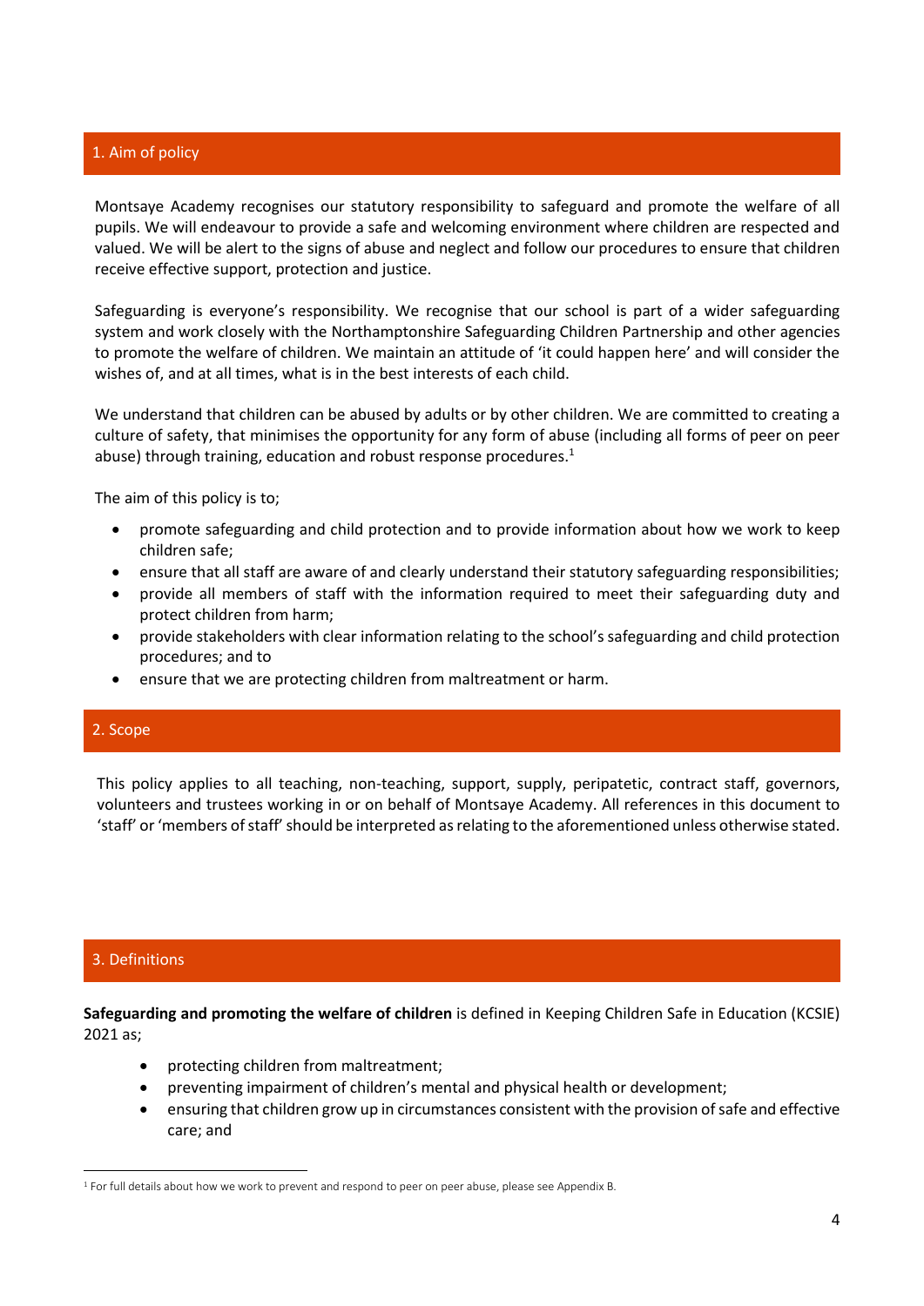## 1. Aim of policy

Montsaye Academy recognises our statutory responsibility to safeguard and promote the welfare of all pupils. We will endeavour to provide a safe and welcoming environment where children are respected and valued. We will be alert to the signs of abuse and neglect and follow our procedures to ensure that children receive effective support, protection and justice.

Safeguarding is everyone's responsibility. We recognise that our school is part of a wider safeguarding system and work closely with the Northamptonshire Safeguarding Children Partnership and other agencies to promote the welfare of children. We maintain an attitude of 'it could happen here' and will consider the wishes of, and at all times, what is in the best interests of each child.

We understand that children can be abused by adults or by other children. We are committed to creating a culture of safety, that minimises the opportunity for any form of abuse (including all forms of peer on peer abuse) through training, education and robust response procedures.[1]

The aim of this policy is to;

- promote safeguarding and child protection and to provide information about how we work to keep children safe;
- ensure that all staff are aware of and clearly understand their statutory safeguarding responsibilities;
- provide all members of staff with the information required to meet their safeguarding duty and protect children from harm;
- provide stakeholders with clear information relating to the school's safeguarding and child protection procedures; and to
- ensure that we are protecting children from maltreatment or harm.

## 2. Scope

This policy applies to all teaching, non-teaching, support, supply, peripatetic, contract staff, governors, volunteers and trustees working in or on behalf of Montsaye Academy. All references in this document to 'staff' or 'members of staff' should be interpreted as relating to the aforementioned unless otherwise stated.

## 3. Definitions

**Safeguarding and promoting the welfare of children** is defined in Keeping Children Safe in Education (KCSIE) 2021 as;

- protecting children from maltreatment;
- preventing impairment of children's mental and physical health or development;
- ensuring that children grow up in circumstances consistent with the provision of safe and effective care; and

[1] For full details about how we work to prevent and respond to peer on peer abuse, please see Appendix B.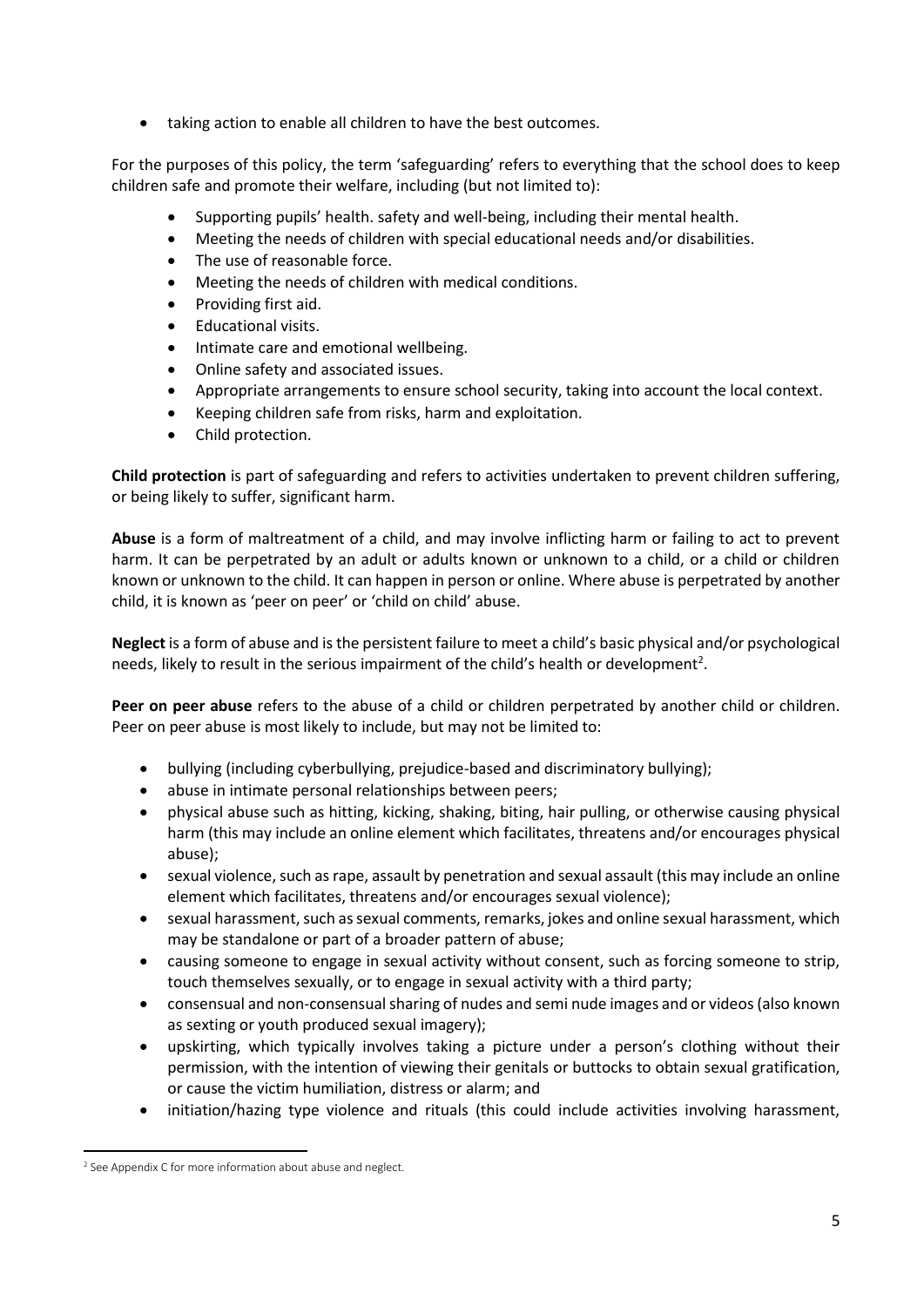- taking action to enable all children to have the best outcomes.

For the purposes of this policy, the term 'safeguarding' refers to everything that the school does to keep children safe and promote their welfare, including (but not limited to):

- Supporting pupils' health. safety and well-being, including their mental health.
- Meeting the needs of children with special educational needs and/or disabilities.
- The use of reasonable force.
- Meeting the needs of children with medical conditions.
- Providing first aid.
- Educational visits.
- Intimate care and emotional wellbeing.
- Online safety and associated issues.
- Appropriate arrangements to ensure school security, taking into account the local context.
- Keeping children safe from risks, harm and exploitation.
- Child protection.

**Child protection** is part of safeguarding and refers to activities undertaken to prevent children suffering, or being likely to suffer, significant harm.

**Abuse** is a form of maltreatment of a child, and may involve inflicting harm or failing to act to prevent harm. It can be perpetrated by an adult or adults known or unknown to a child, or a child or children known or unknown to the child. It can happen in person or online. Where abuse is perpetrated by another child, it is known as 'peer on peer' or 'child on child' abuse.

**Neglect** is a form of abuse and is the persistent failure to meet a child's basic physical and/or psychological needs, likely to result in the serious impairment of the child's health or development[2].

**Peer on peer abuse** refers to the abuse of a child or children perpetrated by another child or children. Peer on peer abuse is most likely to include, but may not be limited to:

- bullying (including cyberbullying, prejudice-based and discriminatory bullying);
- abuse in intimate personal relationships between peers;
- physical abuse such as hitting, kicking, shaking, biting, hair pulling, or otherwise causing physical harm (this may include an online element which facilitates, threatens and/or encourages physical abuse);
- sexual violence, such as rape, assault by penetration and sexual assault (this may include an online element which facilitates, threatens and/or encourages sexual violence);
- sexual harassment, such as sexual comments, remarks, jokes and online sexual harassment, which may be standalone or part of a broader pattern of abuse;
- causing someone to engage in sexual activity without consent, such as forcing someone to strip, touch themselves sexually, or to engage in sexual activity with a third party;
- consensual and non-consensual sharing of nudes and semi nude images and or videos (also known as sexting or youth produced sexual imagery);
- upskirting, which typically involves taking a picture under a person's clothing without their permission, with the intention of viewing their genitals or buttocks to obtain sexual gratification, or cause the victim humiliation, distress or alarm; and
- initiation/hazing type violence and rituals (this could include activities involving harassment,

[2] See Appendix C for more information about abuse and neglect.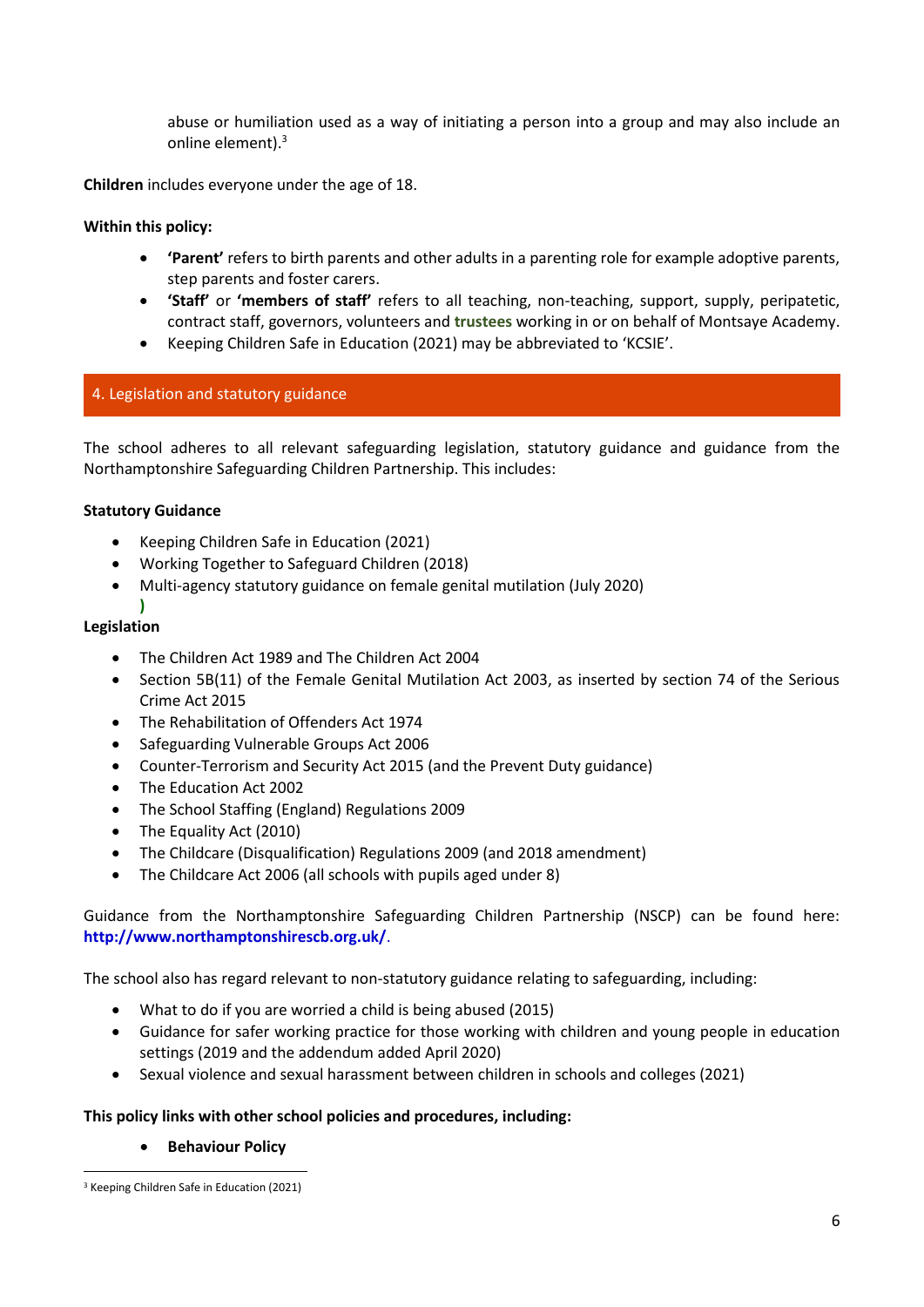abuse or humiliation used as a way of initiating a person into a group and may also include an online element).[3]

**Children** includes everyone under the age of 18.

**Within this policy:**

- **'Parent'** refers to birth parents and other adults in a parenting role for example adoptive parents, step parents and foster carers.
- **'Staff'** or **'members of staff'** refers to all teaching, non-teaching, support, supply, peripatetic, contract staff, governors, volunteers and **trustees** working in or on behalf of Montsaye Academy.
- Keeping Children Safe in Education (2021) may be abbreviated to 'KCSIE'.

## 4. Legislation and statutory guidance

The school adheres to all relevant safeguarding legislation, statutory guidance and guidance from the Northamptonshire Safeguarding Children Partnership. This includes:

**Statutory Guidance**

- Keeping Children Safe in Education (2021)
- Working Together to Safeguard Children (2018)
- Multi-agency statutory guidance on female genital mutilation (July 2020)

)

**Legislation**

- The Children Act 1989 and The Children Act 2004
- Section 5B(11) of the Female Genital Mutilation Act 2003, as inserted by section 74 of the Serious Crime Act 2015
- The Rehabilitation of Offenders Act 1974
- Safeguarding Vulnerable Groups Act 2006
- Counter-Terrorism and Security Act 2015 (and the Prevent Duty guidance)
- The Education Act 2002
- The School Staffing (England) Regulations 2009
- The Equality Act (2010)
- The Childcare (Disqualification) Regulations 2009 (and 2018 amendment)
- The Childcare Act 2006 (all schools with pupils aged under 8)

Guidance from the Northamptonshire Safeguarding Children Partnership (NSCP) can be found here: **http://www.northamptonshirescb.org.uk/**.

The school also has regard relevant to non-statutory guidance relating to safeguarding, including:

- What to do if you are worried a child is being abused (2015)
- Guidance for safer working practice for those working with children and young people in education settings (2019 and the addendum added April 2020)
- Sexual violence and sexual harassment between children in schools and colleges (2021)

**This policy links with other school policies and procedures, including:**

- **Behaviour Policy**

[3] Keeping Children Safe in Education (2021)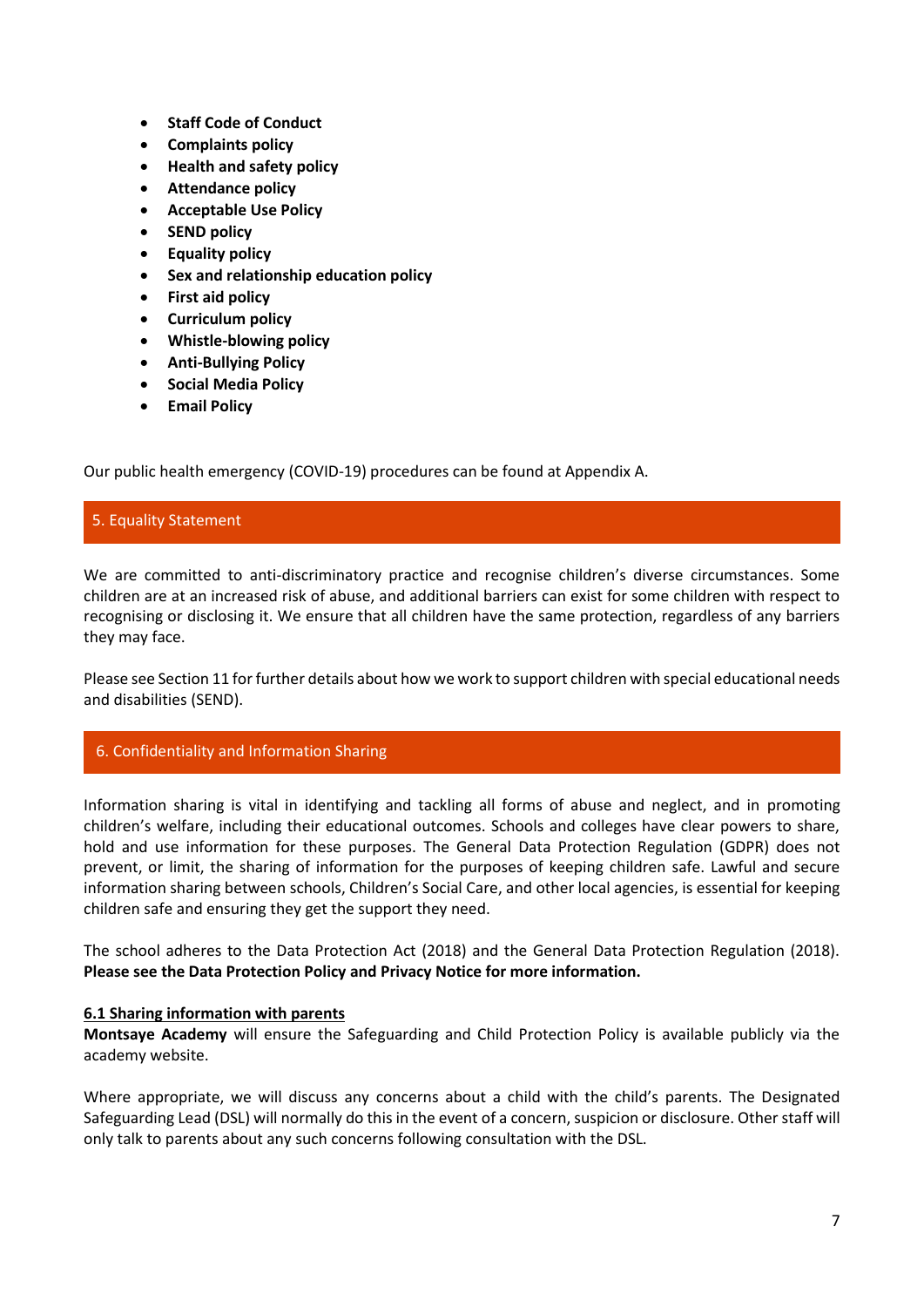- **Staff Code of Conduct**
- **Complaints policy**
- **Health and safety policy**
- **Attendance policy**
- **Acceptable Use Policy**
- **SEND policy**
- **Equality policy**
- **Sex and relationship education policy**
- **First aid policy**
- **Curriculum policy**
- **Whistle-blowing policy**
- **Anti-Bullying Policy**
- **Social Media Policy**
- **Email Policy**

Our public health emergency (COVID-19) procedures can be found at Appendix A.

## 5. Equality Statement

We are committed to anti-discriminatory practice and recognise children's diverse circumstances. Some children are at an increased risk of abuse, and additional barriers can exist for some children with respect to recognising or disclosing it. We ensure that all children have the same protection, regardless of any barriers they may face.

Please see Section 11 for further details about how we work to support children with special educational needs and disabilities (SEND).

## 6. Confidentiality and Information Sharing

Information sharing is vital in identifying and tackling all forms of abuse and neglect, and in promoting children's welfare, including their educational outcomes. Schools and colleges have clear powers to share, hold and use information for these purposes. The General Data Protection Regulation (GDPR) does not prevent, or limit, the sharing of information for the purposes of keeping children safe. Lawful and secure information sharing between schools, Children's Social Care, and other local agencies, is essential for keeping children safe and ensuring they get the support they need.

The school adheres to the Data Protection Act (2018) and the General Data Protection Regulation (2018). **Please see the Data Protection Policy and Privacy Notice for more information.**

### 6.1 Sharing information with parents

**Montsaye Academy** will ensure the Safeguarding and Child Protection Policy is available publicly via the academy website.

Where appropriate, we will discuss any concerns about a child with the child's parents. The Designated Safeguarding Lead (DSL) will normally do this in the event of a concern, suspicion or disclosure. Other staff will only talk to parents about any such concerns following consultation with the DSL.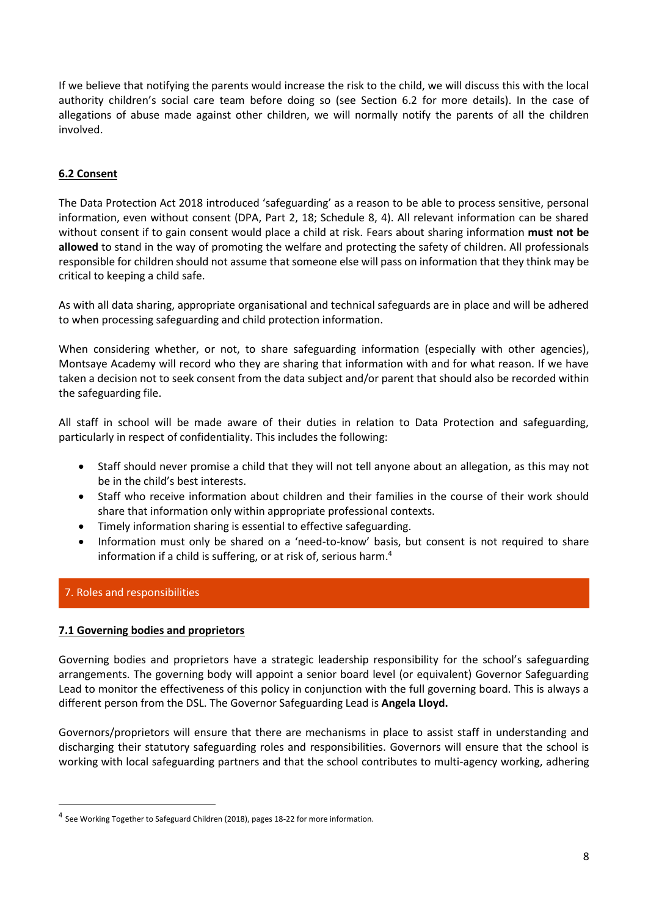If we believe that notifying the parents would increase the risk to the child, we will discuss this with the local authority children's social care team before doing so (see Section 6.2 for more details). In the case of allegations of abuse made against other children, we will normally notify the parents of all the children involved.

### 6.2 Consent

The Data Protection Act 2018 introduced 'safeguarding' as a reason to be able to process sensitive, personal information, even without consent (DPA, Part 2, 18; Schedule 8, 4). All relevant information can be shared without consent if to gain consent would place a child at risk. Fears about sharing information **must not be allowed** to stand in the way of promoting the welfare and protecting the safety of children. All professionals responsible for children should not assume that someone else will pass on information that they think may be critical to keeping a child safe.

As with all data sharing, appropriate organisational and technical safeguards are in place and will be adhered to when processing safeguarding and child protection information.

When considering whether, or not, to share safeguarding information (especially with other agencies), Montsaye Academy will record who they are sharing that information with and for what reason. If we have taken a decision not to seek consent from the data subject and/or parent that should also be recorded within the safeguarding file.

All staff in school will be made aware of their duties in relation to Data Protection and safeguarding, particularly in respect of confidentiality. This includes the following:

- Staff should never promise a child that they will not tell anyone about an allegation, as this may not be in the child's best interests.
- Staff who receive information about children and their families in the course of their work should share that information only within appropriate professional contexts.
- Timely information sharing is essential to effective safeguarding.
- Information must only be shared on a 'need-to-know' basis, but consent is not required to share information if a child is suffering, or at risk of, serious harm.[4]

## 7. Roles and responsibilities

### 7.1 Governing bodies and proprietors

Governing bodies and proprietors have a strategic leadership responsibility for the school's safeguarding arrangements. The governing body will appoint a senior board level (or equivalent) Governor Safeguarding Lead to monitor the effectiveness of this policy in conjunction with the full governing board. This is always a different person from the DSL. The Governor Safeguarding Lead is **Angela Lloyd.**

Governors/proprietors will ensure that there are mechanisms in place to assist staff in understanding and discharging their statutory safeguarding roles and responsibilities. Governors will ensure that the school is working with local safeguarding partners and that the school contributes to multi-agency working, adhering

[4] See Working Together to Safeguard Children (2018), pages 18-22 for more information.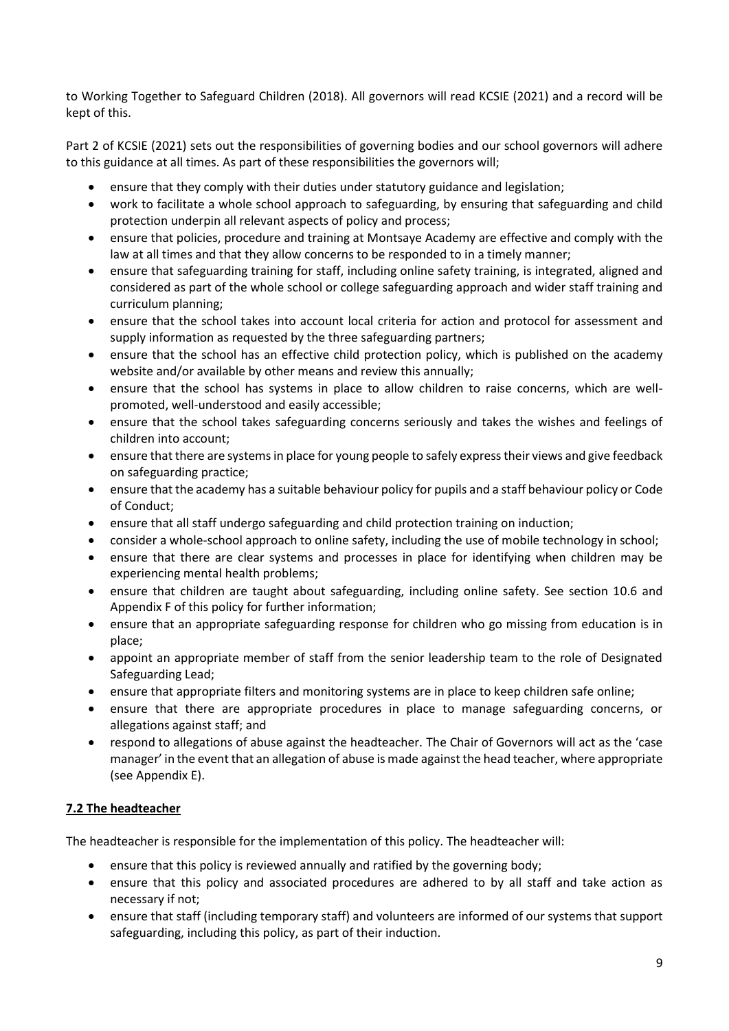to Working Together to Safeguard Children (2018). All governors will read KCSIE (2021) and a record will be kept of this.

Part 2 of KCSIE (2021) sets out the responsibilities of governing bodies and our school governors will adhere to this guidance at all times. As part of these responsibilities the governors will;

- ensure that they comply with their duties under statutory guidance and legislation;
- work to facilitate a whole school approach to safeguarding, by ensuring that safeguarding and child protection underpin all relevant aspects of policy and process;
- ensure that policies, procedure and training at Montsaye Academy are effective and comply with the law at all times and that they allow concerns to be responded to in a timely manner;
- ensure that safeguarding training for staff, including online safety training, is integrated, aligned and considered as part of the whole school or college safeguarding approach and wider staff training and curriculum planning;
- ensure that the school takes into account local criteria for action and protocol for assessment and supply information as requested by the three safeguarding partners;
- ensure that the school has an effective child protection policy, which is published on the academy website and/or available by other means and review this annually;
- ensure that the school has systems in place to allow children to raise concerns, which are well-promoted, well-understood and easily accessible;
- ensure that the school takes safeguarding concerns seriously and takes the wishes and feelings of children into account;
- ensure that there are systems in place for young people to safely express their views and give feedback on safeguarding practice;
- ensure that the academy has a suitable behaviour policy for pupils and a staff behaviour policy or Code of Conduct;
- ensure that all staff undergo safeguarding and child protection training on induction;
- consider a whole-school approach to online safety, including the use of mobile technology in school;
- ensure that there are clear systems and processes in place for identifying when children may be experiencing mental health problems;
- ensure that children are taught about safeguarding, including online safety. See section 10.6 and Appendix F of this policy for further information;
- ensure that an appropriate safeguarding response for children who go missing from education is in place;
- appoint an appropriate member of staff from the senior leadership team to the role of Designated Safeguarding Lead;
- ensure that appropriate filters and monitoring systems are in place to keep children safe online;
- ensure that there are appropriate procedures in place to manage safeguarding concerns, or allegations against staff; and
- respond to allegations of abuse against the headteacher. The Chair of Governors will act as the 'case manager' in the event that an allegation of abuse is made against the head teacher, where appropriate (see Appendix E).

### **7.2 The headteacher**

The headteacher is responsible for the implementation of this policy. The headteacher will:

- ensure that this policy is reviewed annually and ratified by the governing body;
- ensure that this policy and associated procedures are adhered to by all staff and take action as necessary if not;
- ensure that staff (including temporary staff) and volunteers are informed of our systems that support safeguarding, including this policy, as part of their induction.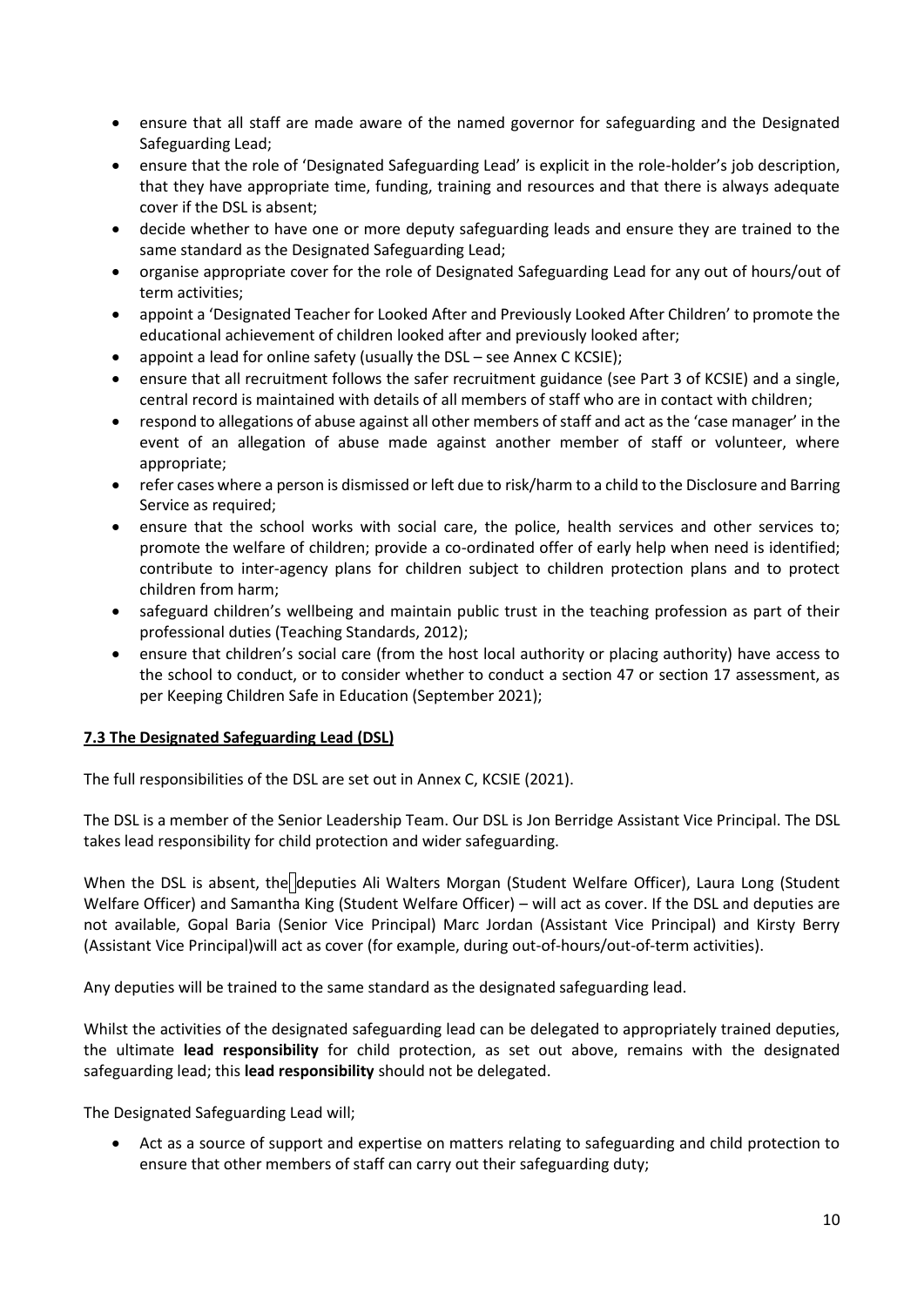- ensure that all staff are made aware of the named governor for safeguarding and the Designated Safeguarding Lead;
- ensure that the role of 'Designated Safeguarding Lead' is explicit in the role-holder's job description, that they have appropriate time, funding, training and resources and that there is always adequate cover if the DSL is absent;
- decide whether to have one or more deputy safeguarding leads and ensure they are trained to the same standard as the Designated Safeguarding Lead;
- organise appropriate cover for the role of Designated Safeguarding Lead for any out of hours/out of term activities;
- appoint a 'Designated Teacher for Looked After and Previously Looked After Children' to promote the educational achievement of children looked after and previously looked after;
- appoint a lead for online safety (usually the DSL – see Annex C KCSIE);
- ensure that all recruitment follows the safer recruitment guidance (see Part 3 of KCSIE) and a single, central record is maintained with details of all members of staff who are in contact with children;
- respond to allegations of abuse against all other members of staff and act as the 'case manager' in the event of an allegation of abuse made against another member of staff or volunteer, where appropriate;
- refer cases where a person is dismissed or left due to risk/harm to a child to the Disclosure and Barring Service as required;
- ensure that the school works with social care, the police, health services and other services to; promote the welfare of children; provide a co-ordinated offer of early help when need is identified; contribute to inter-agency plans for children subject to children protection plans and to protect children from harm;
- safeguard children's wellbeing and maintain public trust in the teaching profession as part of their professional duties (Teaching Standards, 2012);
- ensure that children's social care (from the host local authority or placing authority) have access to the school to conduct, or to consider whether to conduct a section 47 or section 17 assessment, as per Keeping Children Safe in Education (September 2021);

### 7.3 The Designated Safeguarding Lead (DSL)

The full responsibilities of the DSL are set out in Annex C, KCSIE (2021).

The DSL is a member of the Senior Leadership Team. Our DSL is Jon Berridge Assistant Vice Principal. The DSL takes lead responsibility for child protection and wider safeguarding.

When the DSL is absent, the deputies Ali Walters Morgan (Student Welfare Officer), Laura Long (Student Welfare Officer) and Samantha King (Student Welfare Officer) – will act as cover. If the DSL and deputies are not available, Gopal Baria (Senior Vice Principal) Marc Jordan (Assistant Vice Principal) and Kirsty Berry (Assistant Vice Principal)will act as cover (for example, during out-of-hours/out-of-term activities).

Any deputies will be trained to the same standard as the designated safeguarding lead.

Whilst the activities of the designated safeguarding lead can be delegated to appropriately trained deputies, the ultimate **lead responsibility** for child protection, as set out above, remains with the designated safeguarding lead; this **lead responsibility** should not be delegated.

The Designated Safeguarding Lead will;

- Act as a source of support and expertise on matters relating to safeguarding and child protection to ensure that other members of staff can carry out their safeguarding duty;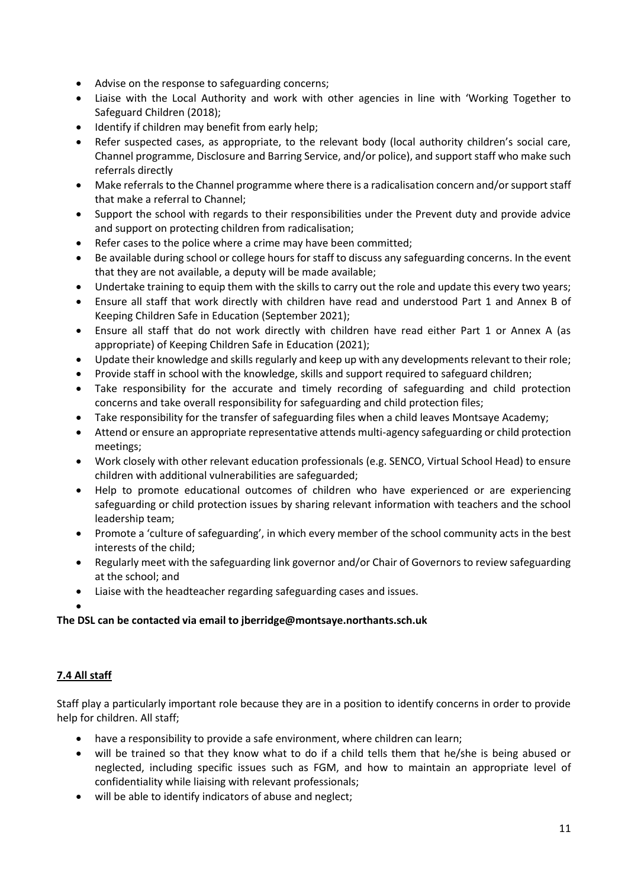- Advise on the response to safeguarding concerns;
- Liaise with the Local Authority and work with other agencies in line with 'Working Together to Safeguard Children (2018);
- Identify if children may benefit from early help;
- Refer suspected cases, as appropriate, to the relevant body (local authority children's social care, Channel programme, Disclosure and Barring Service, and/or police), and support staff who make such referrals directly
- Make referrals to the Channel programme where there is a radicalisation concern and/or support staff that make a referral to Channel;
- Support the school with regards to their responsibilities under the Prevent duty and provide advice and support on protecting children from radicalisation;
- Refer cases to the police where a crime may have been committed;
- Be available during school or college hours for staff to discuss any safeguarding concerns. In the event that they are not available, a deputy will be made available;
- Undertake training to equip them with the skills to carry out the role and update this every two years;
- Ensure all staff that work directly with children have read and understood Part 1 and Annex B of Keeping Children Safe in Education (September 2021);
- Ensure all staff that do not work directly with children have read either Part 1 or Annex A (as appropriate) of Keeping Children Safe in Education (2021);
- Update their knowledge and skills regularly and keep up with any developments relevant to their role;
- Provide staff in school with the knowledge, skills and support required to safeguard children;
- Take responsibility for the accurate and timely recording of safeguarding and child protection concerns and take overall responsibility for safeguarding and child protection files;
- Take responsibility for the transfer of safeguarding files when a child leaves Montsaye Academy;
- Attend or ensure an appropriate representative attends multi-agency safeguarding or child protection meetings;
- Work closely with other relevant education professionals (e.g. SENCO, Virtual School Head) to ensure children with additional vulnerabilities are safeguarded;
- Help to promote educational outcomes of children who have experienced or are experiencing safeguarding or child protection issues by sharing relevant information with teachers and the school leadership team;
- Promote a 'culture of safeguarding', in which every member of the school community acts in the best interests of the child;
- Regularly meet with the safeguarding link governor and/or Chair of Governors to review safeguarding at the school; and
- Liaise with the headteacher regarding safeguarding cases and issues.

**The DSL can be contacted via email to jberridge@montsaye.northants.sch.uk**

### 7.4 All staff

Staff play a particularly important role because they are in a position to identify concerns in order to provide help for children. All staff;

- have a responsibility to provide a safe environment, where children can learn;
- will be trained so that they know what to do if a child tells them that he/she is being abused or neglected, including specific issues such as FGM, and how to maintain an appropriate level of confidentiality while liaising with relevant professionals;
- will be able to identify indicators of abuse and neglect;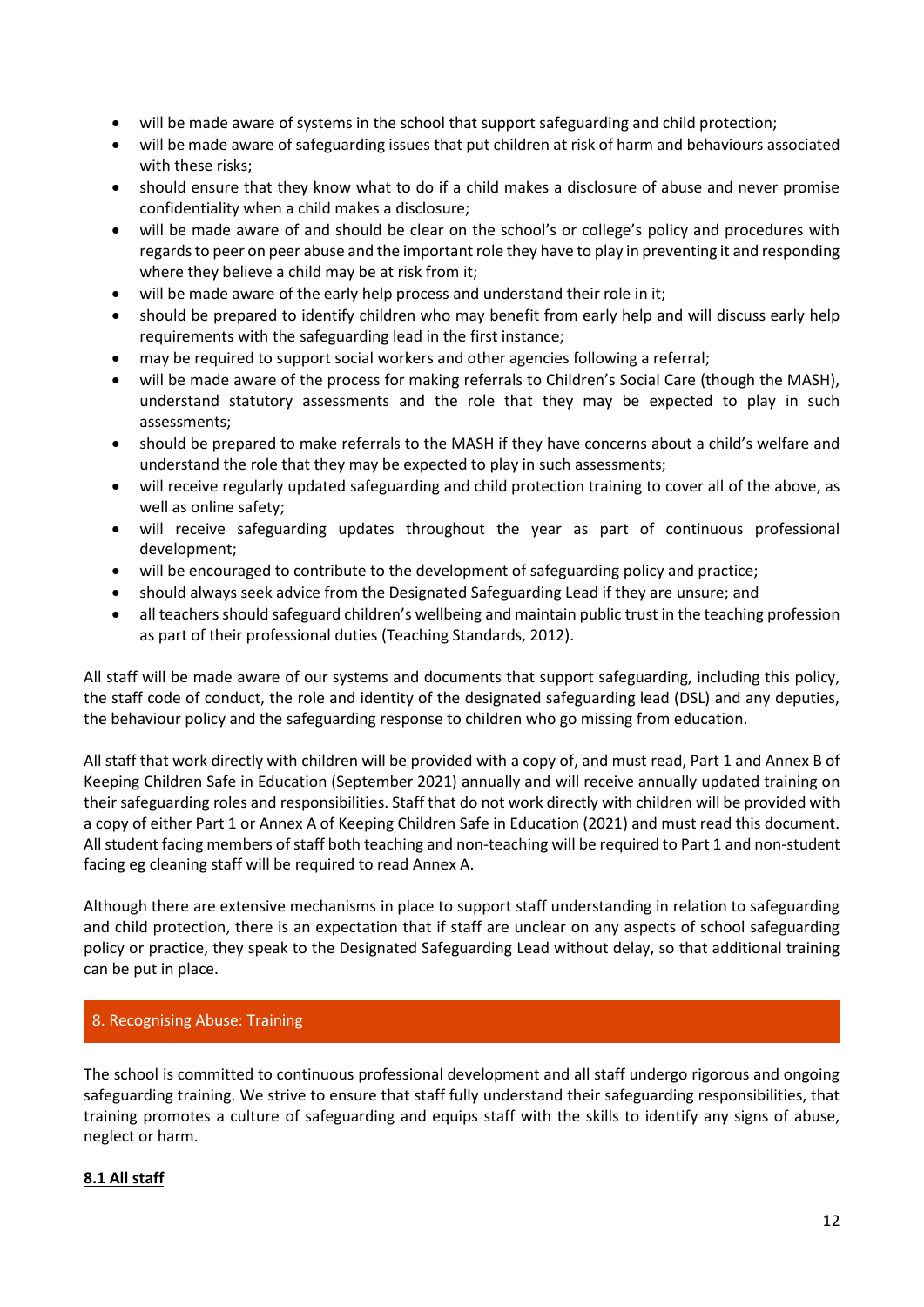- will be made aware of systems in the school that support safeguarding and child protection;
- will be made aware of safeguarding issues that put children at risk of harm and behaviours associated with these risks;
- should ensure that they know what to do if a child makes a disclosure of abuse and never promise confidentiality when a child makes a disclosure;
- will be made aware of and should be clear on the school's or college's policy and procedures with regards to peer on peer abuse and the important role they have to play in preventing it and responding where they believe a child may be at risk from it;
- will be made aware of the early help process and understand their role in it;
- should be prepared to identify children who may benefit from early help and will discuss early help requirements with the safeguarding lead in the first instance;
- may be required to support social workers and other agencies following a referral;
- will be made aware of the process for making referrals to Children's Social Care (though the MASH), understand statutory assessments and the role that they may be expected to play in such assessments;
- should be prepared to make referrals to the MASH if they have concerns about a child's welfare and understand the role that they may be expected to play in such assessments;
- will receive regularly updated safeguarding and child protection training to cover all of the above, as well as online safety;
- will receive safeguarding updates throughout the year as part of continuous professional development;
- will be encouraged to contribute to the development of safeguarding policy and practice;
- should always seek advice from the Designated Safeguarding Lead if they are unsure; and
- all teachers should safeguard children's wellbeing and maintain public trust in the teaching profession as part of their professional duties (Teaching Standards, 2012).

All staff will be made aware of our systems and documents that support safeguarding, including this policy, the staff code of conduct, the role and identity of the designated safeguarding lead (DSL) and any deputies, the behaviour policy and the safeguarding response to children who go missing from education.

All staff that work directly with children will be provided with a copy of, and must read, Part 1 and Annex B of Keeping Children Safe in Education (September 2021) annually and will receive annually updated training on their safeguarding roles and responsibilities. Staff that do not work directly with children will be provided with a copy of either Part 1 or Annex A of Keeping Children Safe in Education (2021) and must read this document. All student facing members of staff both teaching and non-teaching will be required to Part 1 and non-student facing eg cleaning staff will be required to read Annex A.

Although there are extensive mechanisms in place to support staff understanding in relation to safeguarding and child protection, there is an expectation that if staff are unclear on any aspects of school safeguarding policy or practice, they speak to the Designated Safeguarding Lead without delay, so that additional training can be put in place.

## 8. Recognising Abuse: Training

The school is committed to continuous professional development and all staff undergo rigorous and ongoing safeguarding training. We strive to ensure that staff fully understand their safeguarding responsibilities, that training promotes a culture of safeguarding and equips staff with the skills to identify any signs of abuse, neglect or harm.

### 8.1 All staff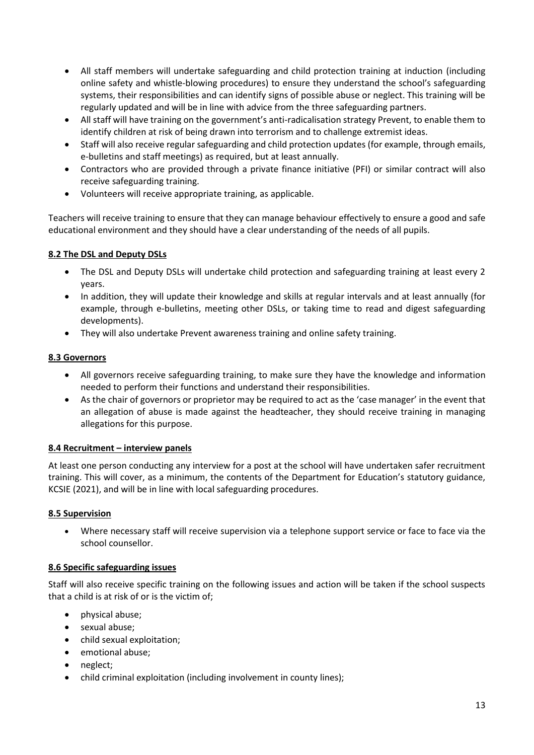- All staff members will undertake safeguarding and child protection training at induction (including online safety and whistle-blowing procedures) to ensure they understand the school's safeguarding systems, their responsibilities and can identify signs of possible abuse or neglect. This training will be regularly updated and will be in line with advice from the three safeguarding partners.
- All staff will have training on the government's anti-radicalisation strategy Prevent, to enable them to identify children at risk of being drawn into terrorism and to challenge extremist ideas.
- Staff will also receive regular safeguarding and child protection updates (for example, through emails, e-bulletins and staff meetings) as required, but at least annually.
- Contractors who are provided through a private finance initiative (PFI) or similar contract will also receive safeguarding training.
- Volunteers will receive appropriate training, as applicable.

Teachers will receive training to ensure that they can manage behaviour effectively to ensure a good and safe educational environment and they should have a clear understanding of the needs of all pupils.

### 8.2 The DSL and Deputy DSLs

- The DSL and Deputy DSLs will undertake child protection and safeguarding training at least every 2 years.
- In addition, they will update their knowledge and skills at regular intervals and at least annually (for example, through e-bulletins, meeting other DSLs, or taking time to read and digest safeguarding developments).
- They will also undertake Prevent awareness training and online safety training.

### 8.3 Governors

- All governors receive safeguarding training, to make sure they have the knowledge and information needed to perform their functions and understand their responsibilities.
- As the chair of governors or proprietor may be required to act as the 'case manager' in the event that an allegation of abuse is made against the headteacher, they should receive training in managing allegations for this purpose.

### 8.4 Recruitment – interview panels

At least one person conducting any interview for a post at the school will have undertaken safer recruitment training. This will cover, as a minimum, the contents of the Department for Education's statutory guidance, KCSIE (2021), and will be in line with local safeguarding procedures.

### 8.5 Supervision

- Where necessary staff will receive supervision via a telephone support service or face to face via the school counsellor.

### 8.6 Specific safeguarding issues

Staff will also receive specific training on the following issues and action will be taken if the school suspects that a child is at risk of or is the victim of;

- physical abuse;
- sexual abuse;
- child sexual exploitation;
- emotional abuse;
- neglect;
- child criminal exploitation (including involvement in county lines);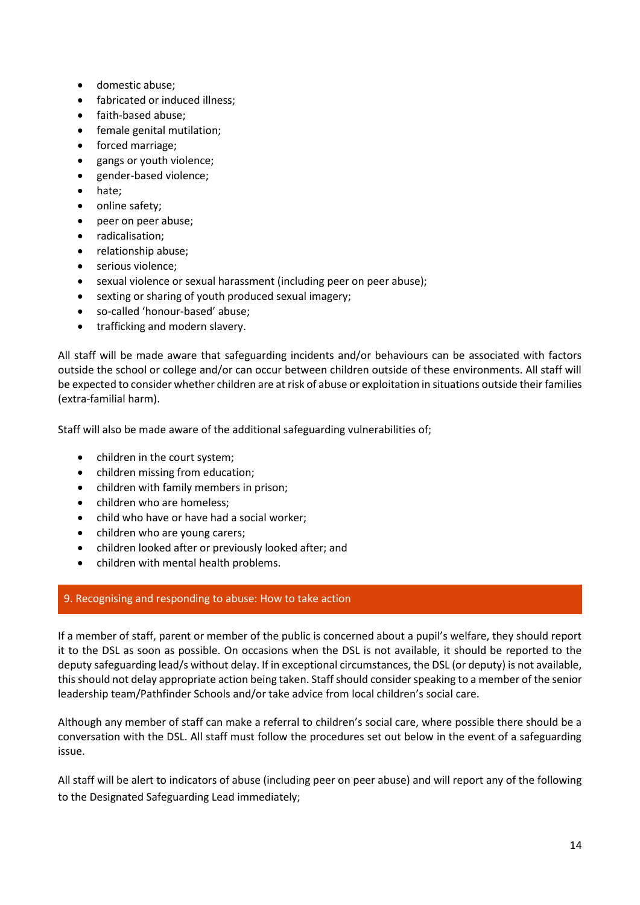- domestic abuse;
- fabricated or induced illness;
- faith-based abuse;
- female genital mutilation;
- forced marriage;
- gangs or youth violence;
- gender-based violence;
- hate;
- online safety;
- peer on peer abuse;
- radicalisation;
- relationship abuse;
- serious violence;
- sexual violence or sexual harassment (including peer on peer abuse);
- sexting or sharing of youth produced sexual imagery;
- so-called 'honour-based' abuse;
- trafficking and modern slavery.

All staff will be made aware that safeguarding incidents and/or behaviours can be associated with factors outside the school or college and/or can occur between children outside of these environments. All staff will be expected to consider whether children are at risk of abuse or exploitation in situations outside their families (extra-familial harm).

Staff will also be made aware of the additional safeguarding vulnerabilities of;

- children in the court system;
- children missing from education;
- children with family members in prison;
- children who are homeless;
- child who have or have had a social worker;
- children who are young carers;
- children looked after or previously looked after; and
- children with mental health problems.

## 9. Recognising and responding to abuse: How to take action

If a member of staff, parent or member of the public is concerned about a pupil's welfare, they should report it to the DSL as soon as possible. On occasions when the DSL is not available, it should be reported to the deputy safeguarding lead/s without delay. If in exceptional circumstances, the DSL (or deputy) is not available, this should not delay appropriate action being taken. Staff should consider speaking to a member of the senior leadership team/Pathfinder Schools and/or take advice from local children's social care.

Although any member of staff can make a referral to children's social care, where possible there should be a conversation with the DSL. All staff must follow the procedures set out below in the event of a safeguarding issue.

All staff will be alert to indicators of abuse (including peer on peer abuse) and will report any of the following to the Designated Safeguarding Lead immediately;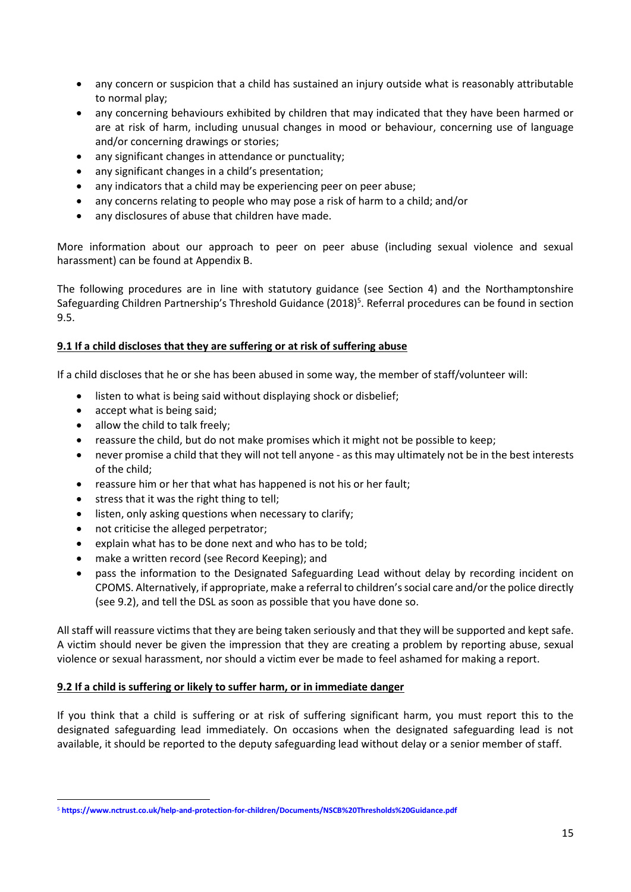- any concern or suspicion that a child has sustained an injury outside what is reasonably attributable to normal play;
- any concerning behaviours exhibited by children that may indicated that they have been harmed or are at risk of harm, including unusual changes in mood or behaviour, concerning use of language and/or concerning drawings or stories;
- any significant changes in attendance or punctuality;
- any significant changes in a child's presentation;
- any indicators that a child may be experiencing peer on peer abuse;
- any concerns relating to people who may pose a risk of harm to a child; and/or
- any disclosures of abuse that children have made.

More information about our approach to peer on peer abuse (including sexual violence and sexual harassment) can be found at Appendix B.

The following procedures are in line with statutory guidance (see Section 4) and the Northamptonshire Safeguarding Children Partnership's Threshold Guidance (2018)[5]. Referral procedures can be found in section 9.5.

## 9.1 If a child discloses that they are suffering or at risk of suffering abuse

If a child discloses that he or she has been abused in some way, the member of staff/volunteer will:

- listen to what is being said without displaying shock or disbelief;
- accept what is being said;
- allow the child to talk freely;
- reassure the child, but do not make promises which it might not be possible to keep;
- never promise a child that they will not tell anyone - as this may ultimately not be in the best interests of the child;
- reassure him or her that what has happened is not his or her fault;
- stress that it was the right thing to tell;
- listen, only asking questions when necessary to clarify;
- not criticise the alleged perpetrator;
- explain what has to be done next and who has to be told;
- make a written record (see Record Keeping); and
- pass the information to the Designated Safeguarding Lead without delay by recording incident on CPOMS. Alternatively, if appropriate, make a referral to children's social care and/or the police directly (see 9.2), and tell the DSL as soon as possible that you have done so.

All staff will reassure victims that they are being taken seriously and that they will be supported and kept safe. A victim should never be given the impression that they are creating a problem by reporting abuse, sexual violence or sexual harassment, nor should a victim ever be made to feel ashamed for making a report.

## 9.2 If a child is suffering or likely to suffer harm, or in immediate danger

If you think that a child is suffering or at risk of suffering significant harm, you must report this to the designated safeguarding lead immediately. On occasions when the designated safeguarding lead is not available, it should be reported to the deputy safeguarding lead without delay or a senior member of staff.

[5] https://www.nctrust.co.uk/help-and-protection-for-children/Documents/NSCB%20Thresholds%20Guidance.pdf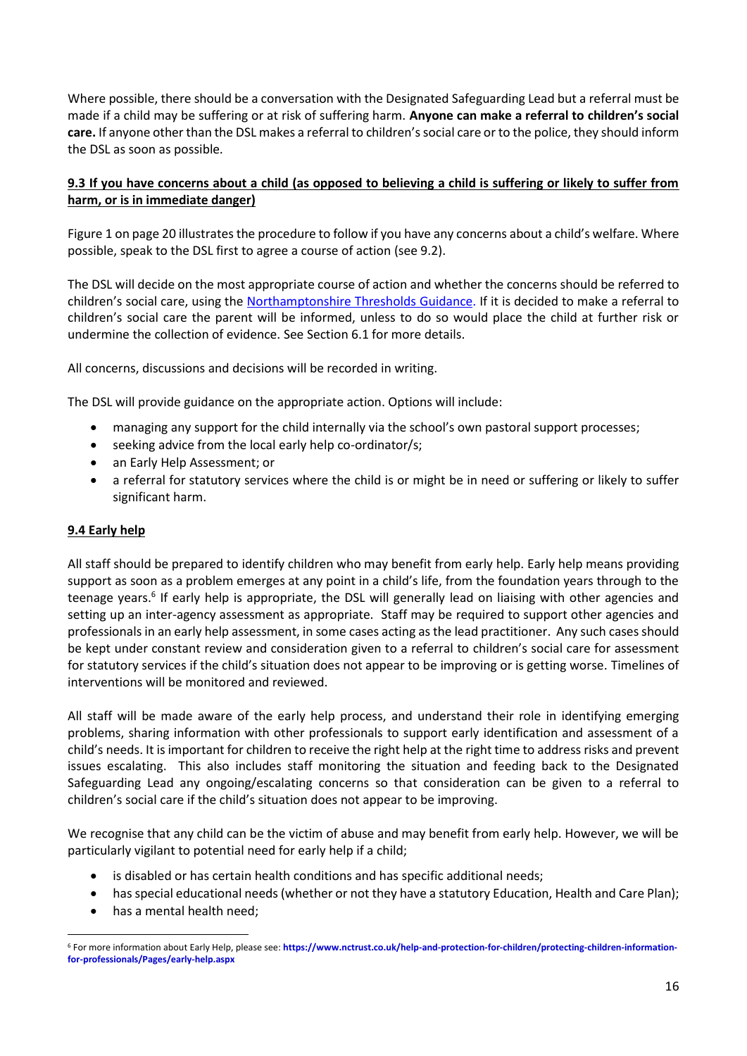Where possible, there should be a conversation with the Designated Safeguarding Lead but a referral must be made if a child may be suffering or at risk of suffering harm. **Anyone can make a referral to children's social care.** If anyone other than the DSL makes a referral to children's social care or to the police, they should inform the DSL as soon as possible.

### 9.3 If you have concerns about a child (as opposed to believing a child is suffering or likely to suffer from harm, or is in immediate danger)

Figure 1 on page 20 illustrates the procedure to follow if you have any concerns about a child's welfare. Where possible, speak to the DSL first to agree a course of action (see 9.2).

The DSL will decide on the most appropriate course of action and whether the concerns should be referred to children's social care, using the Northamptonshire Thresholds Guidance. If it is decided to make a referral to children's social care the parent will be informed, unless to do so would place the child at further risk or undermine the collection of evidence. See Section 6.1 for more details.

All concerns, discussions and decisions will be recorded in writing.

The DSL will provide guidance on the appropriate action. Options will include:

- managing any support for the child internally via the school's own pastoral support processes;
- seeking advice from the local early help co-ordinator/s;
- an Early Help Assessment; or
- a referral for statutory services where the child is or might be in need or suffering or likely to suffer significant harm.

### 9.4 Early help

All staff should be prepared to identify children who may benefit from early help. Early help means providing support as soon as a problem emerges at any point in a child's life, from the foundation years through to the teenage years.[6] If early help is appropriate, the DSL will generally lead on liaising with other agencies and setting up an inter-agency assessment as appropriate. Staff may be required to support other agencies and professionals in an early help assessment, in some cases acting as the lead practitioner. Any such cases should be kept under constant review and consideration given to a referral to children's social care for assessment for statutory services if the child's situation does not appear to be improving or is getting worse. Timelines of interventions will be monitored and reviewed.

All staff will be made aware of the early help process, and understand their role in identifying emerging problems, sharing information with other professionals to support early identification and assessment of a child's needs. It is important for children to receive the right help at the right time to address risks and prevent issues escalating. This also includes staff monitoring the situation and feeding back to the Designated Safeguarding Lead any ongoing/escalating concerns so that consideration can be given to a referral to children's social care if the child's situation does not appear to be improving.

We recognise that any child can be the victim of abuse and may benefit from early help. However, we will be particularly vigilant to potential need for early help if a child;

- is disabled or has certain health conditions and has specific additional needs;
- has special educational needs (whether or not they have a statutory Education, Health and Care Plan);
- has a mental health need;

---

[6] For more information about Early Help, please see: **https://www.nctrust.co.uk/help-and-protection-for-children/protecting-children-information-for-professionals/Pages/early-help.aspx**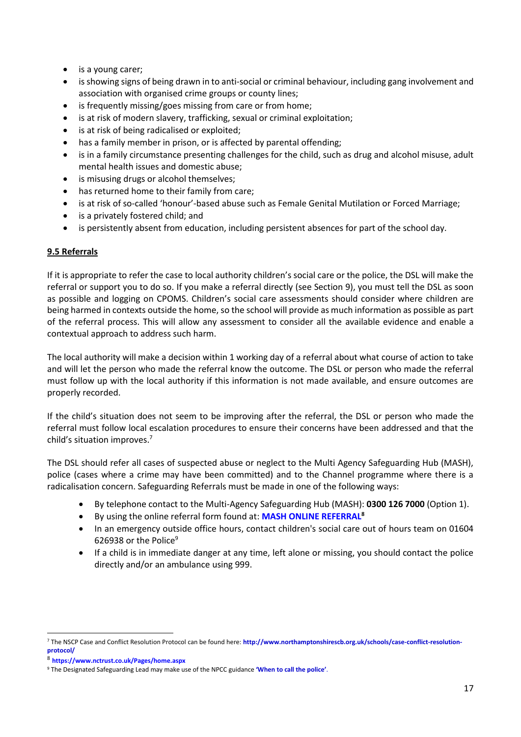- is a young carer;
- is showing signs of being drawn in to anti-social or criminal behaviour, including gang involvement and association with organised crime groups or county lines;
- is frequently missing/goes missing from care or from home;
- is at risk of modern slavery, trafficking, sexual or criminal exploitation;
- is at risk of being radicalised or exploited;
- has a family member in prison, or is affected by parental offending;
- is in a family circumstance presenting challenges for the child, such as drug and alcohol misuse, adult mental health issues and domestic abuse;
- is misusing drugs or alcohol themselves;
- has returned home to their family from care;
- is at risk of so-called 'honour'-based abuse such as Female Genital Mutilation or Forced Marriage;
- is a privately fostered child; and
- is persistently absent from education, including persistent absences for part of the school day.

## 9.5 Referrals

If it is appropriate to refer the case to local authority children's social care or the police, the DSL will make the referral or support you to do so. If you make a referral directly (see Section 9), you must tell the DSL as soon as possible and logging on CPOMS. Children's social care assessments should consider where children are being harmed in contexts outside the home, so the school will provide as much information as possible as part of the referral process. This will allow any assessment to consider all the available evidence and enable a contextual approach to address such harm.

The local authority will make a decision within 1 working day of a referral about what course of action to take and will let the person who made the referral know the outcome. The DSL or person who made the referral must follow up with the local authority if this information is not made available, and ensure outcomes are properly recorded.

If the child's situation does not seem to be improving after the referral, the DSL or person who made the referral must follow local escalation procedures to ensure their concerns have been addressed and that the child's situation improves.[7]

The DSL should refer all cases of suspected abuse or neglect to the Multi Agency Safeguarding Hub (MASH), police (cases where a crime may have been committed) and to the Channel programme where there is a radicalisation concern. Safeguarding Referrals must be made in one of the following ways:

- By telephone contact to the Multi-Agency Safeguarding Hub (MASH): **0300 126 7000** (Option 1).
- By using the online referral form found at: **MASH ONLINE REFERRAL**[8]
- In an emergency outside office hours, contact children's social care out of hours team on 01604 626938 or the Police[9]
- If a child is in immediate danger at any time, left alone or missing, you should contact the police directly and/or an ambulance using 999.

---

[7] The NSCP Case and Conflict Resolution Protocol can be found here: **http://www.northamptonshirescb.org.uk/schools/case-conflict-resolution-protocol/**

[8] **https://www.nctrust.co.uk/Pages/home.aspx**

[9] The Designated Safeguarding Lead may make use of the NPCC guidance **'When to call the police'**.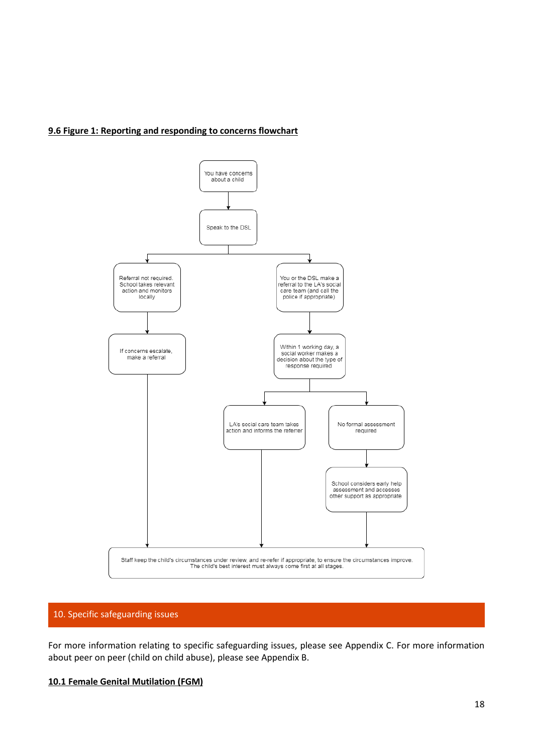**9.6 Figure 1: Reporting and responding to concerns flowchart**

You have concerns about a child

Speak to the DSL

Referral not required. School takes relevant action and monitors locally

If concerns escalate, make a referral

You or the DSL make a referral to the LA's social care team (and call the police if appropriate)

Within 1 working day, a social worker makes a decision about the type of response required

LA's social care team takes action and informs the referrer

No formal assessment required

School considers early help assessment and accesses other support as appropriate

Staff keep the child's circumstances under review, and re-refer if appropriate, to ensure the circumstances improve. The child's best interest must always come first at all stages.

## 10. Specific safeguarding issues

For more information relating to specific safeguarding issues, please see Appendix C. For more information about peer on peer (child on child abuse), please see Appendix B.

**10.1 Female Genital Mutilation (FGM)**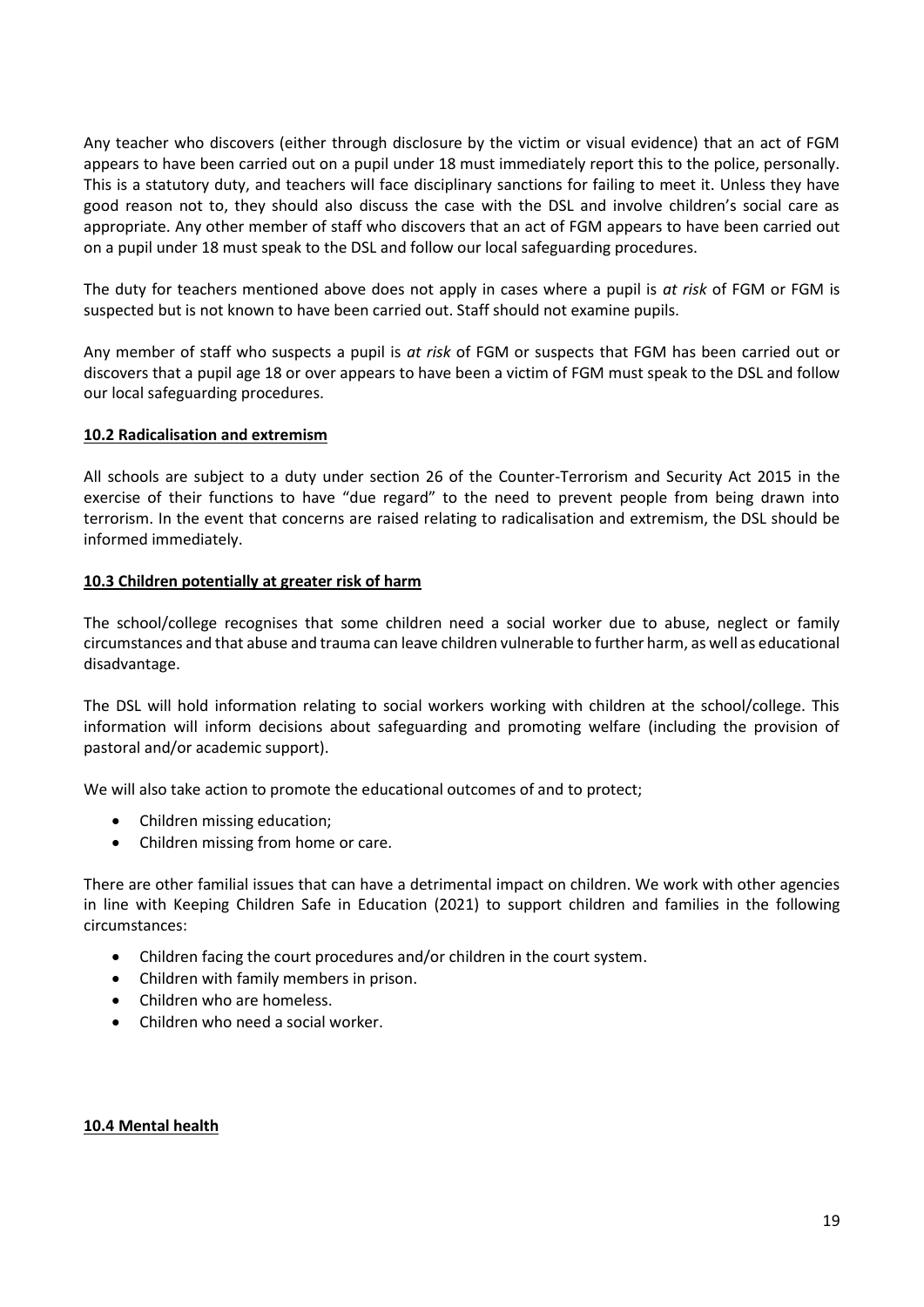Any teacher who discovers (either through disclosure by the victim or visual evidence) that an act of FGM appears to have been carried out on a pupil under 18 must immediately report this to the police, personally. This is a statutory duty, and teachers will face disciplinary sanctions for failing to meet it. Unless they have good reason not to, they should also discuss the case with the DSL and involve children's social care as appropriate. Any other member of staff who discovers that an act of FGM appears to have been carried out on a pupil under 18 must speak to the DSL and follow our local safeguarding procedures.

The duty for teachers mentioned above does not apply in cases where a pupil is *at risk* of FGM or FGM is suspected but is not known to have been carried out. Staff should not examine pupils.

Any member of staff who suspects a pupil is *at risk* of FGM or suspects that FGM has been carried out or discovers that a pupil age 18 or over appears to have been a victim of FGM must speak to the DSL and follow our local safeguarding procedures.

### 10.2 Radicalisation and extremism

All schools are subject to a duty under section 26 of the Counter-Terrorism and Security Act 2015 in the exercise of their functions to have "due regard" to the need to prevent people from being drawn into terrorism. In the event that concerns are raised relating to radicalisation and extremism, the DSL should be informed immediately.

### 10.3 Children potentially at greater risk of harm

The school/college recognises that some children need a social worker due to abuse, neglect or family circumstances and that abuse and trauma can leave children vulnerable to further harm, as well as educational disadvantage.

The DSL will hold information relating to social workers working with children at the school/college. This information will inform decisions about safeguarding and promoting welfare (including the provision of pastoral and/or academic support).

We will also take action to promote the educational outcomes of and to protect;

- Children missing education;
- Children missing from home or care.

There are other familial issues that can have a detrimental impact on children. We work with other agencies in line with Keeping Children Safe in Education (2021) to support children and families in the following circumstances:

- Children facing the court procedures and/or children in the court system.
- Children with family members in prison.
- Children who are homeless.
- Children who need a social worker.

### 10.4 Mental health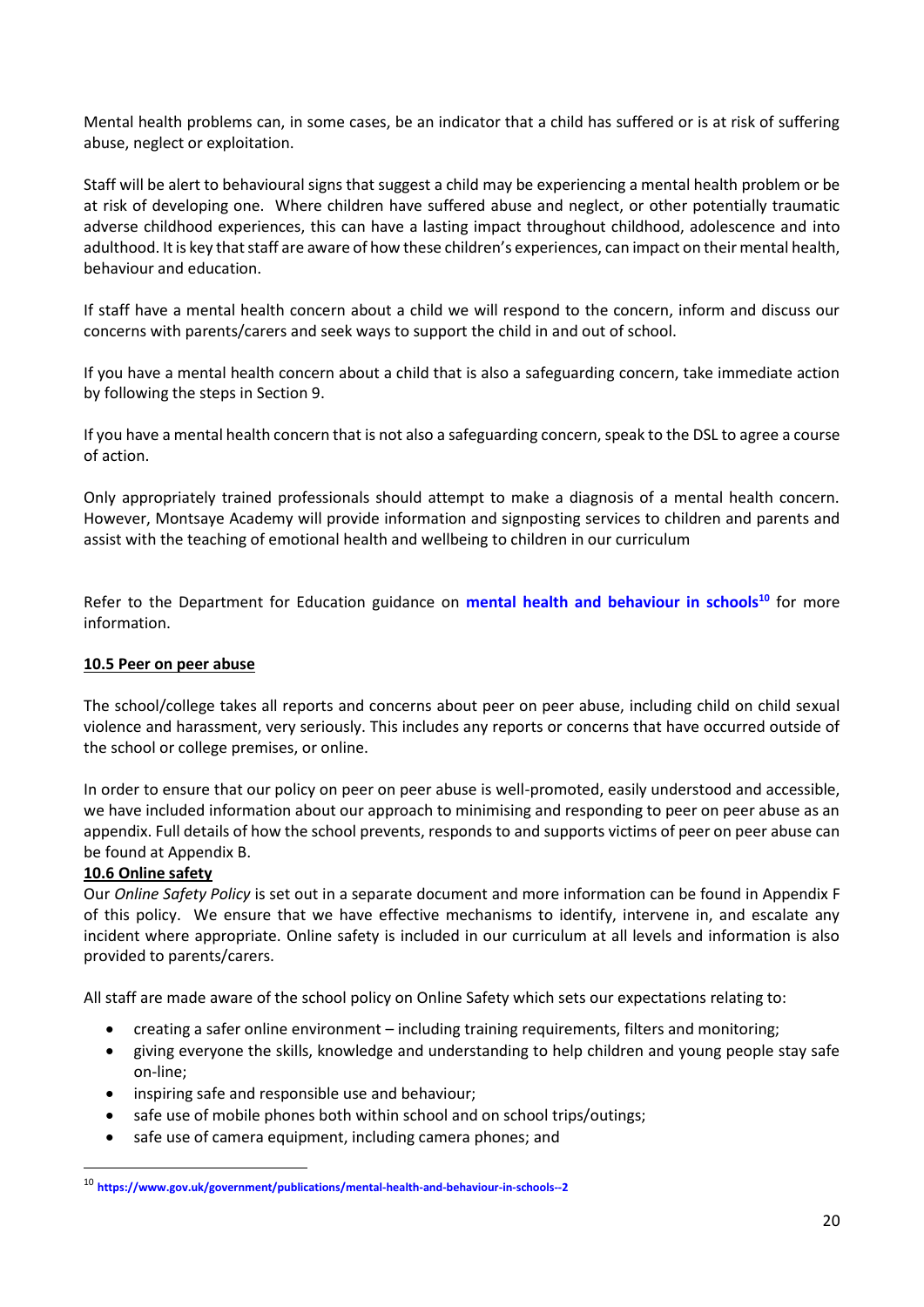Mental health problems can, in some cases, be an indicator that a child has suffered or is at risk of suffering abuse, neglect or exploitation.

Staff will be alert to behavioural signs that suggest a child may be experiencing a mental health problem or be at risk of developing one. Where children have suffered abuse and neglect, or other potentially traumatic adverse childhood experiences, this can have a lasting impact throughout childhood, adolescence and into adulthood. It is key that staff are aware of how these children's experiences, can impact on their mental health, behaviour and education.

If staff have a mental health concern about a child we will respond to the concern, inform and discuss our concerns with parents/carers and seek ways to support the child in and out of school.

If you have a mental health concern about a child that is also a safeguarding concern, take immediate action by following the steps in Section 9.

If you have a mental health concern that is not also a safeguarding concern, speak to the DSL to agree a course of action.

Only appropriately trained professionals should attempt to make a diagnosis of a mental health concern. However, Montsaye Academy will provide information and signposting services to children and parents and assist with the teaching of emotional health and wellbeing to children in our curriculum

Refer to the Department for Education guidance on **mental health and behaviour in schools**[10] for more information.

### 10.5 Peer on peer abuse

The school/college takes all reports and concerns about peer on peer abuse, including child on child sexual violence and harassment, very seriously. This includes any reports or concerns that have occurred outside of the school or college premises, or online.

In order to ensure that our policy on peer on peer abuse is well-promoted, easily understood and accessible, we have included information about our approach to minimising and responding to peer on peer abuse as an appendix. Full details of how the school prevents, responds to and supports victims of peer on peer abuse can be found at Appendix B.

### 10.6 Online safety

Our *Online Safety Policy* is set out in a separate document and more information can be found in Appendix F of this policy. We ensure that we have effective mechanisms to identify, intervene in, and escalate any incident where appropriate. Online safety is included in our curriculum at all levels and information is also provided to parents/carers.

All staff are made aware of the school policy on Online Safety which sets our expectations relating to:

- creating a safer online environment – including training requirements, filters and monitoring;
- giving everyone the skills, knowledge and understanding to help children and young people stay safe on-line;
- inspiring safe and responsible use and behaviour;
- safe use of mobile phones both within school and on school trips/outings;
- safe use of camera equipment, including camera phones; and

---

[10] https://www.gov.uk/government/publications/mental-health-and-behaviour-in-schools--2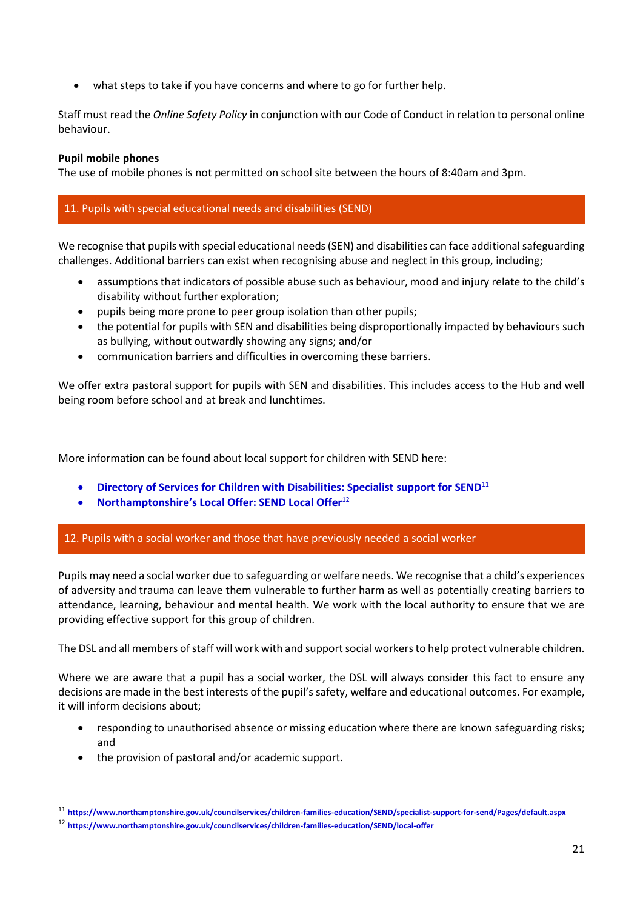- what steps to take if you have concerns and where to go for further help.

Staff must read the *Online Safety Policy* in conjunction with our Code of Conduct in relation to personal online behaviour.

**Pupil mobile phones**
The use of mobile phones is not permitted on school site between the hours of 8:40am and 3pm.

## 11. Pupils with special educational needs and disabilities (SEND)

We recognise that pupils with special educational needs (SEN) and disabilities can face additional safeguarding challenges. Additional barriers can exist when recognising abuse and neglect in this group, including;

- assumptions that indicators of possible abuse such as behaviour, mood and injury relate to the child's disability without further exploration;
- pupils being more prone to peer group isolation than other pupils;
- the potential for pupils with SEN and disabilities being disproportionally impacted by behaviours such as bullying, without outwardly showing any signs; and/or
- communication barriers and difficulties in overcoming these barriers.

We offer extra pastoral support for pupils with SEN and disabilities. This includes access to the Hub and well being room before school and at break and lunchtimes.

More information can be found about local support for children with SEND here:

- **Directory of Services for Children with Disabilities: Specialist support for SEND**[11]
- **Northamptonshire's Local Offer: SEND Local Offer**[12]

## 12. Pupils with a social worker and those that have previously needed a social worker

Pupils may need a social worker due to safeguarding or welfare needs. We recognise that a child's experiences of adversity and trauma can leave them vulnerable to further harm as well as potentially creating barriers to attendance, learning, behaviour and mental health. We work with the local authority to ensure that we are providing effective support for this group of children.

The DSL and all members of staff will work with and support social workers to help protect vulnerable children.

Where we are aware that a pupil has a social worker, the DSL will always consider this fact to ensure any decisions are made in the best interests of the pupil's safety, welfare and educational outcomes. For example, it will inform decisions about;

- responding to unauthorised absence or missing education where there are known safeguarding risks; and
- the provision of pastoral and/or academic support.

---

[11] https://www.northamptonshire.gov.uk/councilservices/children-families-education/SEND/specialist-support-for-send/Pages/default.aspx

[12] https://www.northamptonshire.gov.uk/councilservices/children-families-education/SEND/local-offer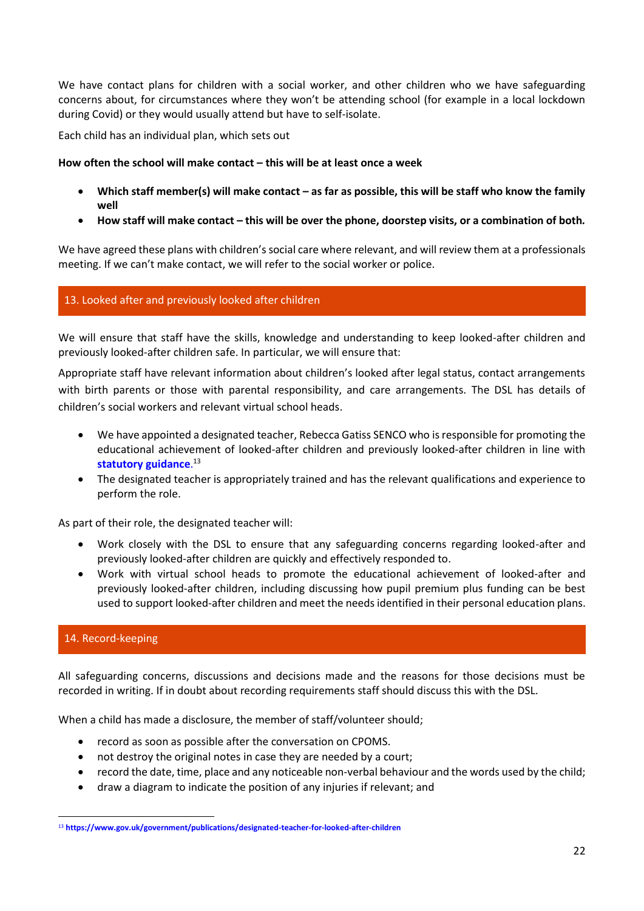We have contact plans for children with a social worker, and other children who we have safeguarding concerns about, for circumstances where they won't be attending school (for example in a local lockdown during Covid) or they would usually attend but have to self-isolate.

Each child has an individual plan, which sets out

**How often the school will make contact – this will be at least once a week**

- **Which staff member(s) will make contact – as far as possible, this will be staff who know the family well**
- **How staff will make contact – this will be over the phone, doorstep visits, or a combination of both.**

We have agreed these plans with children's social care where relevant, and will review them at a professionals meeting. If we can't make contact, we will refer to the social worker or police.

## 13. Looked after and previously looked after children

We will ensure that staff have the skills, knowledge and understanding to keep looked-after children and previously looked-after children safe. In particular, we will ensure that:

Appropriate staff have relevant information about children's looked after legal status, contact arrangements with birth parents or those with parental responsibility, and care arrangements. The DSL has details of children's social workers and relevant virtual school heads.

- We have appointed a designated teacher, Rebecca Gatiss SENCO who is responsible for promoting the educational achievement of looked-after children and previously looked-after children in line with **statutory guidance**.[13]
- The designated teacher is appropriately trained and has the relevant qualifications and experience to perform the role.

As part of their role, the designated teacher will:

- Work closely with the DSL to ensure that any safeguarding concerns regarding looked-after and previously looked-after children are quickly and effectively responded to.
- Work with virtual school heads to promote the educational achievement of looked-after and previously looked-after children, including discussing how pupil premium plus funding can be best used to support looked-after children and meet the needs identified in their personal education plans.

## 14. Record-keeping

All safeguarding concerns, discussions and decisions made and the reasons for those decisions must be recorded in writing. If in doubt about recording requirements staff should discuss this with the DSL.

When a child has made a disclosure, the member of staff/volunteer should;

- record as soon as possible after the conversation on CPOMS.
- not destroy the original notes in case they are needed by a court;
- record the date, time, place and any noticeable non-verbal behaviour and the words used by the child;
- draw a diagram to indicate the position of any injuries if relevant; and

[13] **https://www.gov.uk/government/publications/designated-teacher-for-looked-after-children**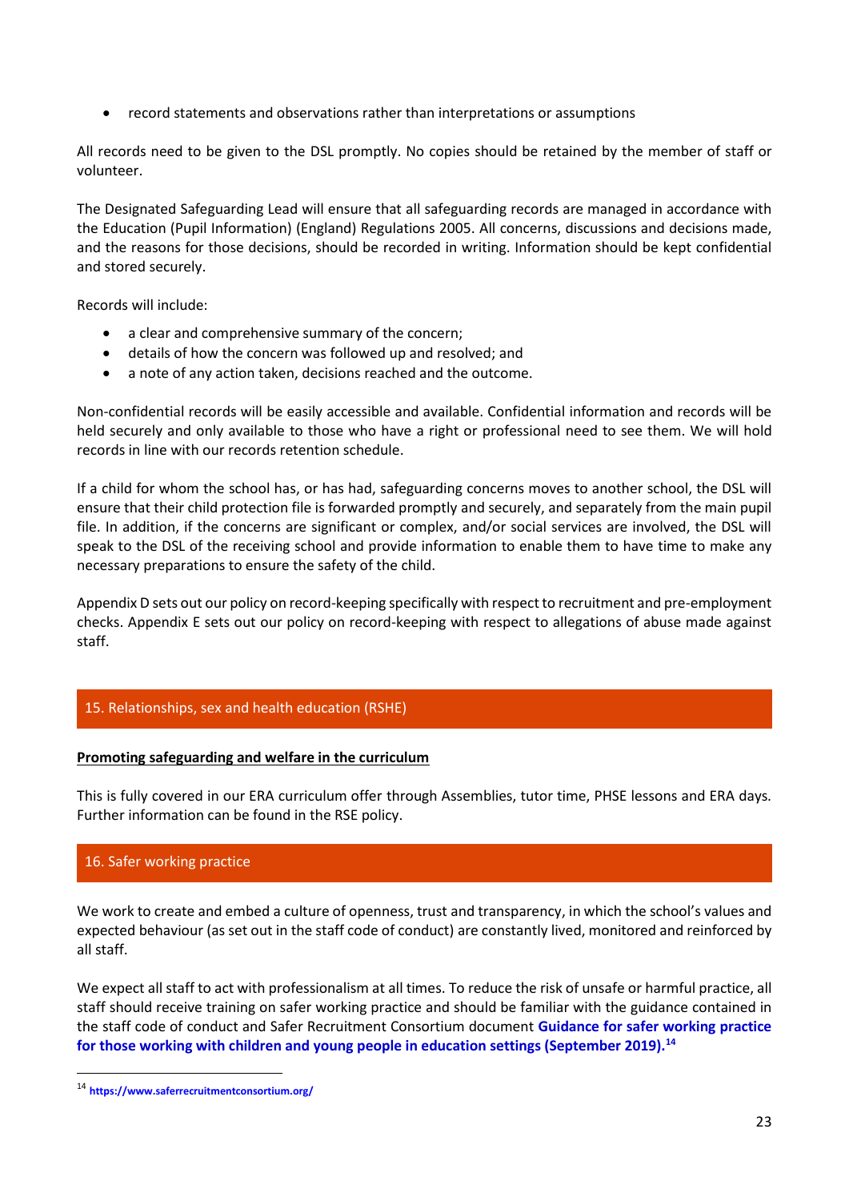- record statements and observations rather than interpretations or assumptions

All records need to be given to the DSL promptly. No copies should be retained by the member of staff or volunteer.

The Designated Safeguarding Lead will ensure that all safeguarding records are managed in accordance with the Education (Pupil Information) (England) Regulations 2005. All concerns, discussions and decisions made, and the reasons for those decisions, should be recorded in writing. Information should be kept confidential and stored securely.

Records will include:

- a clear and comprehensive summary of the concern;
- details of how the concern was followed up and resolved; and
- a note of any action taken, decisions reached and the outcome.

Non-confidential records will be easily accessible and available. Confidential information and records will be held securely and only available to those who have a right or professional need to see them. We will hold records in line with our records retention schedule.

If a child for whom the school has, or has had, safeguarding concerns moves to another school, the DSL will ensure that their child protection file is forwarded promptly and securely, and separately from the main pupil file. In addition, if the concerns are significant or complex, and/or social services are involved, the DSL will speak to the DSL of the receiving school and provide information to enable them to have time to make any necessary preparations to ensure the safety of the child.

Appendix D sets out our policy on record-keeping specifically with respect to recruitment and pre-employment checks. Appendix E sets out our policy on record-keeping with respect to allegations of abuse made against staff.

## 15. Relationships, sex and health education (RSHE)

**Promoting safeguarding and welfare in the curriculum**

This is fully covered in our ERA curriculum offer through Assemblies, tutor time, PHSE lessons and ERA days. Further information can be found in the RSE policy.

## 16. Safer working practice

We work to create and embed a culture of openness, trust and transparency, in which the school's values and expected behaviour (as set out in the staff code of conduct) are constantly lived, monitored and reinforced by all staff.

We expect all staff to act with professionalism at all times. To reduce the risk of unsafe or harmful practice, all staff should receive training on safer working practice and should be familiar with the guidance contained in the staff code of conduct and Safer Recruitment Consortium document **Guidance for safer working practice for those working with children and young people in education settings (September 2019).**[14]

[14] https://www.saferrecruitmentconsortium.org/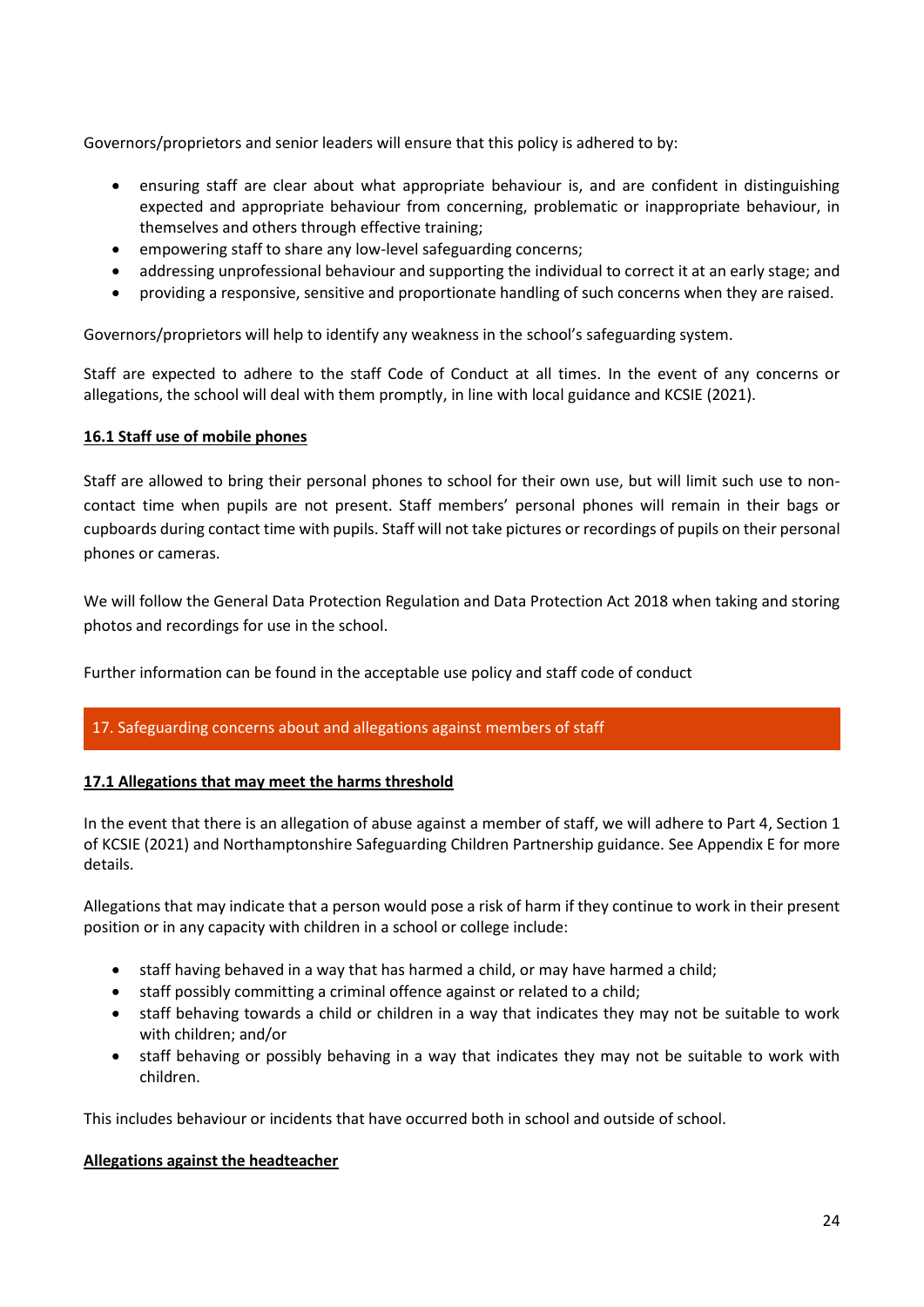Governors/proprietors and senior leaders will ensure that this policy is adhered to by:

- ensuring staff are clear about what appropriate behaviour is, and are confident in distinguishing expected and appropriate behaviour from concerning, problematic or inappropriate behaviour, in themselves and others through effective training;
- empowering staff to share any low-level safeguarding concerns;
- addressing unprofessional behaviour and supporting the individual to correct it at an early stage; and
- providing a responsive, sensitive and proportionate handling of such concerns when they are raised.

Governors/proprietors will help to identify any weakness in the school's safeguarding system.

Staff are expected to adhere to the staff Code of Conduct at all times. In the event of any concerns or allegations, the school will deal with them promptly, in line with local guidance and KCSIE (2021).

### 16.1 Staff use of mobile phones

Staff are allowed to bring their personal phones to school for their own use, but will limit such use to non-contact time when pupils are not present. Staff members' personal phones will remain in their bags or cupboards during contact time with pupils. Staff will not take pictures or recordings of pupils on their personal phones or cameras.

We will follow the General Data Protection Regulation and Data Protection Act 2018 when taking and storing photos and recordings for use in the school.

Further information can be found in the acceptable use policy and staff code of conduct

## 17. Safeguarding concerns about and allegations against members of staff

### 17.1 Allegations that may meet the harms threshold

In the event that there is an allegation of abuse against a member of staff, we will adhere to Part 4, Section 1 of KCSIE (2021) and Northamptonshire Safeguarding Children Partnership guidance. See Appendix E for more details.

Allegations that may indicate that a person would pose a risk of harm if they continue to work in their present position or in any capacity with children in a school or college include:

- staff having behaved in a way that has harmed a child, or may have harmed a child;
- staff possibly committing a criminal offence against or related to a child;
- staff behaving towards a child or children in a way that indicates they may not be suitable to work with children; and/or
- staff behaving or possibly behaving in a way that indicates they may not be suitable to work with children.

This includes behaviour or incidents that have occurred both in school and outside of school.

**Allegations against the headteacher**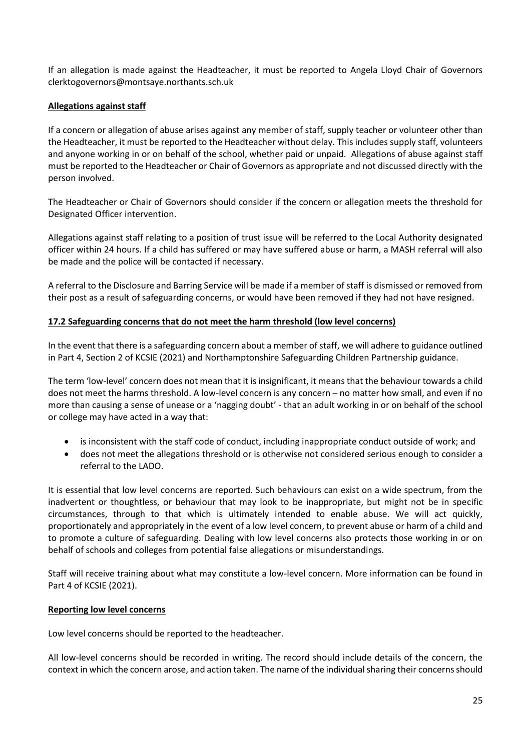If an allegation is made against the Headteacher, it must be reported to Angela Lloyd Chair of Governors clerktogovernors@montsaye.northants.sch.uk

**Allegations against staff**

If a concern or allegation of abuse arises against any member of staff, supply teacher or volunteer other than the Headteacher, it must be reported to the Headteacher without delay. This includes supply staff, volunteers and anyone working in or on behalf of the school, whether paid or unpaid. Allegations of abuse against staff must be reported to the Headteacher or Chair of Governors as appropriate and not discussed directly with the person involved.

The Headteacher or Chair of Governors should consider if the concern or allegation meets the threshold for Designated Officer intervention.

Allegations against staff relating to a position of trust issue will be referred to the Local Authority designated officer within 24 hours. If a child has suffered or may have suffered abuse or harm, a MASH referral will also be made and the police will be contacted if necessary.

A referral to the Disclosure and Barring Service will be made if a member of staff is dismissed or removed from their post as a result of safeguarding concerns, or would have been removed if they had not have resigned.

**17.2 Safeguarding concerns that do not meet the harm threshold (low level concerns)**

In the event that there is a safeguarding concern about a member of staff, we will adhere to guidance outlined in Part 4, Section 2 of KCSIE (2021) and Northamptonshire Safeguarding Children Partnership guidance.

The term 'low-level' concern does not mean that it is insignificant, it means that the behaviour towards a child does not meet the harms threshold. A low-level concern is any concern – no matter how small, and even if no more than causing a sense of unease or a 'nagging doubt' - that an adult working in or on behalf of the school or college may have acted in a way that:

- is inconsistent with the staff code of conduct, including inappropriate conduct outside of work; and
- does not meet the allegations threshold or is otherwise not considered serious enough to consider a referral to the LADO.

It is essential that low level concerns are reported. Such behaviours can exist on a wide spectrum, from the inadvertent or thoughtless, or behaviour that may look to be inappropriate, but might not be in specific circumstances, through to that which is ultimately intended to enable abuse. We will act quickly, proportionately and appropriately in the event of a low level concern, to prevent abuse or harm of a child and to promote a culture of safeguarding. Dealing with low level concerns also protects those working in or on behalf of schools and colleges from potential false allegations or misunderstandings.

Staff will receive training about what may constitute a low-level concern. More information can be found in Part 4 of KCSIE (2021).

**Reporting low level concerns**

Low level concerns should be reported to the headteacher.

All low-level concerns should be recorded in writing. The record should include details of the concern, the context in which the concern arose, and action taken. The name of the individual sharing their concerns should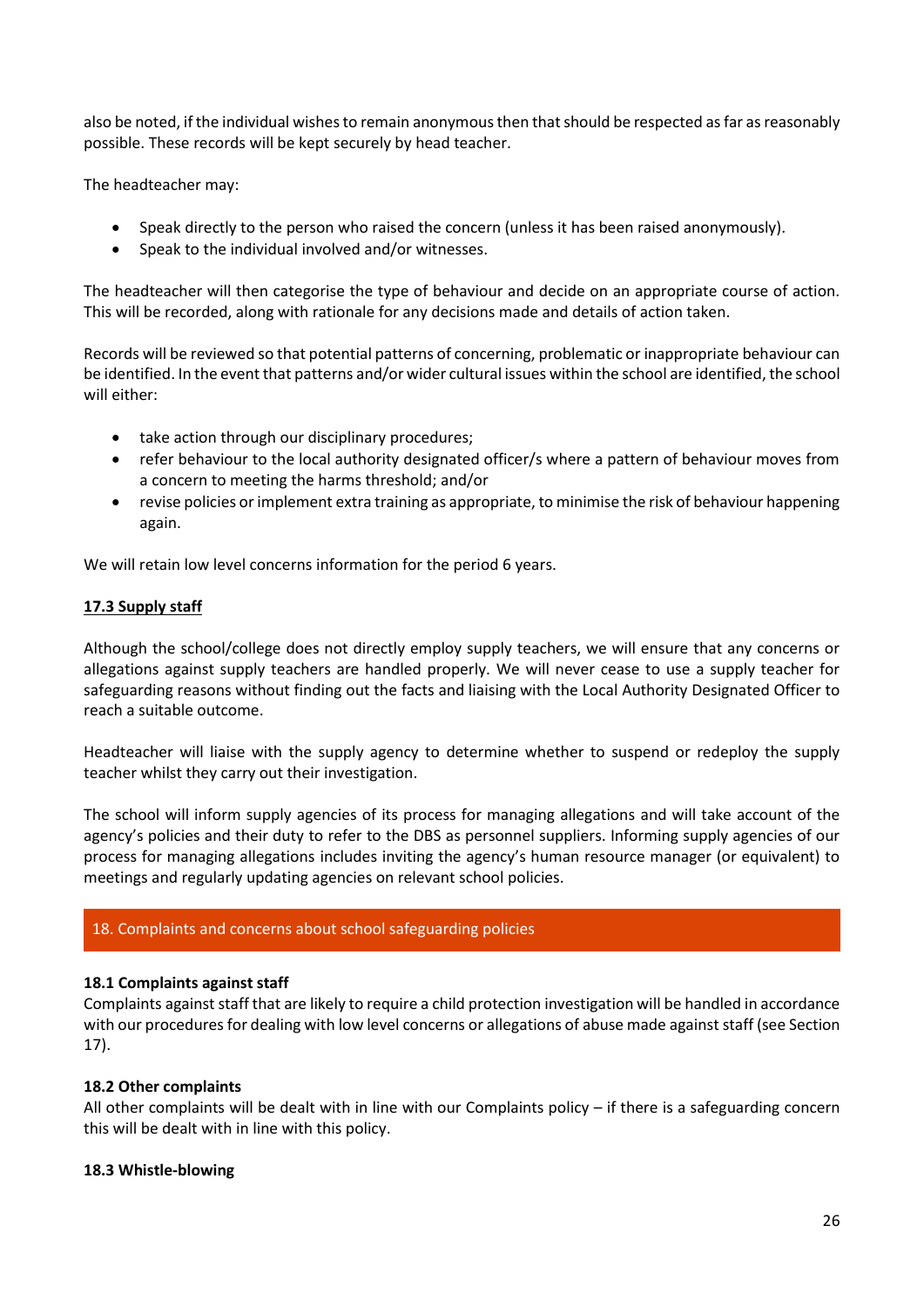also be noted, if the individual wishes to remain anonymous then that should be respected as far as reasonably possible. These records will be kept securely by head teacher.

The headteacher may:

- Speak directly to the person who raised the concern (unless it has been raised anonymously).
- Speak to the individual involved and/or witnesses.

The headteacher will then categorise the type of behaviour and decide on an appropriate course of action. This will be recorded, along with rationale for any decisions made and details of action taken.

Records will be reviewed so that potential patterns of concerning, problematic or inappropriate behaviour can be identified. In the event that patterns and/or wider cultural issues within the school are identified, the school will either:

- take action through our disciplinary procedures;
- refer behaviour to the local authority designated officer/s where a pattern of behaviour moves from a concern to meeting the harms threshold; and/or
- revise policies or implement extra training as appropriate, to minimise the risk of behaviour happening again.

We will retain low level concerns information for the period 6 years.

### 17.3 Supply staff

Although the school/college does not directly employ supply teachers, we will ensure that any concerns or allegations against supply teachers are handled properly. We will never cease to use a supply teacher for safeguarding reasons without finding out the facts and liaising with the Local Authority Designated Officer to reach a suitable outcome.

Headteacher will liaise with the supply agency to determine whether to suspend or redeploy the supply teacher whilst they carry out their investigation.

The school will inform supply agencies of its process for managing allegations and will take account of the agency's policies and their duty to refer to the DBS as personnel suppliers. Informing supply agencies of our process for managing allegations includes inviting the agency's human resource manager (or equivalent) to meetings and regularly updating agencies on relevant school policies.

## 18. Complaints and concerns about school safeguarding policies

### 18.1 Complaints against staff

Complaints against staff that are likely to require a child protection investigation will be handled in accordance with our procedures for dealing with low level concerns or allegations of abuse made against staff (see Section 17).

### 18.2 Other complaints

All other complaints will be dealt with in line with our Complaints policy – if there is a safeguarding concern this will be dealt with in line with this policy.

### 18.3 Whistle-blowing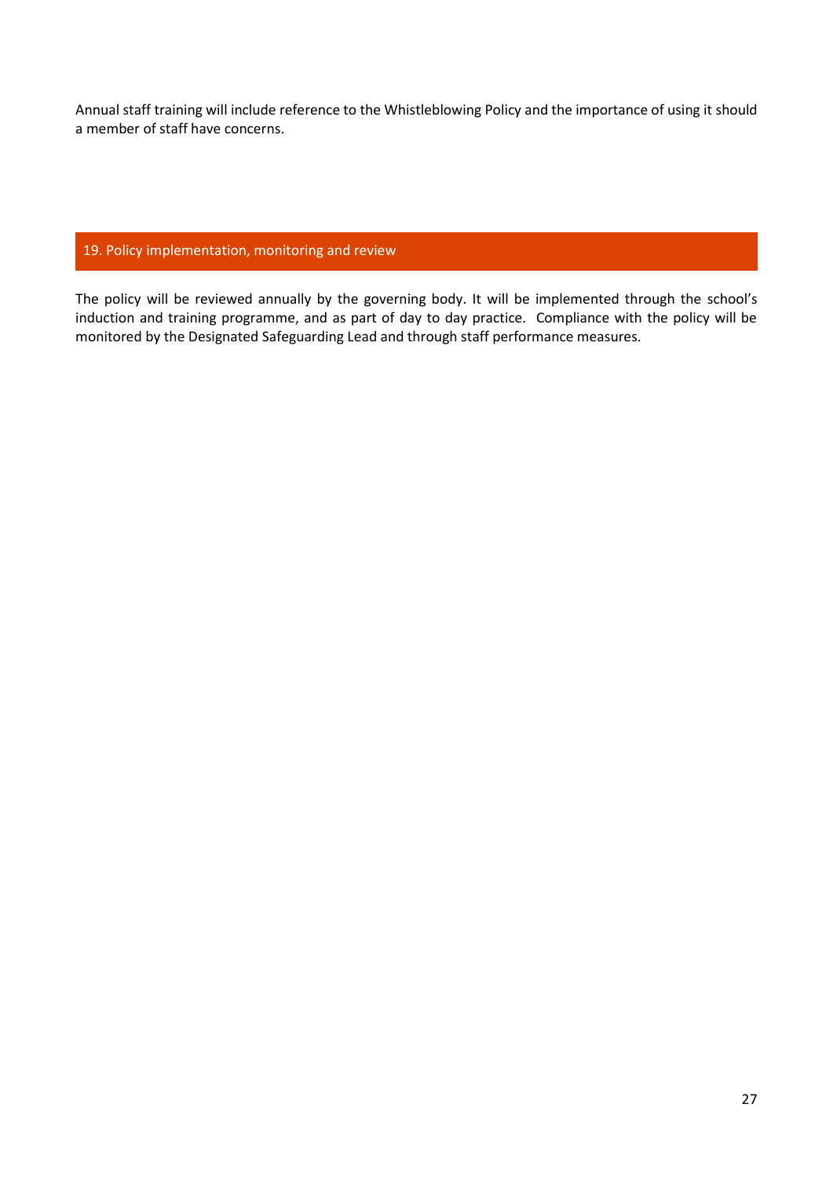Annual staff training will include reference to the Whistleblowing Policy and the importance of using it should a member of staff have concerns.

## 19. Policy implementation, monitoring and review

The policy will be reviewed annually by the governing body. It will be implemented through the school's induction and training programme, and as part of day to day practice. Compliance with the policy will be monitored by the Designated Safeguarding Lead and through staff performance measures.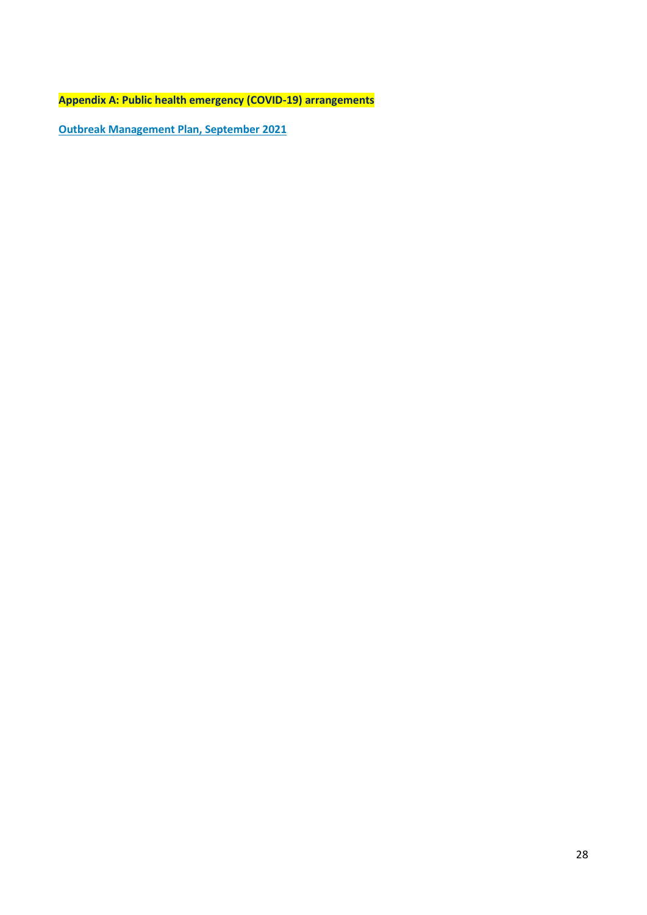**Appendix A: Public health emergency (COVID-19) arrangements**

**Outbreak Management Plan, September 2021**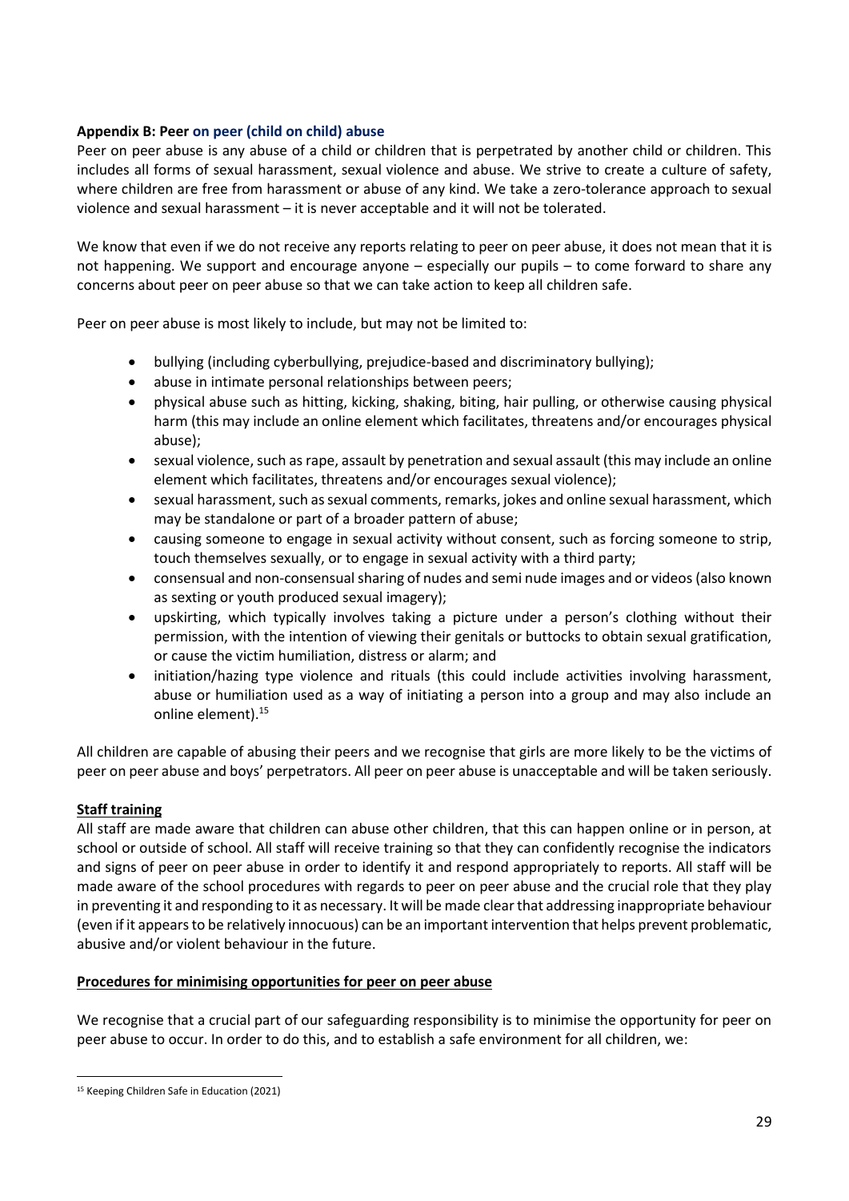**Appendix B: Peer on peer (child on child) abuse**

Peer on peer abuse is any abuse of a child or children that is perpetrated by another child or children. This includes all forms of sexual harassment, sexual violence and abuse. We strive to create a culture of safety, where children are free from harassment or abuse of any kind. We take a zero-tolerance approach to sexual violence and sexual harassment – it is never acceptable and it will not be tolerated.

We know that even if we do not receive any reports relating to peer on peer abuse, it does not mean that it is not happening. We support and encourage anyone – especially our pupils – to come forward to share any concerns about peer on peer abuse so that we can take action to keep all children safe.

Peer on peer abuse is most likely to include, but may not be limited to:

- bullying (including cyberbullying, prejudice-based and discriminatory bullying);
- abuse in intimate personal relationships between peers;
- physical abuse such as hitting, kicking, shaking, biting, hair pulling, or otherwise causing physical harm (this may include an online element which facilitates, threatens and/or encourages physical abuse);
- sexual violence, such as rape, assault by penetration and sexual assault (this may include an online element which facilitates, threatens and/or encourages sexual violence);
- sexual harassment, such as sexual comments, remarks, jokes and online sexual harassment, which may be standalone or part of a broader pattern of abuse;
- causing someone to engage in sexual activity without consent, such as forcing someone to strip, touch themselves sexually, or to engage in sexual activity with a third party;
- consensual and non-consensual sharing of nudes and semi nude images and or videos (also known as sexting or youth produced sexual imagery);
- upskirting, which typically involves taking a picture under a person's clothing without their permission, with the intention of viewing their genitals or buttocks to obtain sexual gratification, or cause the victim humiliation, distress or alarm; and
- initiation/hazing type violence and rituals (this could include activities involving harassment, abuse or humiliation used as a way of initiating a person into a group and may also include an online element).[15]

All children are capable of abusing their peers and we recognise that girls are more likely to be the victims of peer on peer abuse and boys' perpetrators. All peer on peer abuse is unacceptable and will be taken seriously.

**Staff training**

All staff are made aware that children can abuse other children, that this can happen online or in person, at school or outside of school. All staff will receive training so that they can confidently recognise the indicators and signs of peer on peer abuse in order to identify it and respond appropriately to reports. All staff will be made aware of the school procedures with regards to peer on peer abuse and the crucial role that they play in preventing it and responding to it as necessary. It will be made clear that addressing inappropriate behaviour (even if it appears to be relatively innocuous) can be an important intervention that helps prevent problematic, abusive and/or violent behaviour in the future.

**Procedures for minimising opportunities for peer on peer abuse**

We recognise that a crucial part of our safeguarding responsibility is to minimise the opportunity for peer on peer abuse to occur. In order to do this, and to establish a safe environment for all children, we:

[15] Keeping Children Safe in Education (2021)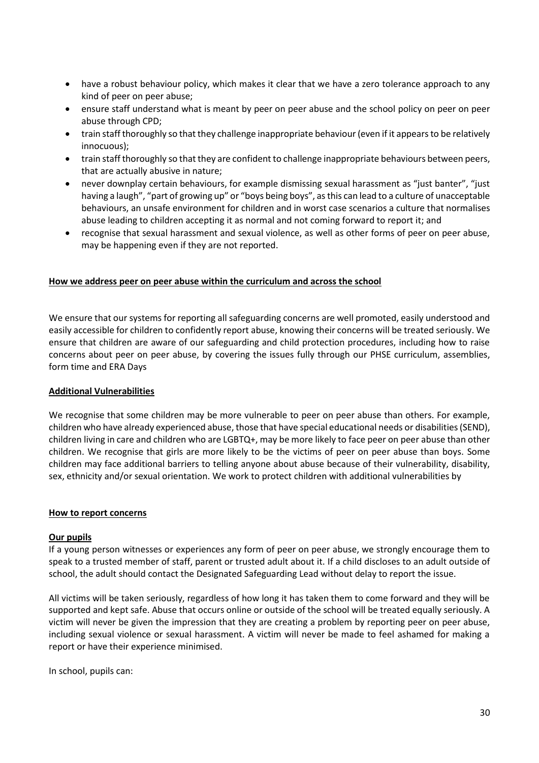- have a robust behaviour policy, which makes it clear that we have a zero tolerance approach to any kind of peer on peer abuse;
- ensure staff understand what is meant by peer on peer abuse and the school policy on peer on peer abuse through CPD;
- train staff thoroughly so that they challenge inappropriate behaviour (even if it appears to be relatively innocuous);
- train staff thoroughly so that they are confident to challenge inappropriate behaviours between peers, that are actually abusive in nature;
- never downplay certain behaviours, for example dismissing sexual harassment as "just banter", "just having a laugh", "part of growing up" or "boys being boys", as this can lead to a culture of unacceptable behaviours, an unsafe environment for children and in worst case scenarios a culture that normalises abuse leading to children accepting it as normal and not coming forward to report it; and
- recognise that sexual harassment and sexual violence, as well as other forms of peer on peer abuse, may be happening even if they are not reported.

**How we address peer on peer abuse within the curriculum and across the school**

We ensure that our systems for reporting all safeguarding concerns are well promoted, easily understood and easily accessible for children to confidently report abuse, knowing their concerns will be treated seriously. We ensure that children are aware of our safeguarding and child protection procedures, including how to raise concerns about peer on peer abuse, by covering the issues fully through our PHSE curriculum, assemblies, form time and ERA Days

**Additional Vulnerabilities**

We recognise that some children may be more vulnerable to peer on peer abuse than others. For example, children who have already experienced abuse, those that have special educational needs or disabilities (SEND), children living in care and children who are LGBTQ+, may be more likely to face peer on peer abuse than other children. We recognise that girls are more likely to be the victims of peer on peer abuse than boys. Some children may face additional barriers to telling anyone about abuse because of their vulnerability, disability, sex, ethnicity and/or sexual orientation. We work to protect children with additional vulnerabilities by

**How to report concerns**

**Our pupils**

If a young person witnesses or experiences any form of peer on peer abuse, we strongly encourage them to speak to a trusted member of staff, parent or trusted adult about it. If a child discloses to an adult outside of school, the adult should contact the Designated Safeguarding Lead without delay to report the issue.

All victims will be taken seriously, regardless of how long it has taken them to come forward and they will be supported and kept safe. Abuse that occurs online or outside of the school will be treated equally seriously. A victim will never be given the impression that they are creating a problem by reporting peer on peer abuse, including sexual violence or sexual harassment. A victim will never be made to feel ashamed for making a report or have their experience minimised.

In school, pupils can: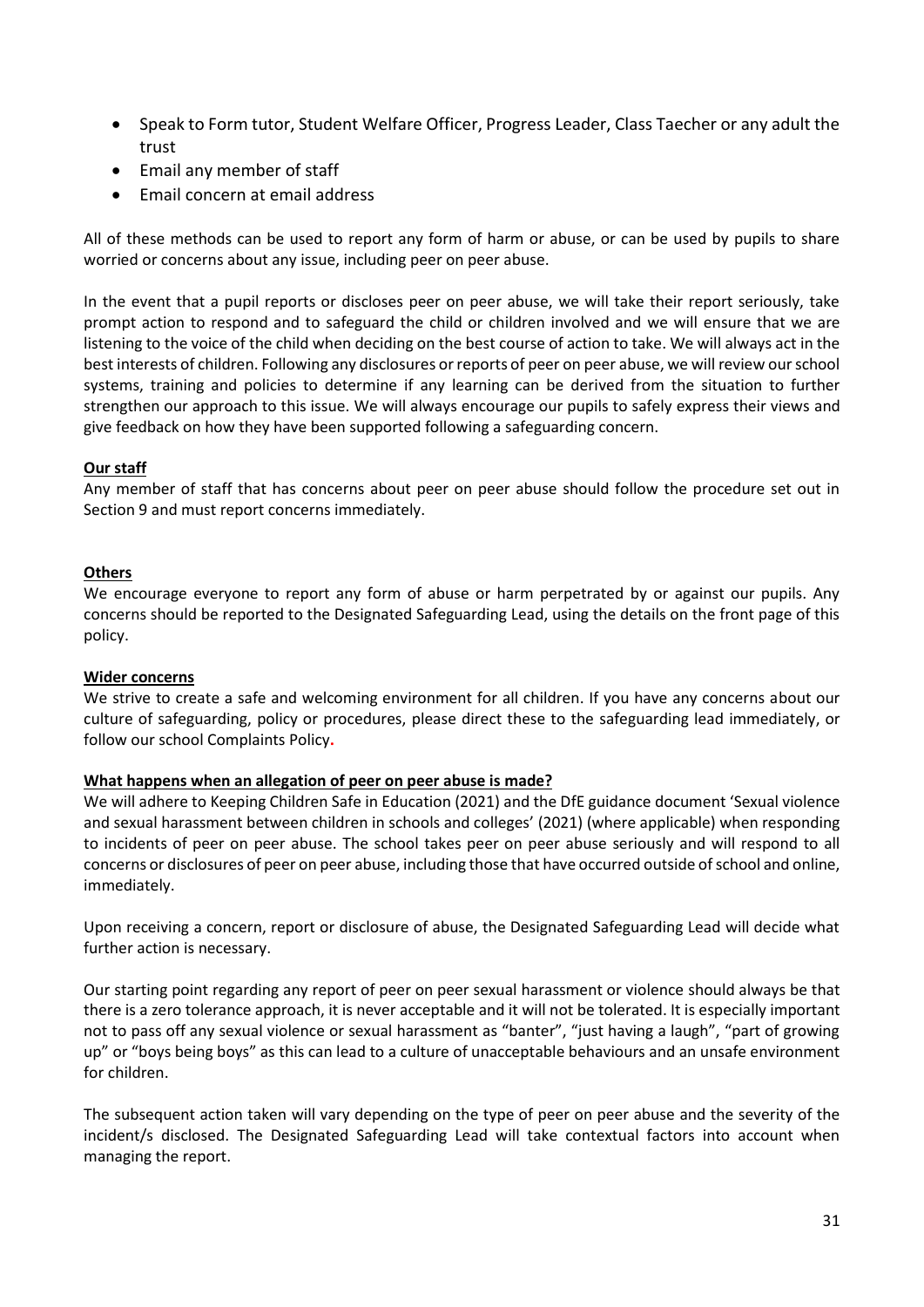- Speak to Form tutor, Student Welfare Officer, Progress Leader, Class Taecher or any adult the trust
- Email any member of staff
- Email concern at email address

All of these methods can be used to report any form of harm or abuse, or can be used by pupils to share worried or concerns about any issue, including peer on peer abuse.

In the event that a pupil reports or discloses peer on peer abuse, we will take their report seriously, take prompt action to respond and to safeguard the child or children involved and we will ensure that we are listening to the voice of the child when deciding on the best course of action to take. We will always act in the best interests of children. Following any disclosures or reports of peer on peer abuse, we will review our school systems, training and policies to determine if any learning can be derived from the situation to further strengthen our approach to this issue. We will always encourage our pupils to safely express their views and give feedback on how they have been supported following a safeguarding concern.

**Our staff**

Any member of staff that has concerns about peer on peer abuse should follow the procedure set out in Section 9 and must report concerns immediately.

**Others**

We encourage everyone to report any form of abuse or harm perpetrated by or against our pupils. Any concerns should be reported to the Designated Safeguarding Lead, using the details on the front page of this policy.

**Wider concerns**

We strive to create a safe and welcoming environment for all children. If you have any concerns about our culture of safeguarding, policy or procedures, please direct these to the safeguarding lead immediately, or follow our school Complaints Policy**.**

**What happens when an allegation of peer on peer abuse is made?**

We will adhere to Keeping Children Safe in Education (2021) and the DfE guidance document 'Sexual violence and sexual harassment between children in schools and colleges' (2021) (where applicable) when responding to incidents of peer on peer abuse. The school takes peer on peer abuse seriously and will respond to all concerns or disclosures of peer on peer abuse, including those that have occurred outside of school and online, immediately.

Upon receiving a concern, report or disclosure of abuse, the Designated Safeguarding Lead will decide what further action is necessary.

Our starting point regarding any report of peer on peer sexual harassment or violence should always be that there is a zero tolerance approach, it is never acceptable and it will not be tolerated. It is especially important not to pass off any sexual violence or sexual harassment as "banter", "just having a laugh", "part of growing up" or "boys being boys" as this can lead to a culture of unacceptable behaviours and an unsafe environment for children.

The subsequent action taken will vary depending on the type of peer on peer abuse and the severity of the incident/s disclosed. The Designated Safeguarding Lead will take contextual factors into account when managing the report.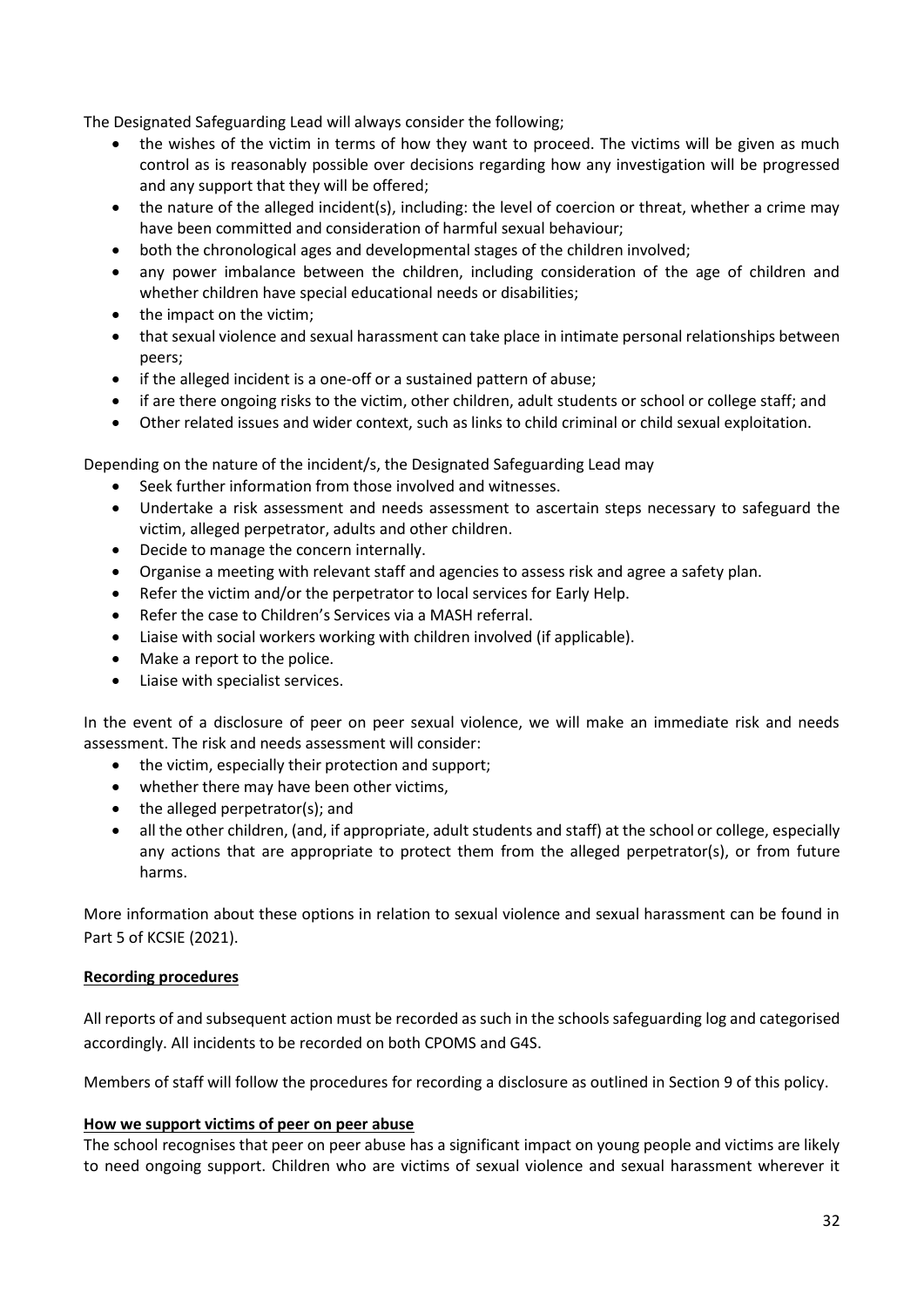The Designated Safeguarding Lead will always consider the following;

- the wishes of the victim in terms of how they want to proceed. The victims will be given as much control as is reasonably possible over decisions regarding how any investigation will be progressed and any support that they will be offered;
- the nature of the alleged incident(s), including: the level of coercion or threat, whether a crime may have been committed and consideration of harmful sexual behaviour;
- both the chronological ages and developmental stages of the children involved;
- any power imbalance between the children, including consideration of the age of children and whether children have special educational needs or disabilities;
- the impact on the victim;
- that sexual violence and sexual harassment can take place in intimate personal relationships between peers;
- if the alleged incident is a one-off or a sustained pattern of abuse;
- if are there ongoing risks to the victim, other children, adult students or school or college staff; and
- Other related issues and wider context, such as links to child criminal or child sexual exploitation.

Depending on the nature of the incident/s, the Designated Safeguarding Lead may

- Seek further information from those involved and witnesses.
- Undertake a risk assessment and needs assessment to ascertain steps necessary to safeguard the victim, alleged perpetrator, adults and other children.
- Decide to manage the concern internally.
- Organise a meeting with relevant staff and agencies to assess risk and agree a safety plan.
- Refer the victim and/or the perpetrator to local services for Early Help.
- Refer the case to Children's Services via a MASH referral.
- Liaise with social workers working with children involved (if applicable).
- Make a report to the police.
- Liaise with specialist services.

In the event of a disclosure of peer on peer sexual violence, we will make an immediate risk and needs assessment. The risk and needs assessment will consider:

- the victim, especially their protection and support;
- whether there may have been other victims,
- the alleged perpetrator(s); and
- all the other children, (and, if appropriate, adult students and staff) at the school or college, especially any actions that are appropriate to protect them from the alleged perpetrator(s), or from future harms.

More information about these options in relation to sexual violence and sexual harassment can be found in Part 5 of KCSIE (2021).

**Recording procedures**

All reports of and subsequent action must be recorded as such in the schools safeguarding log and categorised accordingly. All incidents to be recorded on both CPOMS and G4S.

Members of staff will follow the procedures for recording a disclosure as outlined in Section 9 of this policy.

**How we support victims of peer on peer abuse**

The school recognises that peer on peer abuse has a significant impact on young people and victims are likely to need ongoing support. Children who are victims of sexual violence and sexual harassment wherever it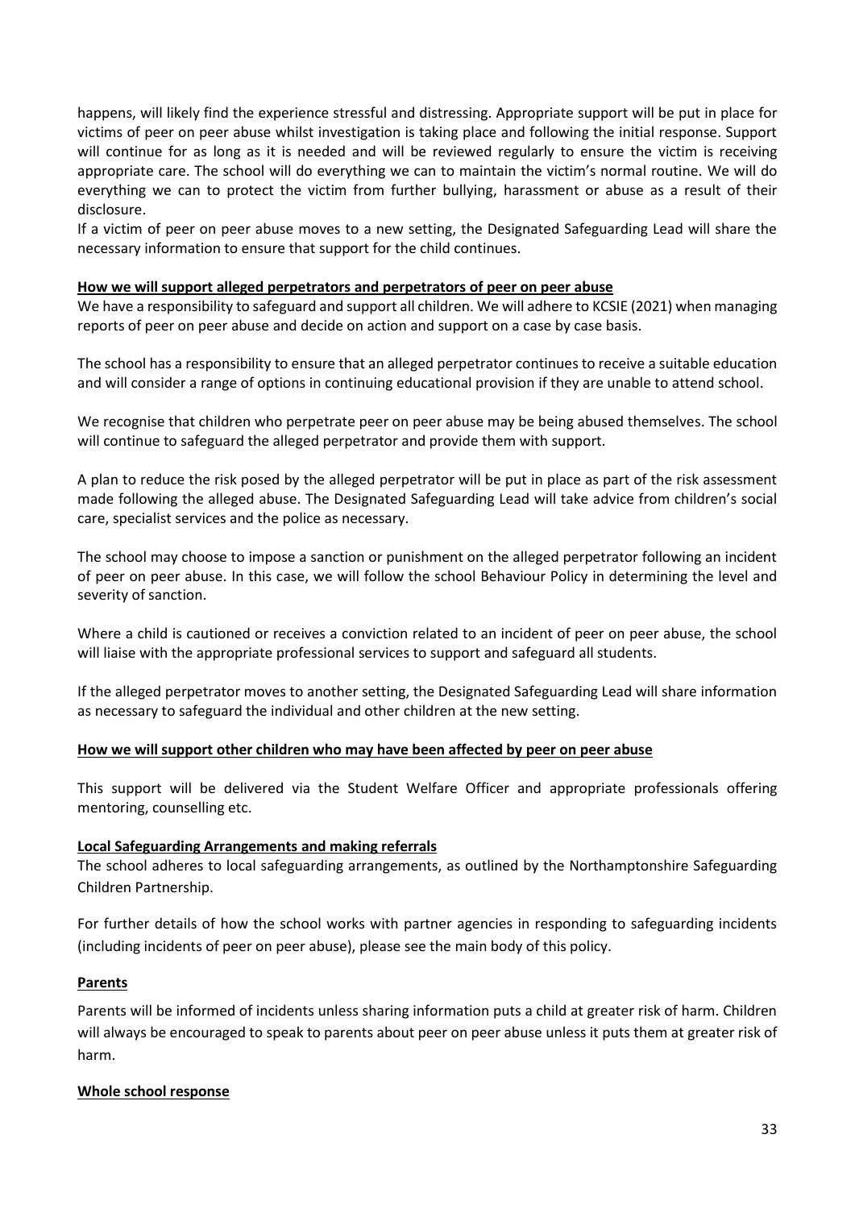happens, will likely find the experience stressful and distressing. Appropriate support will be put in place for victims of peer on peer abuse whilst investigation is taking place and following the initial response. Support will continue for as long as it is needed and will be reviewed regularly to ensure the victim is receiving appropriate care. The school will do everything we can to maintain the victim's normal routine. We will do everything we can to protect the victim from further bullying, harassment or abuse as a result of their disclosure.

If a victim of peer on peer abuse moves to a new setting, the Designated Safeguarding Lead will share the necessary information to ensure that support for the child continues.

**How we will support alleged perpetrators and perpetrators of peer on peer abuse**

We have a responsibility to safeguard and support all children. We will adhere to KCSIE (2021) when managing reports of peer on peer abuse and decide on action and support on a case by case basis.

The school has a responsibility to ensure that an alleged perpetrator continues to receive a suitable education and will consider a range of options in continuing educational provision if they are unable to attend school.

We recognise that children who perpetrate peer on peer abuse may be being abused themselves. The school will continue to safeguard the alleged perpetrator and provide them with support.

A plan to reduce the risk posed by the alleged perpetrator will be put in place as part of the risk assessment made following the alleged abuse. The Designated Safeguarding Lead will take advice from children's social care, specialist services and the police as necessary.

The school may choose to impose a sanction or punishment on the alleged perpetrator following an incident of peer on peer abuse. In this case, we will follow the school Behaviour Policy in determining the level and severity of sanction.

Where a child is cautioned or receives a conviction related to an incident of peer on peer abuse, the school will liaise with the appropriate professional services to support and safeguard all students.

If the alleged perpetrator moves to another setting, the Designated Safeguarding Lead will share information as necessary to safeguard the individual and other children at the new setting.

**How we will support other children who may have been affected by peer on peer abuse**

This support will be delivered via the Student Welfare Officer and appropriate professionals offering mentoring, counselling etc.

**Local Safeguarding Arrangements and making referrals**

The school adheres to local safeguarding arrangements, as outlined by the Northamptonshire Safeguarding Children Partnership.

For further details of how the school works with partner agencies in responding to safeguarding incidents (including incidents of peer on peer abuse), please see the main body of this policy.

**Parents**

Parents will be informed of incidents unless sharing information puts a child at greater risk of harm. Children will always be encouraged to speak to parents about peer on peer abuse unless it puts them at greater risk of harm.

**Whole school response**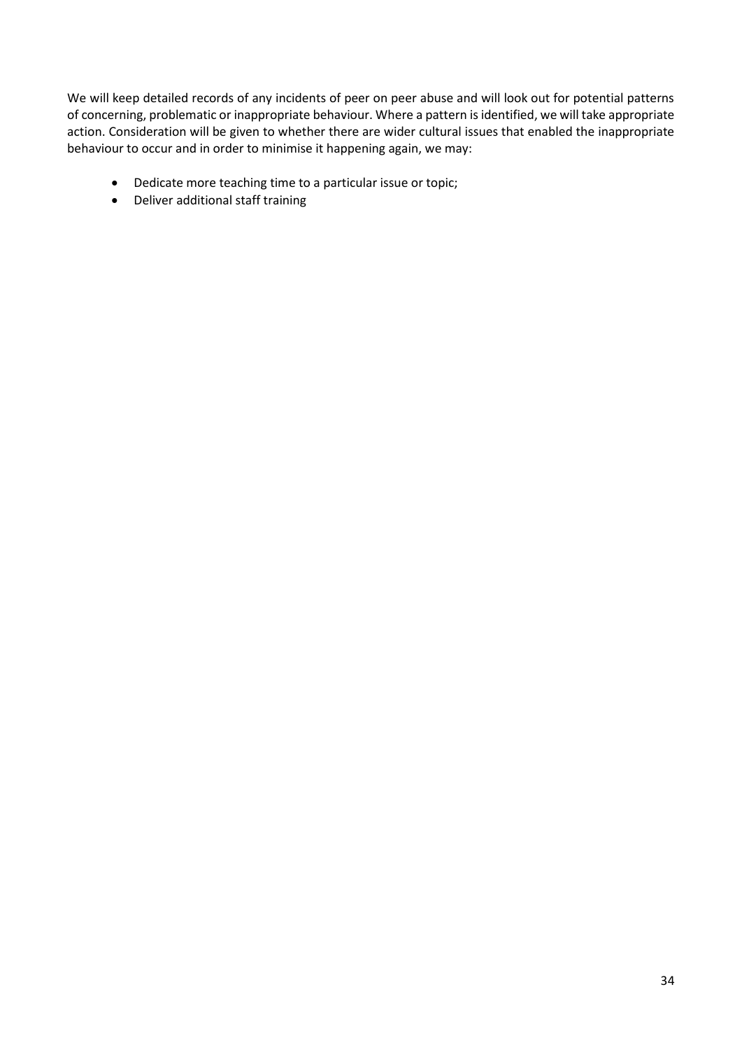We will keep detailed records of any incidents of peer on peer abuse and will look out for potential patterns of concerning, problematic or inappropriate behaviour. Where a pattern is identified, we will take appropriate action. Consideration will be given to whether there are wider cultural issues that enabled the inappropriate behaviour to occur and in order to minimise it happening again, we may:

- Dedicate more teaching time to a particular issue or topic;
- Deliver additional staff training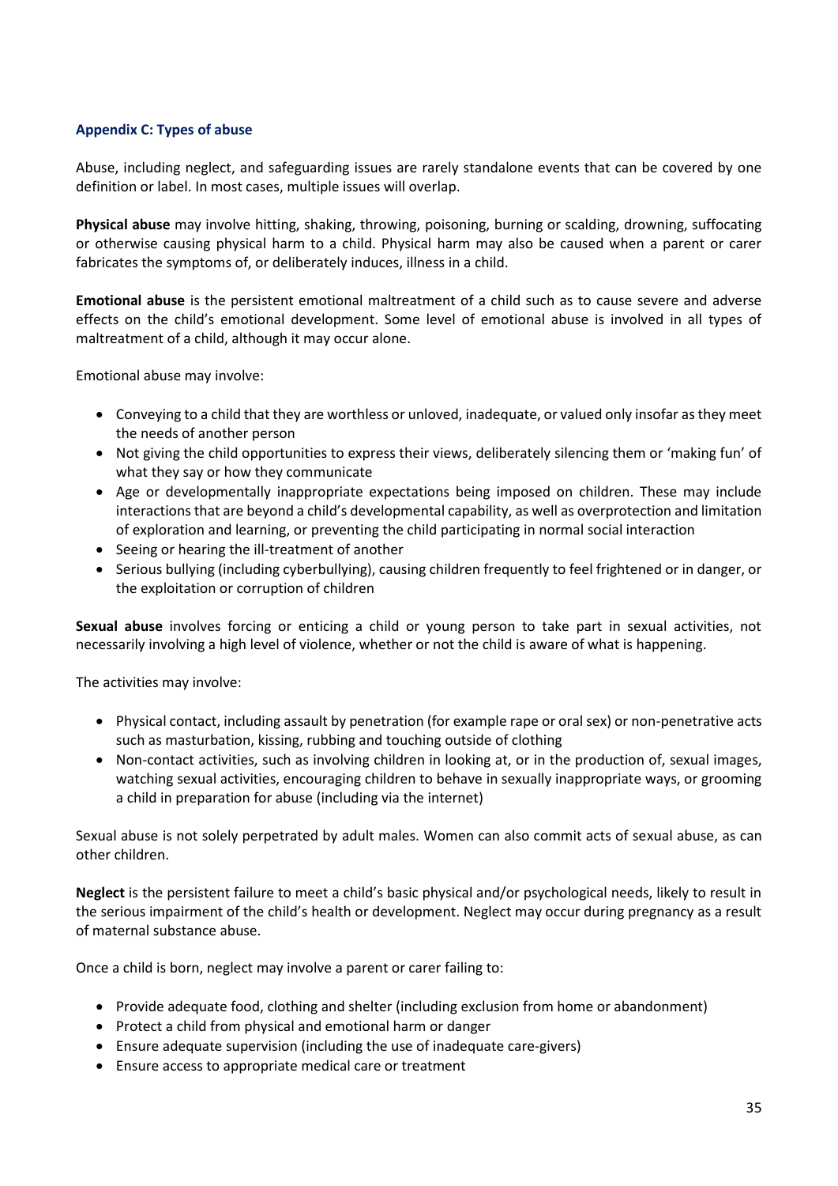### Appendix C: Types of abuse

Abuse, including neglect, and safeguarding issues are rarely standalone events that can be covered by one definition or label. In most cases, multiple issues will overlap.

**Physical abuse** may involve hitting, shaking, throwing, poisoning, burning or scalding, drowning, suffocating or otherwise causing physical harm to a child. Physical harm may also be caused when a parent or carer fabricates the symptoms of, or deliberately induces, illness in a child.

**Emotional abuse** is the persistent emotional maltreatment of a child such as to cause severe and adverse effects on the child's emotional development. Some level of emotional abuse is involved in all types of maltreatment of a child, although it may occur alone.

Emotional abuse may involve:

- Conveying to a child that they are worthless or unloved, inadequate, or valued only insofar as they meet the needs of another person
- Not giving the child opportunities to express their views, deliberately silencing them or 'making fun' of what they say or how they communicate
- Age or developmentally inappropriate expectations being imposed on children. These may include interactions that are beyond a child's developmental capability, as well as overprotection and limitation of exploration and learning, or preventing the child participating in normal social interaction
- Seeing or hearing the ill-treatment of another
- Serious bullying (including cyberbullying), causing children frequently to feel frightened or in danger, or the exploitation or corruption of children

**Sexual abuse** involves forcing or enticing a child or young person to take part in sexual activities, not necessarily involving a high level of violence, whether or not the child is aware of what is happening.

The activities may involve:

- Physical contact, including assault by penetration (for example rape or oral sex) or non-penetrative acts such as masturbation, kissing, rubbing and touching outside of clothing
- Non-contact activities, such as involving children in looking at, or in the production of, sexual images, watching sexual activities, encouraging children to behave in sexually inappropriate ways, or grooming a child in preparation for abuse (including via the internet)

Sexual abuse is not solely perpetrated by adult males. Women can also commit acts of sexual abuse, as can other children.

**Neglect** is the persistent failure to meet a child's basic physical and/or psychological needs, likely to result in the serious impairment of the child's health or development. Neglect may occur during pregnancy as a result of maternal substance abuse.

Once a child is born, neglect may involve a parent or carer failing to:

- Provide adequate food, clothing and shelter (including exclusion from home or abandonment)
- Protect a child from physical and emotional harm or danger
- Ensure adequate supervision (including the use of inadequate care-givers)
- Ensure access to appropriate medical care or treatment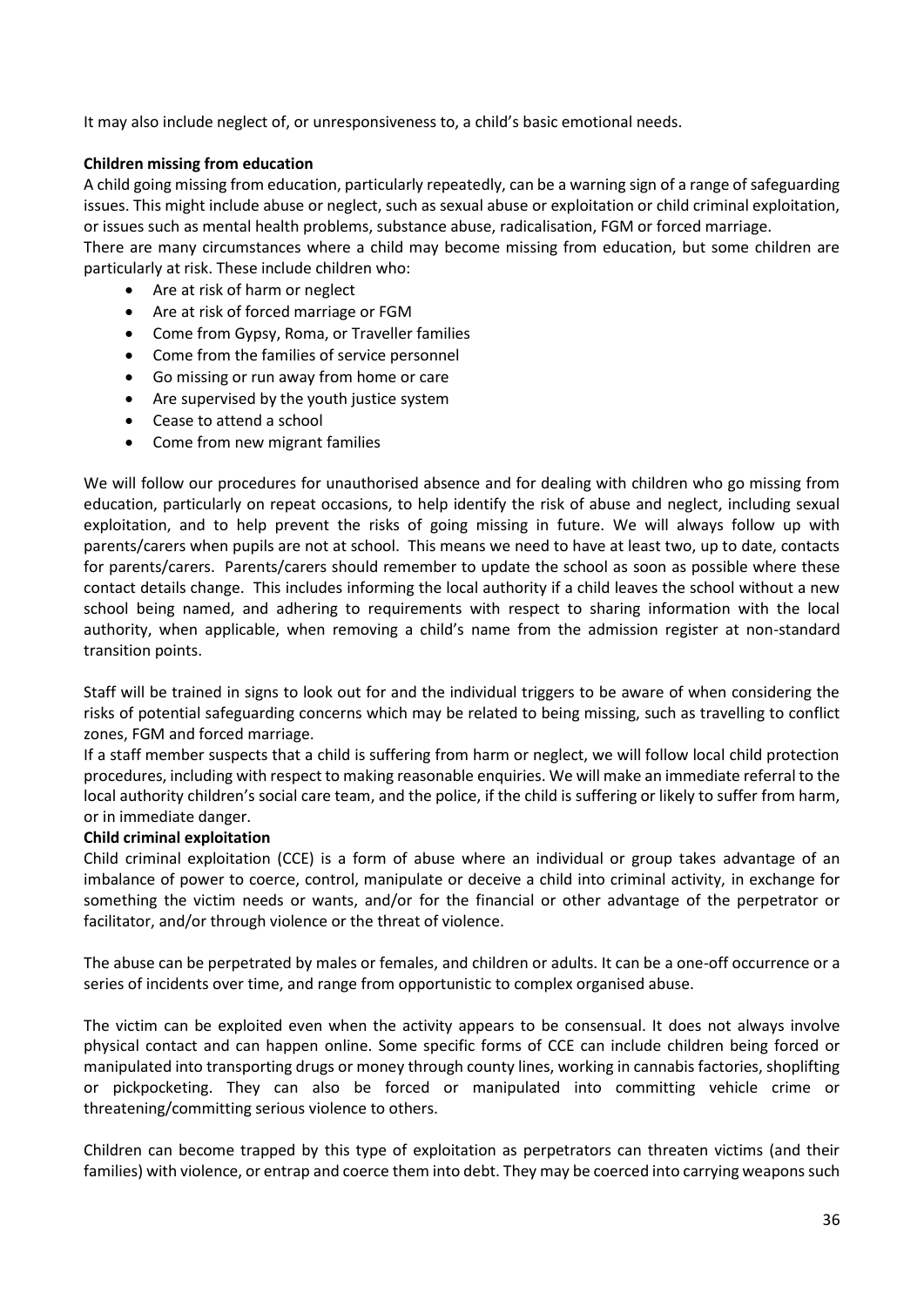It may also include neglect of, or unresponsiveness to, a child's basic emotional needs.

**Children missing from education**

A child going missing from education, particularly repeatedly, can be a warning sign of a range of safeguarding issues. This might include abuse or neglect, such as sexual abuse or exploitation or child criminal exploitation, or issues such as mental health problems, substance abuse, radicalisation, FGM or forced marriage.

There are many circumstances where a child may become missing from education, but some children are particularly at risk. These include children who:

- Are at risk of harm or neglect
- Are at risk of forced marriage or FGM
- Come from Gypsy, Roma, or Traveller families
- Come from the families of service personnel
- Go missing or run away from home or care
- Are supervised by the youth justice system
- Cease to attend a school
- Come from new migrant families

We will follow our procedures for unauthorised absence and for dealing with children who go missing from education, particularly on repeat occasions, to help identify the risk of abuse and neglect, including sexual exploitation, and to help prevent the risks of going missing in future. We will always follow up with parents/carers when pupils are not at school. This means we need to have at least two, up to date, contacts for parents/carers. Parents/carers should remember to update the school as soon as possible where these contact details change. This includes informing the local authority if a child leaves the school without a new school being named, and adhering to requirements with respect to sharing information with the local authority, when applicable, when removing a child's name from the admission register at non-standard transition points.

Staff will be trained in signs to look out for and the individual triggers to be aware of when considering the risks of potential safeguarding concerns which may be related to being missing, such as travelling to conflict zones, FGM and forced marriage.

If a staff member suspects that a child is suffering from harm or neglect, we will follow local child protection procedures, including with respect to making reasonable enquiries. We will make an immediate referral to the local authority children's social care team, and the police, if the child is suffering or likely to suffer from harm, or in immediate danger.

**Child criminal exploitation**

Child criminal exploitation (CCE) is a form of abuse where an individual or group takes advantage of an imbalance of power to coerce, control, manipulate or deceive a child into criminal activity, in exchange for something the victim needs or wants, and/or for the financial or other advantage of the perpetrator or facilitator, and/or through violence or the threat of violence.

The abuse can be perpetrated by males or females, and children or adults. It can be a one-off occurrence or a series of incidents over time, and range from opportunistic to complex organised abuse.

The victim can be exploited even when the activity appears to be consensual. It does not always involve physical contact and can happen online. Some specific forms of CCE can include children being forced or manipulated into transporting drugs or money through county lines, working in cannabis factories, shoplifting or pickpocketing. They can also be forced or manipulated into committing vehicle crime or threatening/committing serious violence to others.

Children can become trapped by this type of exploitation as perpetrators can threaten victims (and their families) with violence, or entrap and coerce them into debt. They may be coerced into carrying weapons such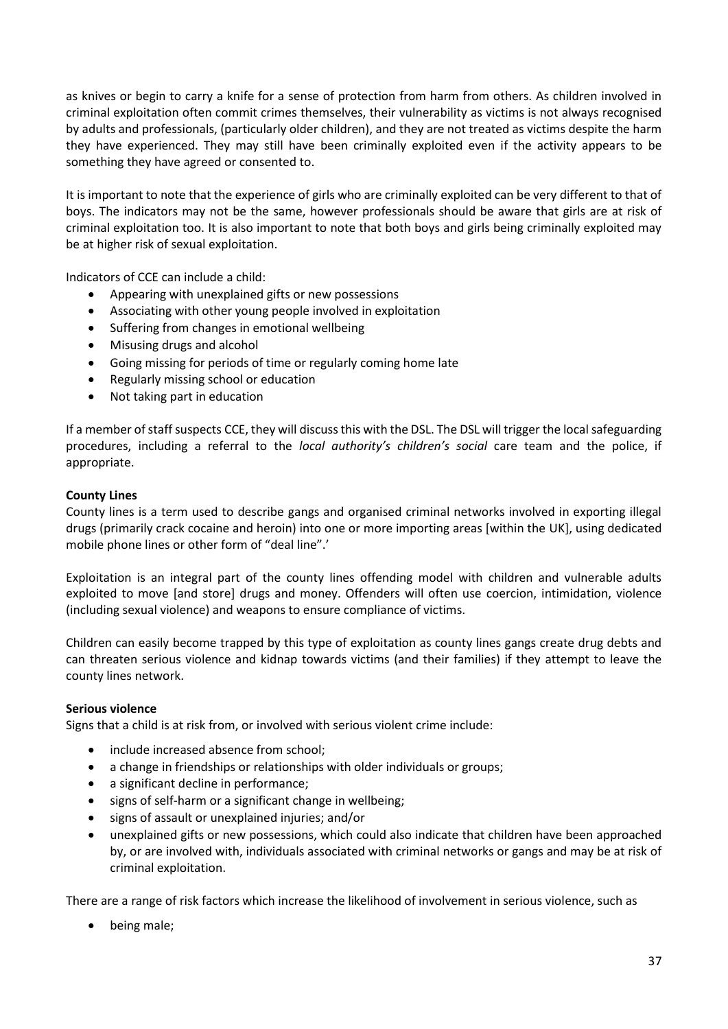as knives or begin to carry a knife for a sense of protection from harm from others. As children involved in criminal exploitation often commit crimes themselves, their vulnerability as victims is not always recognised by adults and professionals, (particularly older children), and they are not treated as victims despite the harm they have experienced. They may still have been criminally exploited even if the activity appears to be something they have agreed or consented to.

It is important to note that the experience of girls who are criminally exploited can be very different to that of boys. The indicators may not be the same, however professionals should be aware that girls are at risk of criminal exploitation too. It is also important to note that both boys and girls being criminally exploited may be at higher risk of sexual exploitation.

Indicators of CCE can include a child:

- Appearing with unexplained gifts or new possessions
- Associating with other young people involved in exploitation
- Suffering from changes in emotional wellbeing
- Misusing drugs and alcohol
- Going missing for periods of time or regularly coming home late
- Regularly missing school or education
- Not taking part in education

If a member of staff suspects CCE, they will discuss this with the DSL. The DSL will trigger the local safeguarding procedures, including a referral to the *local authority's children's social* care team and the police, if appropriate.

**County Lines**

County lines is a term used to describe gangs and organised criminal networks involved in exporting illegal drugs (primarily crack cocaine and heroin) into one or more importing areas [within the UK], using dedicated mobile phone lines or other form of "deal line".'

Exploitation is an integral part of the county lines offending model with children and vulnerable adults exploited to move [and store] drugs and money. Offenders will often use coercion, intimidation, violence (including sexual violence) and weapons to ensure compliance of victims.

Children can easily become trapped by this type of exploitation as county lines gangs create drug debts and can threaten serious violence and kidnap towards victims (and their families) if they attempt to leave the county lines network.

**Serious violence**

Signs that a child is at risk from, or involved with serious violent crime include:

- include increased absence from school;
- a change in friendships or relationships with older individuals or groups;
- a significant decline in performance;
- signs of self-harm or a significant change in wellbeing;
- signs of assault or unexplained injuries; and/or
- unexplained gifts or new possessions, which could also indicate that children have been approached by, or are involved with, individuals associated with criminal networks or gangs and may be at risk of criminal exploitation.

There are a range of risk factors which increase the likelihood of involvement in serious violence, such as

- being male;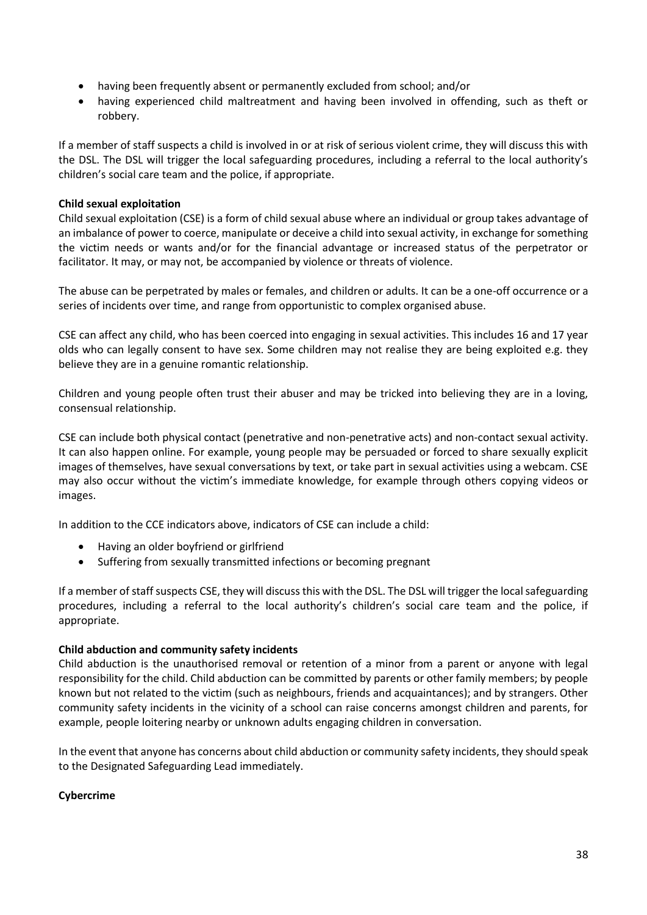- having been frequently absent or permanently excluded from school; and/or
- having experienced child maltreatment and having been involved in offending, such as theft or robbery.

If a member of staff suspects a child is involved in or at risk of serious violent crime, they will discuss this with the DSL. The DSL will trigger the local safeguarding procedures, including a referral to the local authority's children's social care team and the police, if appropriate.

**Child sexual exploitation**

Child sexual exploitation (CSE) is a form of child sexual abuse where an individual or group takes advantage of an imbalance of power to coerce, manipulate or deceive a child into sexual activity, in exchange for something the victim needs or wants and/or for the financial advantage or increased status of the perpetrator or facilitator. It may, or may not, be accompanied by violence or threats of violence.

The abuse can be perpetrated by males or females, and children or adults. It can be a one-off occurrence or a series of incidents over time, and range from opportunistic to complex organised abuse.

CSE can affect any child, who has been coerced into engaging in sexual activities. This includes 16 and 17 year olds who can legally consent to have sex. Some children may not realise they are being exploited e.g. they believe they are in a genuine romantic relationship.

Children and young people often trust their abuser and may be tricked into believing they are in a loving, consensual relationship.

CSE can include both physical contact (penetrative and non-penetrative acts) and non-contact sexual activity. It can also happen online. For example, young people may be persuaded or forced to share sexually explicit images of themselves, have sexual conversations by text, or take part in sexual activities using a webcam. CSE may also occur without the victim's immediate knowledge, for example through others copying videos or images.

In addition to the CCE indicators above, indicators of CSE can include a child:

- Having an older boyfriend or girlfriend
- Suffering from sexually transmitted infections or becoming pregnant

If a member of staff suspects CSE, they will discuss this with the DSL. The DSL will trigger the local safeguarding procedures, including a referral to the local authority's children's social care team and the police, if appropriate.

**Child abduction and community safety incidents**

Child abduction is the unauthorised removal or retention of a minor from a parent or anyone with legal responsibility for the child. Child abduction can be committed by parents or other family members; by people known but not related to the victim (such as neighbours, friends and acquaintances); and by strangers. Other community safety incidents in the vicinity of a school can raise concerns amongst children and parents, for example, people loitering nearby or unknown adults engaging children in conversation.

In the event that anyone has concerns about child abduction or community safety incidents, they should speak to the Designated Safeguarding Lead immediately.

**Cybercrime**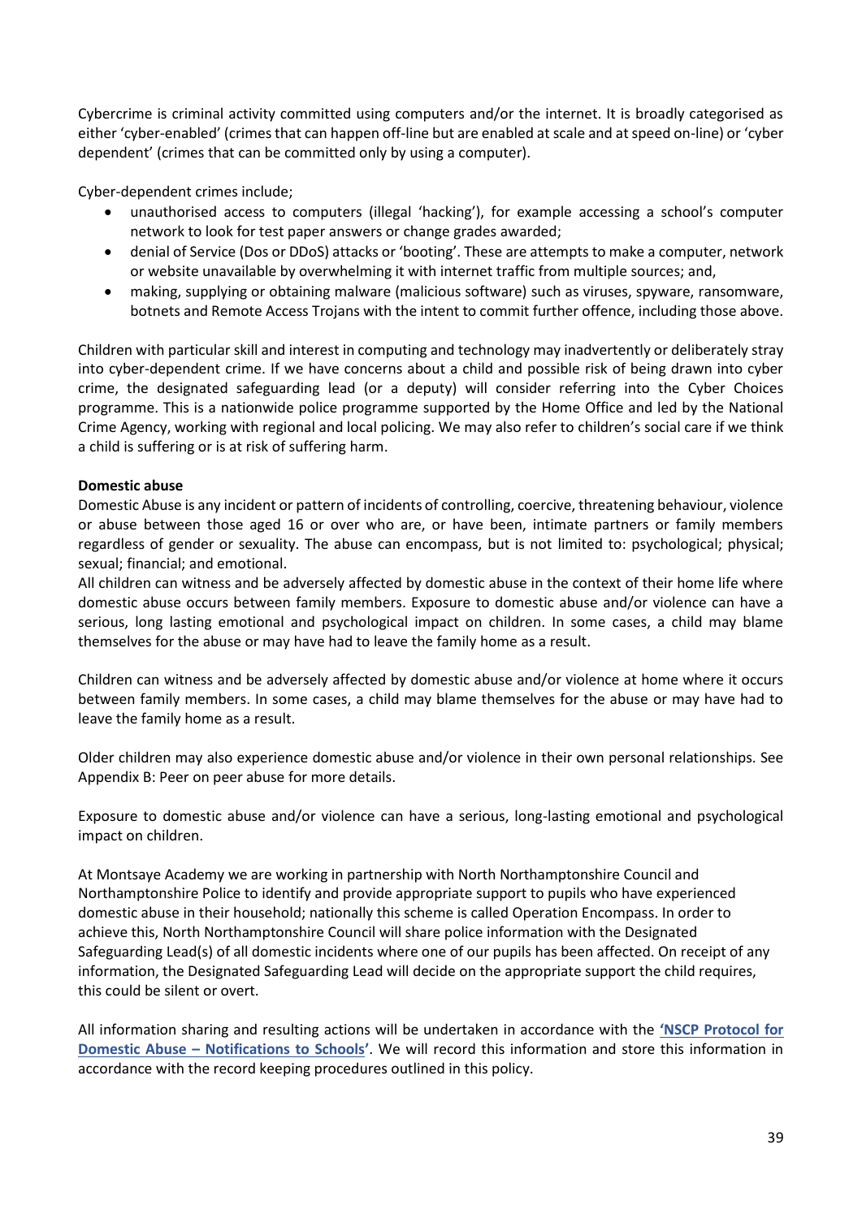Cybercrime is criminal activity committed using computers and/or the internet. It is broadly categorised as either 'cyber-enabled' (crimes that can happen off-line but are enabled at scale and at speed on-line) or 'cyber dependent' (crimes that can be committed only by using a computer).

Cyber-dependent crimes include;

- unauthorised access to computers (illegal 'hacking'), for example accessing a school's computer network to look for test paper answers or change grades awarded;
- denial of Service (Dos or DDoS) attacks or 'booting'. These are attempts to make a computer, network or website unavailable by overwhelming it with internet traffic from multiple sources; and,
- making, supplying or obtaining malware (malicious software) such as viruses, spyware, ransomware, botnets and Remote Access Trojans with the intent to commit further offence, including those above.

Children with particular skill and interest in computing and technology may inadvertently or deliberately stray into cyber-dependent crime. If we have concerns about a child and possible risk of being drawn into cyber crime, the designated safeguarding lead (or a deputy) will consider referring into the Cyber Choices programme. This is a nationwide police programme supported by the Home Office and led by the National Crime Agency, working with regional and local policing. We may also refer to children's social care if we think a child is suffering or is at risk of suffering harm.

**Domestic abuse**

Domestic Abuse is any incident or pattern of incidents of controlling, coercive, threatening behaviour, violence or abuse between those aged 16 or over who are, or have been, intimate partners or family members regardless of gender or sexuality. The abuse can encompass, but is not limited to: psychological; physical; sexual; financial; and emotional.

All children can witness and be adversely affected by domestic abuse in the context of their home life where domestic abuse occurs between family members. Exposure to domestic abuse and/or violence can have a serious, long lasting emotional and psychological impact on children. In some cases, a child may blame themselves for the abuse or may have had to leave the family home as a result.

Children can witness and be adversely affected by domestic abuse and/or violence at home where it occurs between family members. In some cases, a child may blame themselves for the abuse or may have had to leave the family home as a result.

Older children may also experience domestic abuse and/or violence in their own personal relationships. See Appendix B: Peer on peer abuse for more details.

Exposure to domestic abuse and/or violence can have a serious, long-lasting emotional and psychological impact on children.

At Montsaye Academy we are working in partnership with North Northamptonshire Council and Northamptonshire Police to identify and provide appropriate support to pupils who have experienced domestic abuse in their household; nationally this scheme is called Operation Encompass. In order to achieve this, North Northamptonshire Council will share police information with the Designated Safeguarding Lead(s) of all domestic incidents where one of our pupils has been affected. On receipt of any information, the Designated Safeguarding Lead will decide on the appropriate support the child requires, this could be silent or overt.

All information sharing and resulting actions will be undertaken in accordance with the **'NSCP Protocol for Domestic Abuse – Notifications to Schools'**. We will record this information and store this information in accordance with the record keeping procedures outlined in this policy.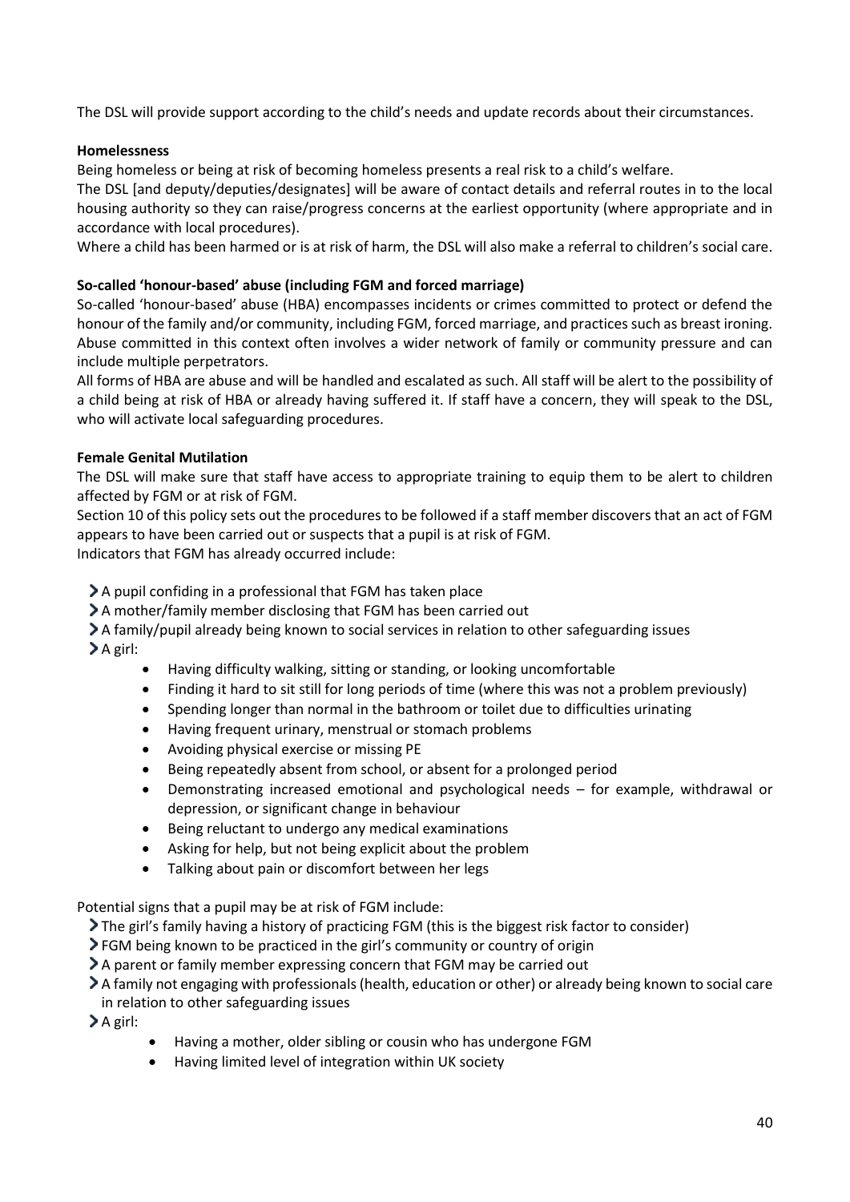The DSL will provide support according to the child's needs and update records about their circumstances.

**Homelessness**

Being homeless or being at risk of becoming homeless presents a real risk to a child's welfare.

The DSL [and deputy/deputies/designates] will be aware of contact details and referral routes in to the local housing authority so they can raise/progress concerns at the earliest opportunity (where appropriate and in accordance with local procedures).

Where a child has been harmed or is at risk of harm, the DSL will also make a referral to children's social care.

**So-called 'honour-based' abuse (including FGM and forced marriage)**

So-called 'honour-based' abuse (HBA) encompasses incidents or crimes committed to protect or defend the honour of the family and/or community, including FGM, forced marriage, and practices such as breast ironing. Abuse committed in this context often involves a wider network of family or community pressure and can include multiple perpetrators.

All forms of HBA are abuse and will be handled and escalated as such. All staff will be alert to the possibility of a child being at risk of HBA or already having suffered it. If staff have a concern, they will speak to the DSL, who will activate local safeguarding procedures.

**Female Genital Mutilation**

The DSL will make sure that staff have access to appropriate training to equip them to be alert to children affected by FGM or at risk of FGM.

Section 10 of this policy sets out the procedures to be followed if a staff member discovers that an act of FGM appears to have been carried out or suspects that a pupil is at risk of FGM.

Indicators that FGM has already occurred include:

- A pupil confiding in a professional that FGM has taken place
- A mother/family member disclosing that FGM has been carried out
- A family/pupil already being known to social services in relation to other safeguarding issues
- A girl:
  - Having difficulty walking, sitting or standing, or looking uncomfortable
  - Finding it hard to sit still for long periods of time (where this was not a problem previously)
  - Spending longer than normal in the bathroom or toilet due to difficulties urinating
  - Having frequent urinary, menstrual or stomach problems
  - Avoiding physical exercise or missing PE
  - Being repeatedly absent from school, or absent for a prolonged period
  - Demonstrating increased emotional and psychological needs – for example, withdrawal or depression, or significant change in behaviour
  - Being reluctant to undergo any medical examinations
  - Asking for help, but not being explicit about the problem
  - Talking about pain or discomfort between her legs

Potential signs that a pupil may be at risk of FGM include:

- The girl's family having a history of practicing FGM (this is the biggest risk factor to consider)
- FGM being known to be practiced in the girl's community or country of origin
- A parent or family member expressing concern that FGM may be carried out
- A family not engaging with professionals (health, education or other) or already being known to social care in relation to other safeguarding issues
- A girl:
  - Having a mother, older sibling or cousin who has undergone FGM
  - Having limited level of integration within UK society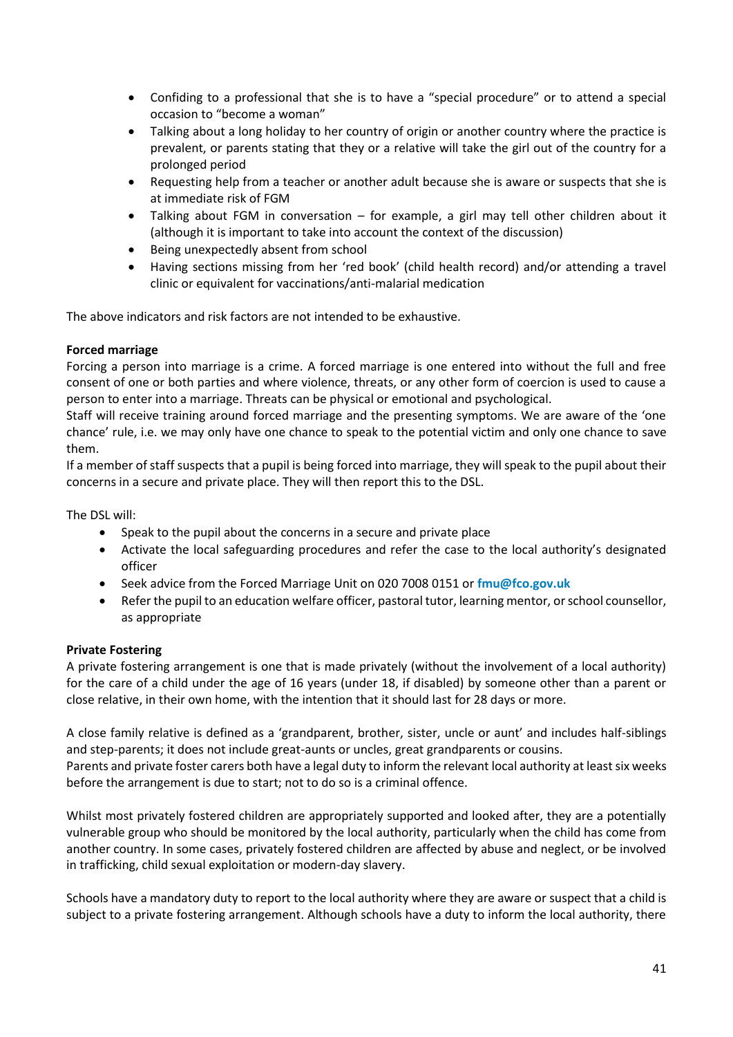- Confiding to a professional that she is to have a "special procedure" or to attend a special occasion to "become a woman"
- Talking about a long holiday to her country of origin or another country where the practice is prevalent, or parents stating that they or a relative will take the girl out of the country for a prolonged period
- Requesting help from a teacher or another adult because she is aware or suspects that she is at immediate risk of FGM
- Talking about FGM in conversation – for example, a girl may tell other children about it (although it is important to take into account the context of the discussion)
- Being unexpectedly absent from school
- Having sections missing from her 'red book' (child health record) and/or attending a travel clinic or equivalent for vaccinations/anti-malarial medication

The above indicators and risk factors are not intended to be exhaustive.

**Forced marriage**

Forcing a person into marriage is a crime. A forced marriage is one entered into without the full and free consent of one or both parties and where violence, threats, or any other form of coercion is used to cause a person to enter into a marriage. Threats can be physical or emotional and psychological.

Staff will receive training around forced marriage and the presenting symptoms. We are aware of the 'one chance' rule, i.e. we may only have one chance to speak to the potential victim and only one chance to save them.

If a member of staff suspects that a pupil is being forced into marriage, they will speak to the pupil about their concerns in a secure and private place. They will then report this to the DSL.

The DSL will:

- Speak to the pupil about the concerns in a secure and private place
- Activate the local safeguarding procedures and refer the case to the local authority's designated officer
- Seek advice from the Forced Marriage Unit on 020 7008 0151 or **fmu@fco.gov.uk**
- Refer the pupil to an education welfare officer, pastoral tutor, learning mentor, or school counsellor, as appropriate

**Private Fostering**

A private fostering arrangement is one that is made privately (without the involvement of a local authority) for the care of a child under the age of 16 years (under 18, if disabled) by someone other than a parent or close relative, in their own home, with the intention that it should last for 28 days or more.

A close family relative is defined as a 'grandparent, brother, sister, uncle or aunt' and includes half-siblings and step-parents; it does not include great-aunts or uncles, great grandparents or cousins.

Parents and private foster carers both have a legal duty to inform the relevant local authority at least six weeks before the arrangement is due to start; not to do so is a criminal offence.

Whilst most privately fostered children are appropriately supported and looked after, they are a potentially vulnerable group who should be monitored by the local authority, particularly when the child has come from another country. In some cases, privately fostered children are affected by abuse and neglect, or be involved in trafficking, child sexual exploitation or modern-day slavery.

Schools have a mandatory duty to report to the local authority where they are aware or suspect that a child is subject to a private fostering arrangement. Although schools have a duty to inform the local authority, there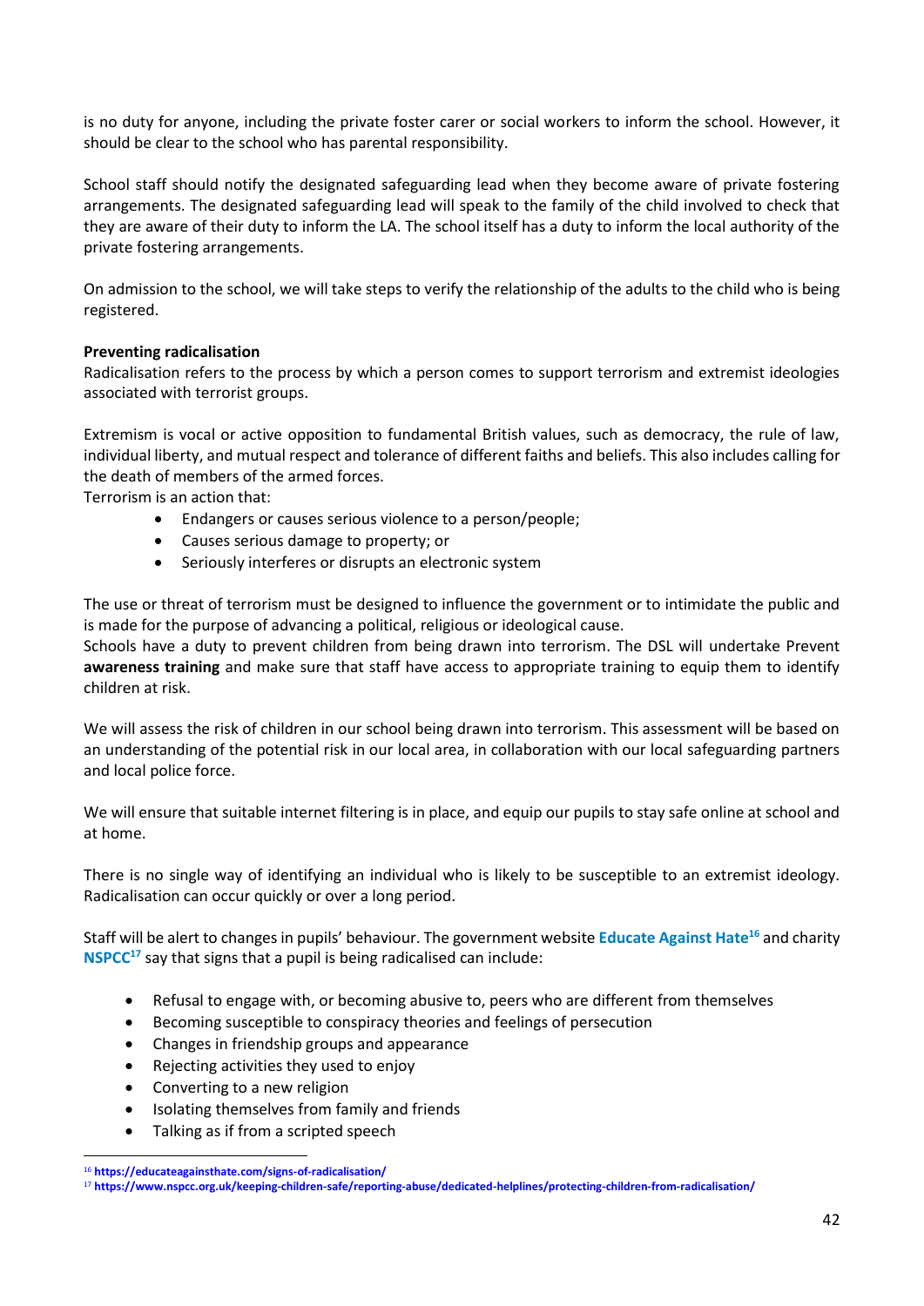is no duty for anyone, including the private foster carer or social workers to inform the school. However, it should be clear to the school who has parental responsibility.

School staff should notify the designated safeguarding lead when they become aware of private fostering arrangements. The designated safeguarding lead will speak to the family of the child involved to check that they are aware of their duty to inform the LA. The school itself has a duty to inform the local authority of the private fostering arrangements.

On admission to the school, we will take steps to verify the relationship of the adults to the child who is being registered.

**Preventing radicalisation**

Radicalisation refers to the process by which a person comes to support terrorism and extremist ideologies associated with terrorist groups.

Extremism is vocal or active opposition to fundamental British values, such as democracy, the rule of law, individual liberty, and mutual respect and tolerance of different faiths and beliefs. This also includes calling for the death of members of the armed forces.

Terrorism is an action that:

- Endangers or causes serious violence to a person/people;
- Causes serious damage to property; or
- Seriously interferes or disrupts an electronic system

The use or threat of terrorism must be designed to influence the government or to intimidate the public and is made for the purpose of advancing a political, religious or ideological cause.

Schools have a duty to prevent children from being drawn into terrorism. The DSL will undertake Prevent **awareness training** and make sure that staff have access to appropriate training to equip them to identify children at risk.

We will assess the risk of children in our school being drawn into terrorism. This assessment will be based on an understanding of the potential risk in our local area, in collaboration with our local safeguarding partners and local police force.

We will ensure that suitable internet filtering is in place, and equip our pupils to stay safe online at school and at home.

There is no single way of identifying an individual who is likely to be susceptible to an extremist ideology. Radicalisation can occur quickly or over a long period.

Staff will be alert to changes in pupils' behaviour. The government website **Educate Against Hate**[16] and charity **NSPCC**[17] say that signs that a pupil is being radicalised can include:

- Refusal to engage with, or becoming abusive to, peers who are different from themselves
- Becoming susceptible to conspiracy theories and feelings of persecution
- Changes in friendship groups and appearance
- Rejecting activities they used to enjoy
- Converting to a new religion
- Isolating themselves from family and friends
- Talking as if from a scripted speech

[16] https://educateagainsthate.com/signs-of-radicalisation/

[17] https://www.nspcc.org.uk/keeping-children-safe/reporting-abuse/dedicated-helplines/protecting-children-from-radicalisation/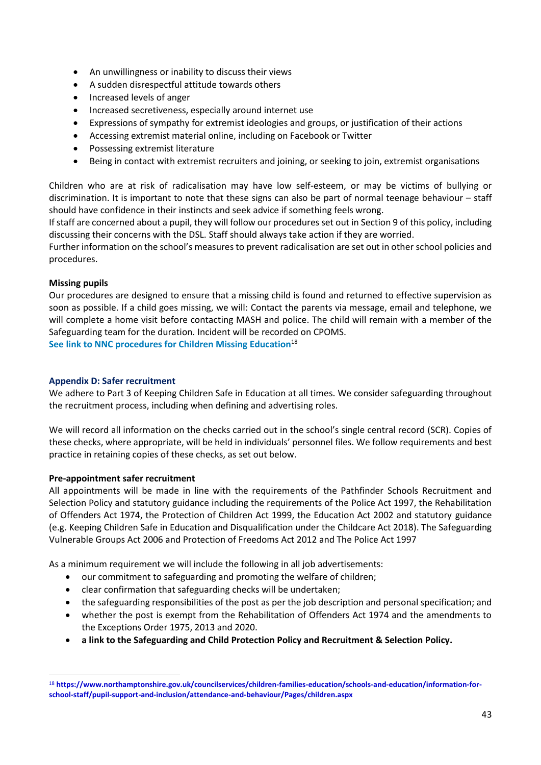- An unwillingness or inability to discuss their views
- A sudden disrespectful attitude towards others
- Increased levels of anger
- Increased secretiveness, especially around internet use
- Expressions of sympathy for extremist ideologies and groups, or justification of their actions
- Accessing extremist material online, including on Facebook or Twitter
- Possessing extremist literature
- Being in contact with extremist recruiters and joining, or seeking to join, extremist organisations

Children who are at risk of radicalisation may have low self-esteem, or may be victims of bullying or discrimination. It is important to note that these signs can also be part of normal teenage behaviour – staff should have confidence in their instincts and seek advice if something feels wrong.
If staff are concerned about a pupil, they will follow our procedures set out in Section 9 of this policy, including discussing their concerns with the DSL. Staff should always take action if they are worried.
Further information on the school's measures to prevent radicalisation are set out in other school policies and procedures.

**Missing pupils**
Our procedures are designed to ensure that a missing child is found and returned to effective supervision as soon as possible. If a child goes missing, we will: Contact the parents via message, email and telephone, we will complete a home visit before contacting MASH and police. The child will remain with a member of the Safeguarding team for the duration. Incident will be recorded on CPOMS.
**See link to NNC procedures for Children Missing Education**[18]

### Appendix D: Safer recruitment

We adhere to Part 3 of Keeping Children Safe in Education at all times. We consider safeguarding throughout the recruitment process, including when defining and advertising roles.

We will record all information on the checks carried out in the school's single central record (SCR). Copies of these checks, where appropriate, will be held in individuals' personnel files. We follow requirements and best practice in retaining copies of these checks, as set out below.

**Pre-appointment safer recruitment**
All appointments will be made in line with the requirements of the Pathfinder Schools Recruitment and Selection Policy and statutory guidance including the requirements of the Police Act 1997, the Rehabilitation of Offenders Act 1974, the Protection of Children Act 1999, the Education Act 2002 and statutory guidance (e.g. Keeping Children Safe in Education and Disqualification under the Childcare Act 2018). The Safeguarding Vulnerable Groups Act 2006 and Protection of Freedoms Act 2012 and The Police Act 1997

As a minimum requirement we will include the following in all job advertisements:

- our commitment to safeguarding and promoting the welfare of children;
- clear confirmation that safeguarding checks will be undertaken;
- the safeguarding responsibilities of the post as per the job description and personal specification; and
- whether the post is exempt from the Rehabilitation of Offenders Act 1974 and the amendments to the Exceptions Order 1975, 2013 and 2020.
- **a link to the Safeguarding and Child Protection Policy and Recruitment & Selection Policy.**

---

[18] **https://www.northamptonshire.gov.uk/councilservices/children-families-education/schools-and-education/information-for-school-staff/pupil-support-and-inclusion/attendance-and-behaviour/Pages/children.aspx**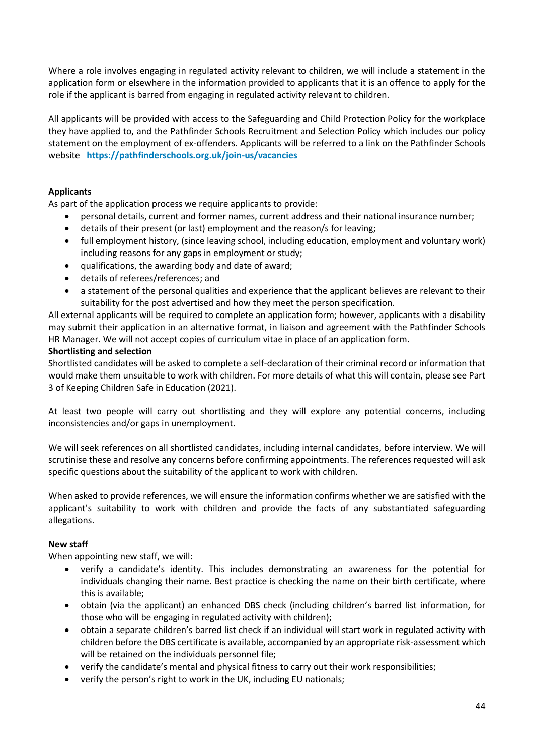Where a role involves engaging in regulated activity relevant to children, we will include a statement in the application form or elsewhere in the information provided to applicants that it is an offence to apply for the role if the applicant is barred from engaging in regulated activity relevant to children.

All applicants will be provided with access to the Safeguarding and Child Protection Policy for the workplace they have applied to, and the Pathfinder Schools Recruitment and Selection Policy which includes our policy statement on the employment of ex-offenders. Applicants will be referred to a link on the Pathfinder Schools website **https://pathfinderschools.org.uk/join-us/vacancies**

**Applicants**

As part of the application process we require applicants to provide:

- personal details, current and former names, current address and their national insurance number;
- details of their present (or last) employment and the reason/s for leaving;
- full employment history, (since leaving school, including education, employment and voluntary work) including reasons for any gaps in employment or study;
- qualifications, the awarding body and date of award;
- details of referees/references; and
- a statement of the personal qualities and experience that the applicant believes are relevant to their suitability for the post advertised and how they meet the person specification.

All external applicants will be required to complete an application form; however, applicants with a disability may submit their application in an alternative format, in liaison and agreement with the Pathfinder Schools HR Manager. We will not accept copies of curriculum vitae in place of an application form.

**Shortlisting and selection**

Shortlisted candidates will be asked to complete a self-declaration of their criminal record or information that would make them unsuitable to work with children. For more details of what this will contain, please see Part 3 of Keeping Children Safe in Education (2021).

At least two people will carry out shortlisting and they will explore any potential concerns, including inconsistencies and/or gaps in unemployment.

We will seek references on all shortlisted candidates, including internal candidates, before interview. We will scrutinise these and resolve any concerns before confirming appointments. The references requested will ask specific questions about the suitability of the applicant to work with children.

When asked to provide references, we will ensure the information confirms whether we are satisfied with the applicant's suitability to work with children and provide the facts of any substantiated safeguarding allegations.

**New staff**

When appointing new staff, we will:

- verify a candidate's identity. This includes demonstrating an awareness for the potential for individuals changing their name. Best practice is checking the name on their birth certificate, where this is available;
- obtain (via the applicant) an enhanced DBS check (including children's barred list information, for those who will be engaging in regulated activity with children);
- obtain a separate children's barred list check if an individual will start work in regulated activity with children before the DBS certificate is available, accompanied by an appropriate risk-assessment which will be retained on the individuals personnel file;
- verify the candidate's mental and physical fitness to carry out their work responsibilities;
- verify the person's right to work in the UK, including EU nationals;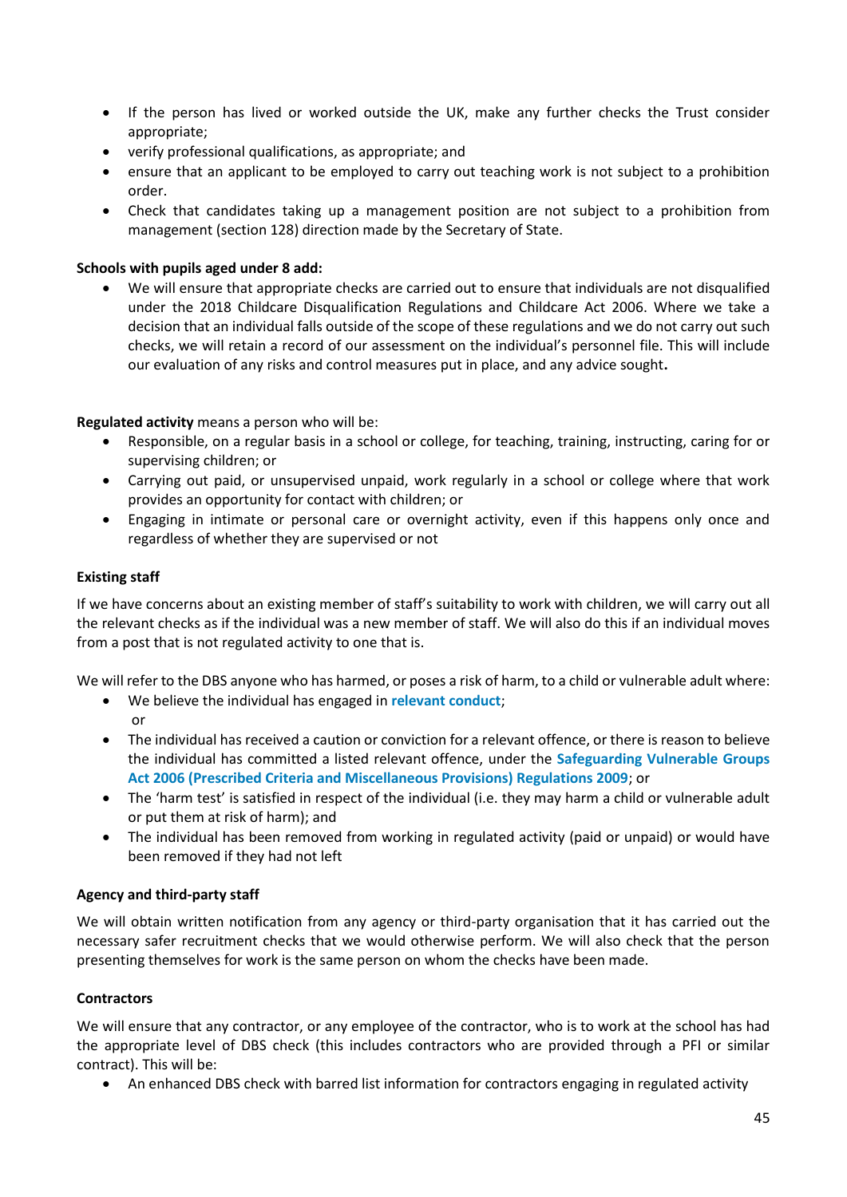- If the person has lived or worked outside the UK, make any further checks the Trust consider appropriate;
- verify professional qualifications, as appropriate; and
- ensure that an applicant to be employed to carry out teaching work is not subject to a prohibition order.
- Check that candidates taking up a management position are not subject to a prohibition from management (section 128) direction made by the Secretary of State.

**Schools with pupils aged under 8 add:**

- We will ensure that appropriate checks are carried out to ensure that individuals are not disqualified under the 2018 Childcare Disqualification Regulations and Childcare Act 2006. Where we take a decision that an individual falls outside of the scope of these regulations and we do not carry out such checks, we will retain a record of our assessment on the individual's personnel file. This will include our evaluation of any risks and control measures put in place, and any advice sought**.**

**Regulated activity** means a person who will be:

- Responsible, on a regular basis in a school or college, for teaching, training, instructing, caring for or supervising children; or
- Carrying out paid, or unsupervised unpaid, work regularly in a school or college where that work provides an opportunity for contact with children; or
- Engaging in intimate or personal care or overnight activity, even if this happens only once and regardless of whether they are supervised or not

**Existing staff**

If we have concerns about an existing member of staff's suitability to work with children, we will carry out all the relevant checks as if the individual was a new member of staff. We will also do this if an individual moves from a post that is not regulated activity to one that is.

We will refer to the DBS anyone who has harmed, or poses a risk of harm, to a child or vulnerable adult where:

- We believe the individual has engaged in **relevant conduct**;
  or
- The individual has received a caution or conviction for a relevant offence, or there is reason to believe the individual has committed a listed relevant offence, under the **Safeguarding Vulnerable Groups Act 2006 (Prescribed Criteria and Miscellaneous Provisions) Regulations 2009**; or
- The 'harm test' is satisfied in respect of the individual (i.e. they may harm a child or vulnerable adult or put them at risk of harm); and
- The individual has been removed from working in regulated activity (paid or unpaid) or would have been removed if they had not left

**Agency and third-party staff**

We will obtain written notification from any agency or third-party organisation that it has carried out the necessary safer recruitment checks that we would otherwise perform. We will also check that the person presenting themselves for work is the same person on whom the checks have been made.

**Contractors**

We will ensure that any contractor, or any employee of the contractor, who is to work at the school has had the appropriate level of DBS check (this includes contractors who are provided through a PFI or similar contract). This will be:

- An enhanced DBS check with barred list information for contractors engaging in regulated activity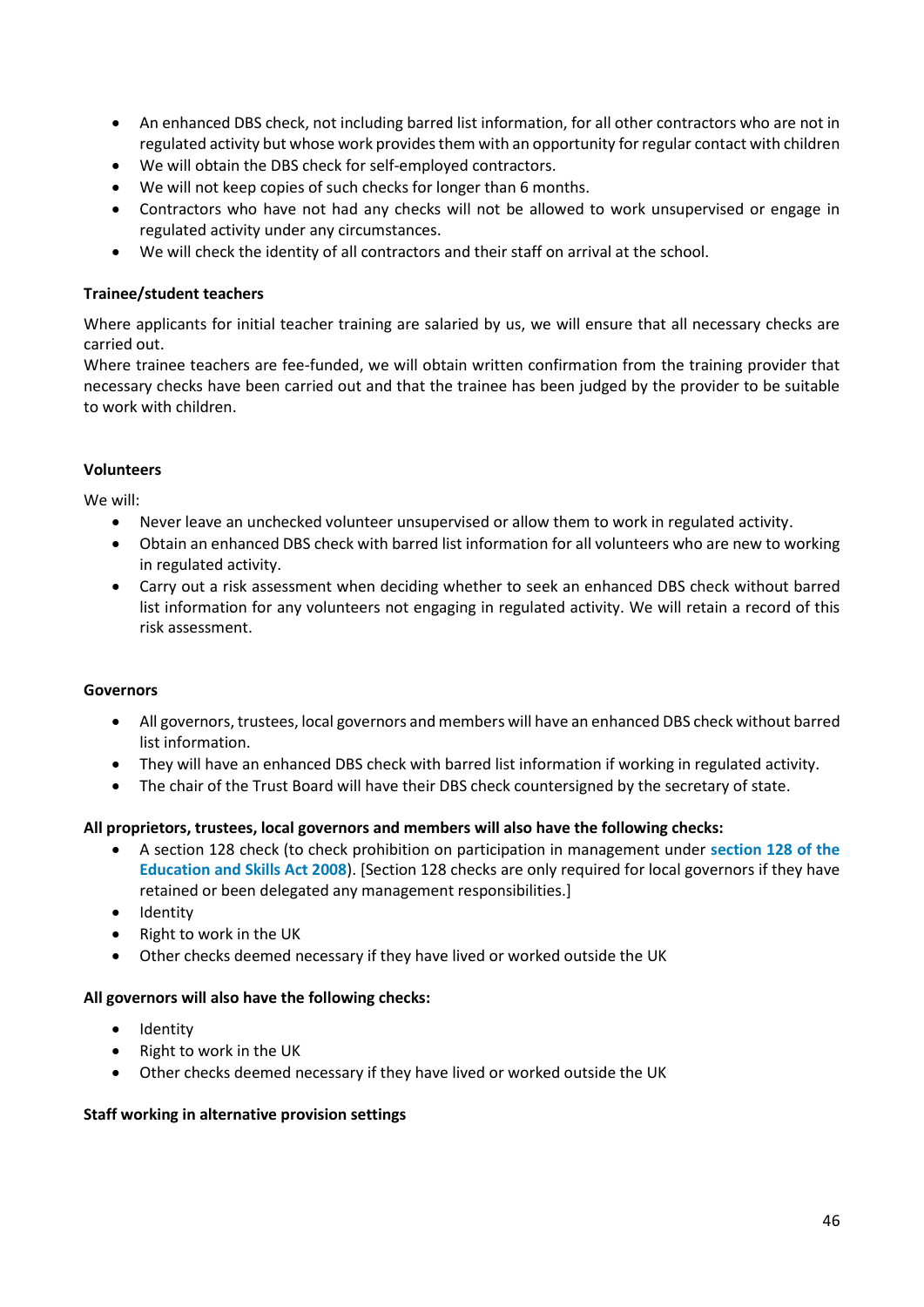- An enhanced DBS check, not including barred list information, for all other contractors who are not in regulated activity but whose work provides them with an opportunity for regular contact with children
- We will obtain the DBS check for self-employed contractors.
- We will not keep copies of such checks for longer than 6 months.
- Contractors who have not had any checks will not be allowed to work unsupervised or engage in regulated activity under any circumstances.
- We will check the identity of all contractors and their staff on arrival at the school.

**Trainee/student teachers**

Where applicants for initial teacher training are salaried by us, we will ensure that all necessary checks are carried out.
Where trainee teachers are fee-funded, we will obtain written confirmation from the training provider that necessary checks have been carried out and that the trainee has been judged by the provider to be suitable to work with children.

**Volunteers**

We will:

- Never leave an unchecked volunteer unsupervised or allow them to work in regulated activity.
- Obtain an enhanced DBS check with barred list information for all volunteers who are new to working in regulated activity.
- Carry out a risk assessment when deciding whether to seek an enhanced DBS check without barred list information for any volunteers not engaging in regulated activity. We will retain a record of this risk assessment.

**Governors**

- All governors, trustees, local governors and members will have an enhanced DBS check without barred list information.
- They will have an enhanced DBS check with barred list information if working in regulated activity.
- The chair of the Trust Board will have their DBS check countersigned by the secretary of state.

**All proprietors, trustees, local governors and members will also have the following checks:**

- A section 128 check (to check prohibition on participation in management under **section 128 of the Education and Skills Act 2008**). [Section 128 checks are only required for local governors if they have retained or been delegated any management responsibilities.]
- Identity
- Right to work in the UK
- Other checks deemed necessary if they have lived or worked outside the UK

**All governors will also have the following checks:**

- Identity
- Right to work in the UK
- Other checks deemed necessary if they have lived or worked outside the UK

**Staff working in alternative provision settings**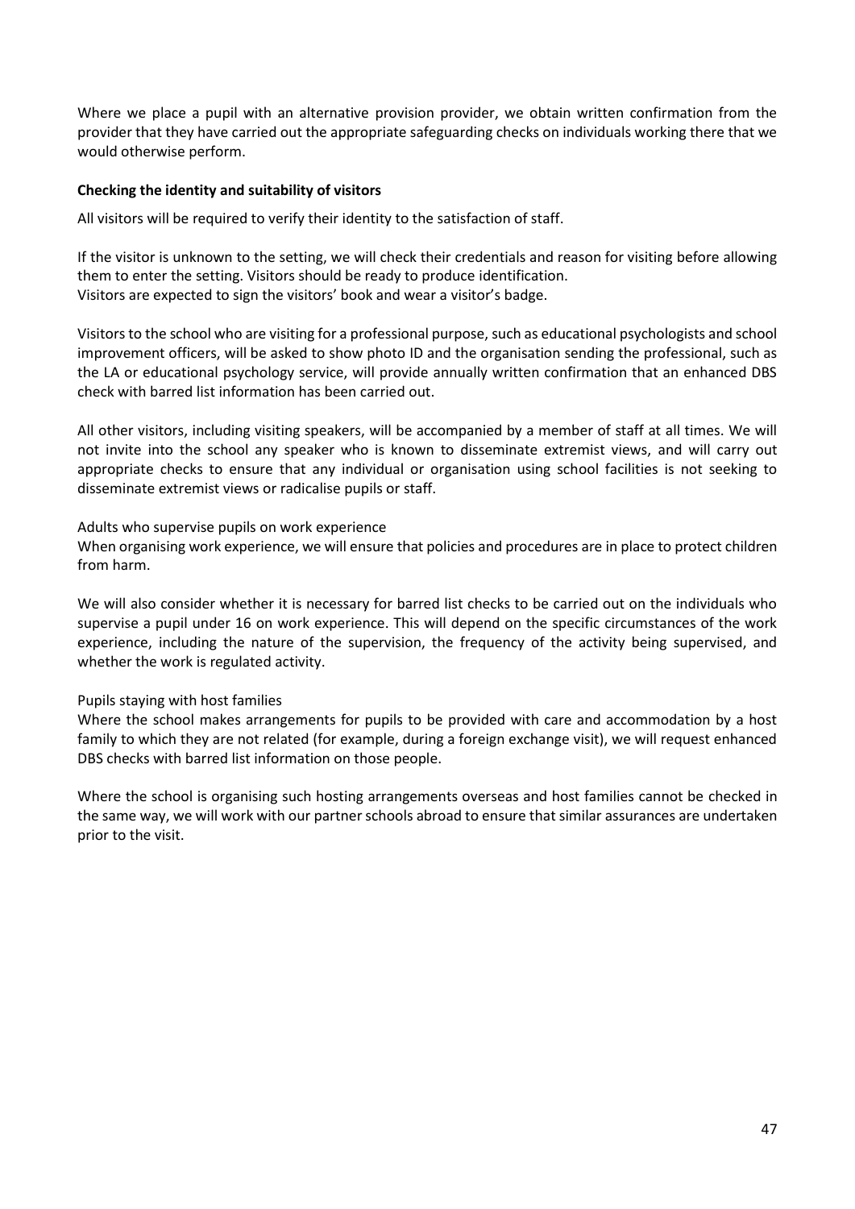Where we place a pupil with an alternative provision provider, we obtain written confirmation from the provider that they have carried out the appropriate safeguarding checks on individuals working there that we would otherwise perform.

**Checking the identity and suitability of visitors**

All visitors will be required to verify their identity to the satisfaction of staff.

If the visitor is unknown to the setting, we will check their credentials and reason for visiting before allowing them to enter the setting. Visitors should be ready to produce identification.
Visitors are expected to sign the visitors' book and wear a visitor's badge.

Visitors to the school who are visiting for a professional purpose, such as educational psychologists and school improvement officers, will be asked to show photo ID and the organisation sending the professional, such as the LA or educational psychology service, will provide annually written confirmation that an enhanced DBS check with barred list information has been carried out.

All other visitors, including visiting speakers, will be accompanied by a member of staff at all times. We will not invite into the school any speaker who is known to disseminate extremist views, and will carry out appropriate checks to ensure that any individual or organisation using school facilities is not seeking to disseminate extremist views or radicalise pupils or staff.

Adults who supervise pupils on work experience
When organising work experience, we will ensure that policies and procedures are in place to protect children from harm.

We will also consider whether it is necessary for barred list checks to be carried out on the individuals who supervise a pupil under 16 on work experience. This will depend on the specific circumstances of the work experience, including the nature of the supervision, the frequency of the activity being supervised, and whether the work is regulated activity.

Pupils staying with host families
Where the school makes arrangements for pupils to be provided with care and accommodation by a host family to which they are not related (for example, during a foreign exchange visit), we will request enhanced DBS checks with barred list information on those people.

Where the school is organising such hosting arrangements overseas and host families cannot be checked in the same way, we will work with our partner schools abroad to ensure that similar assurances are undertaken prior to the visit.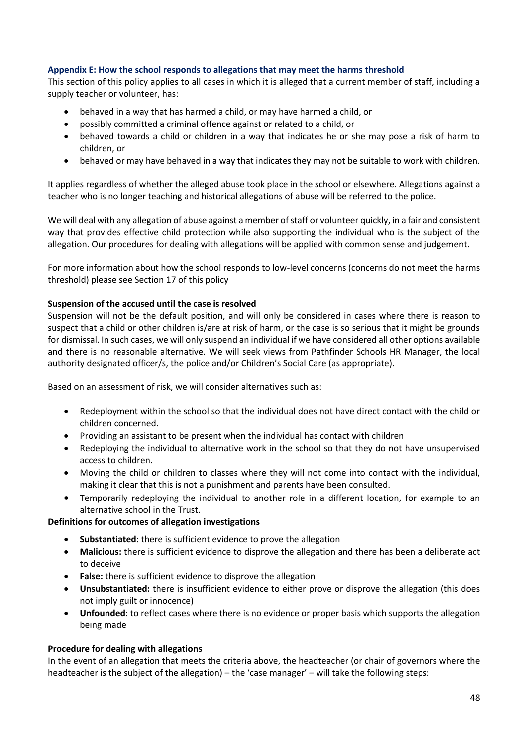### Appendix E: How the school responds to allegations that may meet the harms threshold

This section of this policy applies to all cases in which it is alleged that a current member of staff, including a supply teacher or volunteer, has:

- behaved in a way that has harmed a child, or may have harmed a child, or
- possibly committed a criminal offence against or related to a child, or
- behaved towards a child or children in a way that indicates he or she may pose a risk of harm to children, or
- behaved or may have behaved in a way that indicates they may not be suitable to work with children.

It applies regardless of whether the alleged abuse took place in the school or elsewhere. Allegations against a teacher who is no longer teaching and historical allegations of abuse will be referred to the police.

We will deal with any allegation of abuse against a member of staff or volunteer quickly, in a fair and consistent way that provides effective child protection while also supporting the individual who is the subject of the allegation. Our procedures for dealing with allegations will be applied with common sense and judgement.

For more information about how the school responds to low-level concerns (concerns do not meet the harms threshold) please see Section 17 of this policy

**Suspension of the accused until the case is resolved**

Suspension will not be the default position, and will only be considered in cases where there is reason to suspect that a child or other children is/are at risk of harm, or the case is so serious that it might be grounds for dismissal. In such cases, we will only suspend an individual if we have considered all other options available and there is no reasonable alternative. We will seek views from Pathfinder Schools HR Manager, the local authority designated officer/s, the police and/or Children's Social Care (as appropriate).

Based on an assessment of risk, we will consider alternatives such as:

- Redeployment within the school so that the individual does not have direct contact with the child or children concerned.
- Providing an assistant to be present when the individual has contact with children
- Redepoying the individual to alternative work in the school so that they do not have unsupervised access to children.
- Moving the child or children to classes where they will not come into contact with the individual, making it clear that this is not a punishment and parents have been consulted.
- Temporarily redeploying the individual to another role in a different location, for example to an alternative school in the Trust.

**Definitions for outcomes of allegation investigations**

- **Substantiated:** there is sufficient evidence to prove the allegation
- **Malicious:** there is sufficient evidence to disprove the allegation and there has been a deliberate act to deceive
- **False:** there is sufficient evidence to disprove the allegation
- **Unsubstantiated:** there is insufficient evidence to either prove or disprove the allegation (this does not imply guilt or innocence)
- **Unfounded**: to reflect cases where there is no evidence or proper basis which supports the allegation being made

**Procedure for dealing with allegations**

In the event of an allegation that meets the criteria above, the headteacher (or chair of governors where the headteacher is the subject of the allegation) – the 'case manager' – will take the following steps: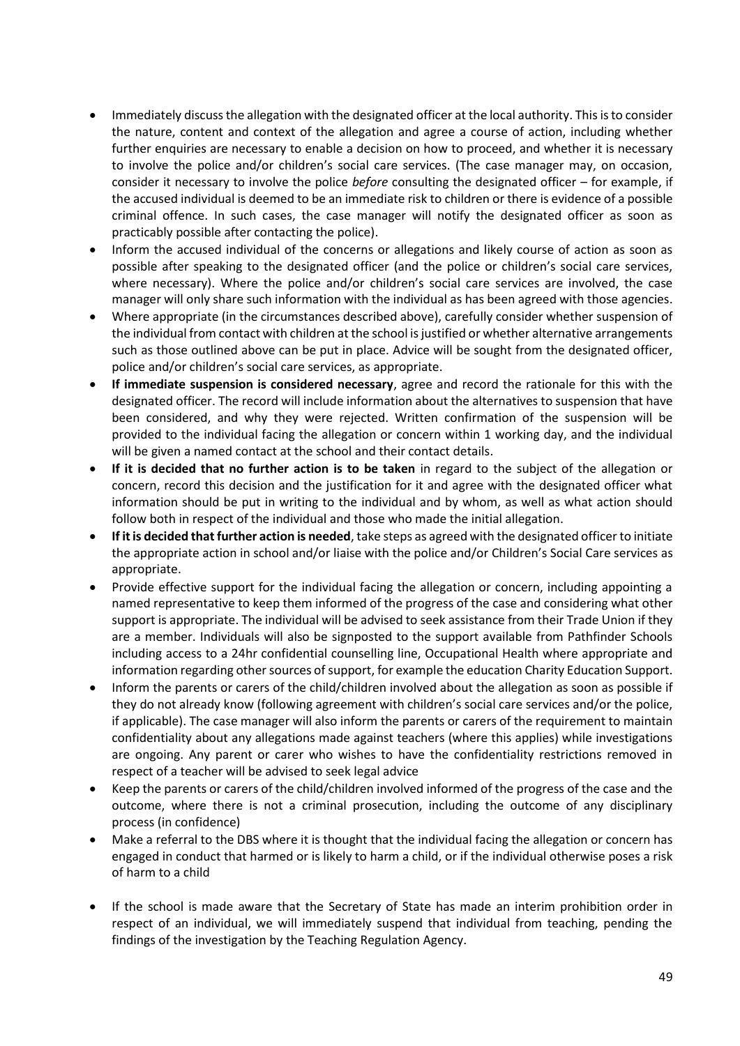- Immediately discuss the allegation with the designated officer at the local authority. This is to consider the nature, content and context of the allegation and agree a course of action, including whether further enquiries are necessary to enable a decision on how to proceed, and whether it is necessary to involve the police and/or children's social care services. (The case manager may, on occasion, consider it necessary to involve the police *before* consulting the designated officer – for example, if the accused individual is deemed to be an immediate risk to children or there is evidence of a possible criminal offence. In such cases, the case manager will notify the designated officer as soon as practicably possible after contacting the police).
- Inform the accused individual of the concerns or allegations and likely course of action as soon as possible after speaking to the designated officer (and the police or children's social care services, where necessary). Where the police and/or children's social care services are involved, the case manager will only share such information with the individual as has been agreed with those agencies.
- Where appropriate (in the circumstances described above), carefully consider whether suspension of the individual from contact with children at the school is justified or whether alternative arrangements such as those outlined above can be put in place. Advice will be sought from the designated officer, police and/or children's social care services, as appropriate.
- **If immediate suspension is considered necessary**, agree and record the rationale for this with the designated officer. The record will include information about the alternatives to suspension that have been considered, and why they were rejected. Written confirmation of the suspension will be provided to the individual facing the allegation or concern within 1 working day, and the individual will be given a named contact at the school and their contact details.
- **If it is decided that no further action is to be taken** in regard to the subject of the allegation or concern, record this decision and the justification for it and agree with the designated officer what information should be put in writing to the individual and by whom, as well as what action should follow both in respect of the individual and those who made the initial allegation.
- **If it is decided that further action is needed**, take steps as agreed with the designated officer to initiate the appropriate action in school and/or liaise with the police and/or Children's Social Care services as appropriate.
- Provide effective support for the individual facing the allegation or concern, including appointing a named representative to keep them informed of the progress of the case and considering what other support is appropriate. The individual will be advised to seek assistance from their Trade Union if they are a member. Individuals will also be signposted to the support available from Pathfinder Schools including access to a 24hr confidential counselling line, Occupational Health where appropriate and information regarding other sources of support, for example the education Charity Education Support.
- Inform the parents or carers of the child/children involved about the allegation as soon as possible if they do not already know (following agreement with children's social care services and/or the police, if applicable). The case manager will also inform the parents or carers of the requirement to maintain confidentiality about any allegations made against teachers (where this applies) while investigations are ongoing. Any parent or carer who wishes to have the confidentiality restrictions removed in respect of a teacher will be advised to seek legal advice
- Keep the parents or carers of the child/children involved informed of the progress of the case and the outcome, where there is not a criminal prosecution, including the outcome of any disciplinary process (in confidence)
- Make a referral to the DBS where it is thought that the individual facing the allegation or concern has engaged in conduct that harmed or is likely to harm a child, or if the individual otherwise poses a risk of harm to a child
- If the school is made aware that the Secretary of State has made an interim prohibition order in respect of an individual, we will immediately suspend that individual from teaching, pending the findings of the investigation by the Teaching Regulation Agency.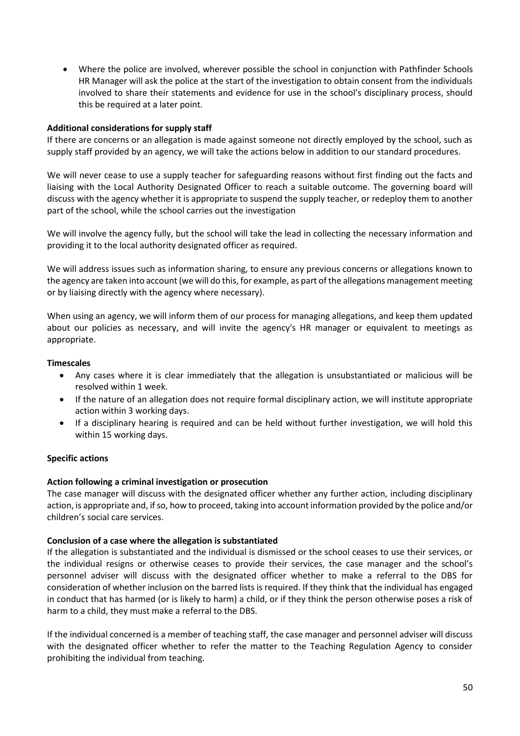- Where the police are involved, wherever possible the school in conjunction with Pathfinder Schools HR Manager will ask the police at the start of the investigation to obtain consent from the individuals involved to share their statements and evidence for use in the school's disciplinary process, should this be required at a later point.

**Additional considerations for supply staff**

If there are concerns or an allegation is made against someone not directly employed by the school, such as supply staff provided by an agency, we will take the actions below in addition to our standard procedures.

We will never cease to use a supply teacher for safeguarding reasons without first finding out the facts and liaising with the Local Authority Designated Officer to reach a suitable outcome. The governing board will discuss with the agency whether it is appropriate to suspend the supply teacher, or redeploy them to another part of the school, while the school carries out the investigation

We will involve the agency fully, but the school will take the lead in collecting the necessary information and providing it to the local authority designated officer as required.

We will address issues such as information sharing, to ensure any previous concerns or allegations known to the agency are taken into account (we will do this, for example, as part of the allegations management meeting or by liaising directly with the agency where necessary).

When using an agency, we will inform them of our process for managing allegations, and keep them updated about our policies as necessary, and will invite the agency's HR manager or equivalent to meetings as appropriate.

**Timescales**

- Any cases where it is clear immediately that the allegation is unsubstantiated or malicious will be resolved within 1 week.
- If the nature of an allegation does not require formal disciplinary action, we will institute appropriate action within 3 working days.
- If a disciplinary hearing is required and can be held without further investigation, we will hold this within 15 working days.

**Specific actions**

**Action following a criminal investigation or prosecution**

The case manager will discuss with the designated officer whether any further action, including disciplinary action, is appropriate and, if so, how to proceed, taking into account information provided by the police and/or children's social care services.

**Conclusion of a case where the allegation is substantiated**

If the allegation is substantiated and the individual is dismissed or the school ceases to use their services, or the individual resigns or otherwise ceases to provide their services, the case manager and the school's personnel adviser will discuss with the designated officer whether to make a referral to the DBS for consideration of whether inclusion on the barred lists is required. If they think that the individual has engaged in conduct that has harmed (or is likely to harm) a child, or if they think the person otherwise poses a risk of harm to a child, they must make a referral to the DBS.

If the individual concerned is a member of teaching staff, the case manager and personnel adviser will discuss with the designated officer whether to refer the matter to the Teaching Regulation Agency to consider prohibiting the individual from teaching.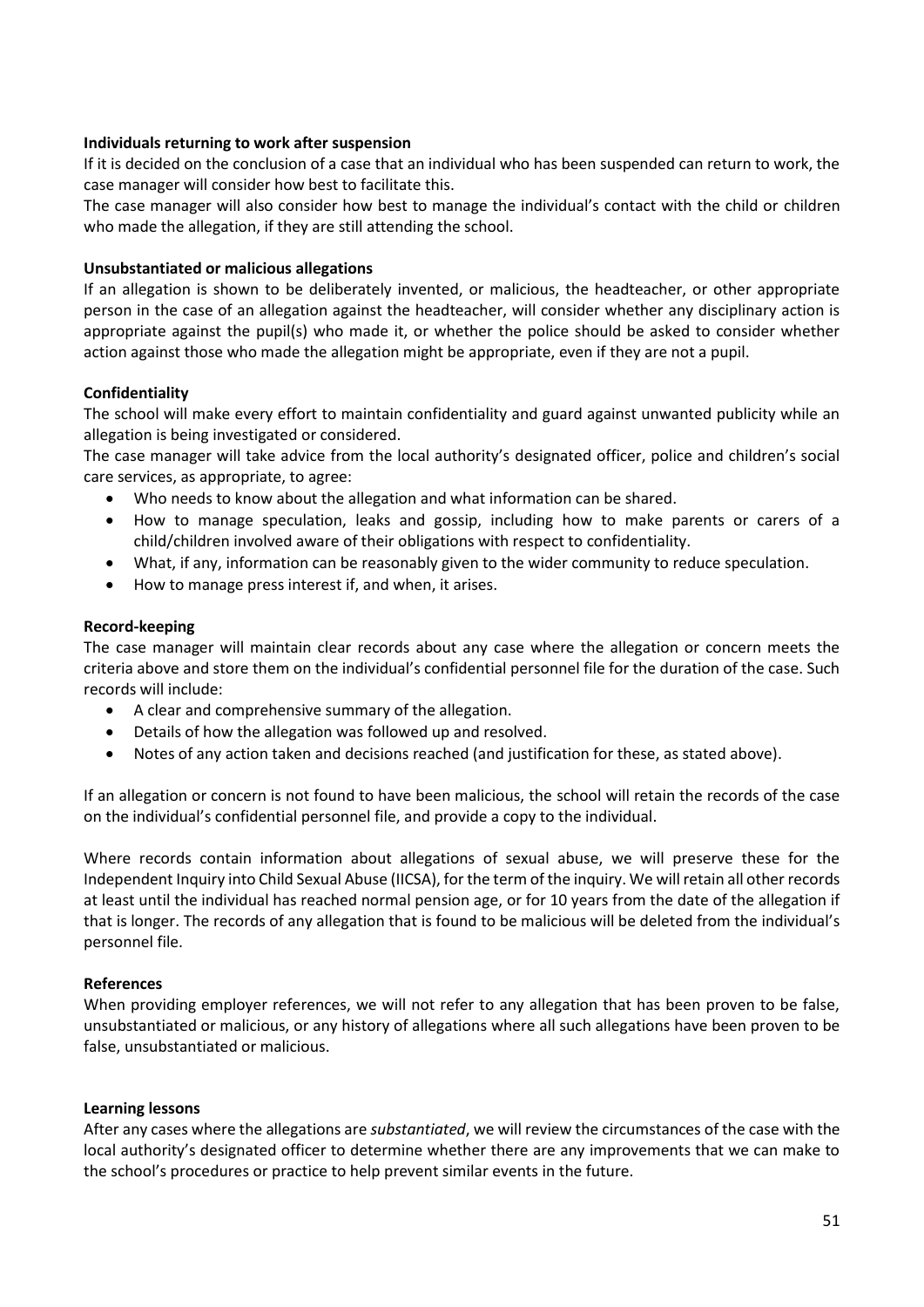**Individuals returning to work after suspension**

If it is decided on the conclusion of a case that an individual who has been suspended can return to work, the case manager will consider how best to facilitate this.

The case manager will also consider how best to manage the individual's contact with the child or children who made the allegation, if they are still attending the school.

**Unsubstantiated or malicious allegations**

If an allegation is shown to be deliberately invented, or malicious, the headteacher, or other appropriate person in the case of an allegation against the headteacher, will consider whether any disciplinary action is appropriate against the pupil(s) who made it, or whether the police should be asked to consider whether action against those who made the allegation might be appropriate, even if they are not a pupil.

**Confidentiality**

The school will make every effort to maintain confidentiality and guard against unwanted publicity while an allegation is being investigated or considered.

The case manager will take advice from the local authority's designated officer, police and children's social care services, as appropriate, to agree:

- Who needs to know about the allegation and what information can be shared.
- How to manage speculation, leaks and gossip, including how to make parents or carers of a child/children involved aware of their obligations with respect to confidentiality.
- What, if any, information can be reasonably given to the wider community to reduce speculation.
- How to manage press interest if, and when, it arises.

**Record-keeping**

The case manager will maintain clear records about any case where the allegation or concern meets the criteria above and store them on the individual's confidential personnel file for the duration of the case. Such records will include:

- A clear and comprehensive summary of the allegation.
- Details of how the allegation was followed up and resolved.
- Notes of any action taken and decisions reached (and justification for these, as stated above).

If an allegation or concern is not found to have been malicious, the school will retain the records of the case on the individual's confidential personnel file, and provide a copy to the individual.

Where records contain information about allegations of sexual abuse, we will preserve these for the Independent Inquiry into Child Sexual Abuse (IICSA), for the term of the inquiry. We will retain all other records at least until the individual has reached normal pension age, or for 10 years from the date of the allegation if that is longer. The records of any allegation that is found to be malicious will be deleted from the individual's personnel file.

**References**

When providing employer references, we will not refer to any allegation that has been proven to be false, unsubstantiated or malicious, or any history of allegations where all such allegations have been proven to be false, unsubstantiated or malicious.

**Learning lessons**

After any cases where the allegations are *substantiated*, we will review the circumstances of the case with the local authority's designated officer to determine whether there are any improvements that we can make to the school's procedures or practice to help prevent similar events in the future.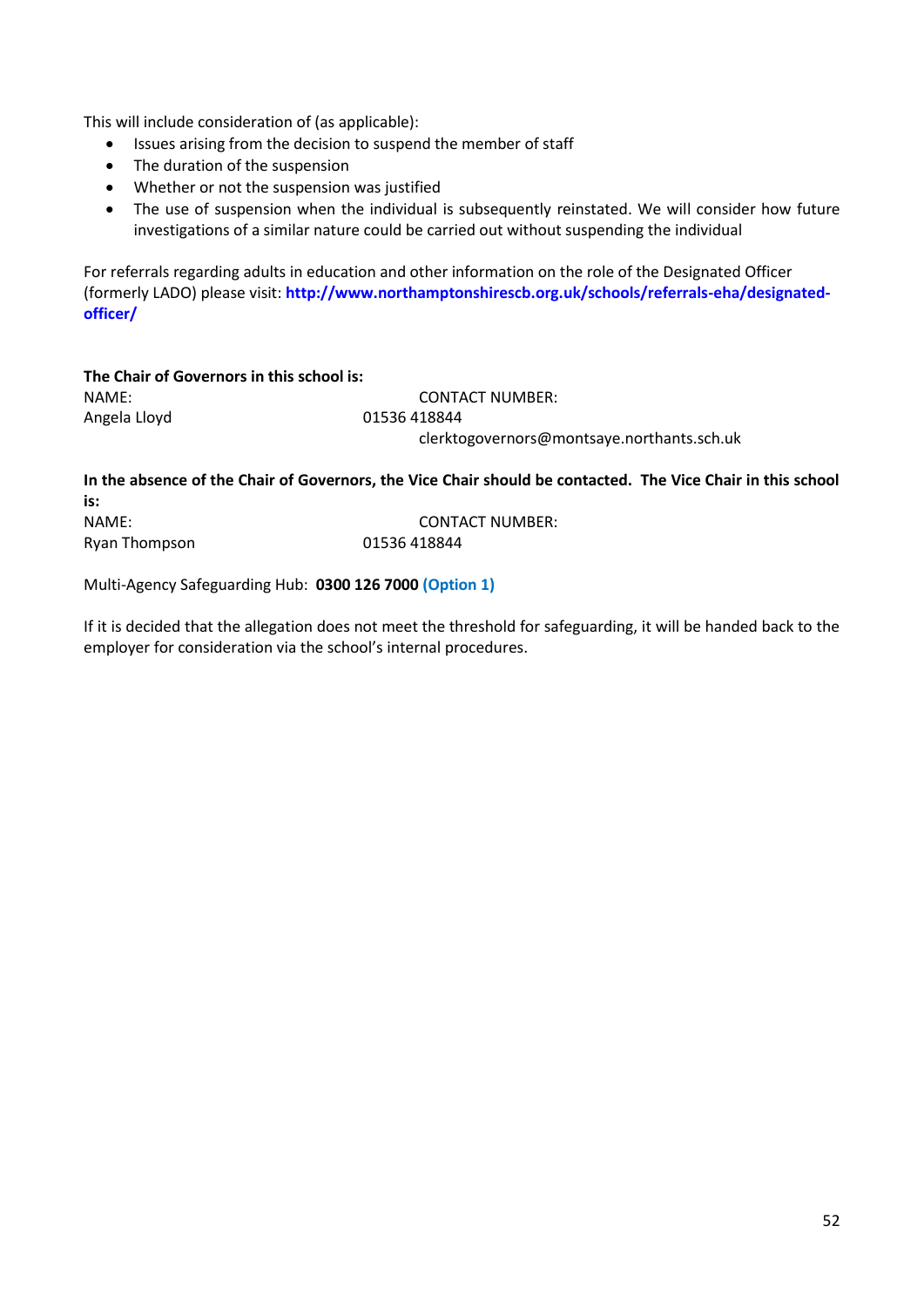This will include consideration of (as applicable):

- Issues arising from the decision to suspend the member of staff
- The duration of the suspension
- Whether or not the suspension was justified
- The use of suspension when the individual is subsequently reinstated. We will consider how future investigations of a similar nature could be carried out without suspending the individual

For referrals regarding adults in education and other information on the role of the Designated Officer (formerly LADO) please visit: **http://www.northamptonshirescb.org.uk/schools/referrals-eha/designated-officer/**

**The Chair of Governors in this school is:**

| NAME: | CONTACT NUMBER: |
|---|---|
| Angela Lloyd | 01536 418844 |
| | clerktogovernors@montsaye.northants.sch.uk |

**In the absence of the Chair of Governors, the Vice Chair should be contacted. The Vice Chair in this school is:**

| NAME: | CONTACT NUMBER: |
|---|---|
| Ryan Thompson | 01536 418844 |

Multi-Agency Safeguarding Hub: **0300 126 7000 (Option 1)**

If it is decided that the allegation does not meet the threshold for safeguarding, it will be handed back to the employer for consideration via the school's internal procedures.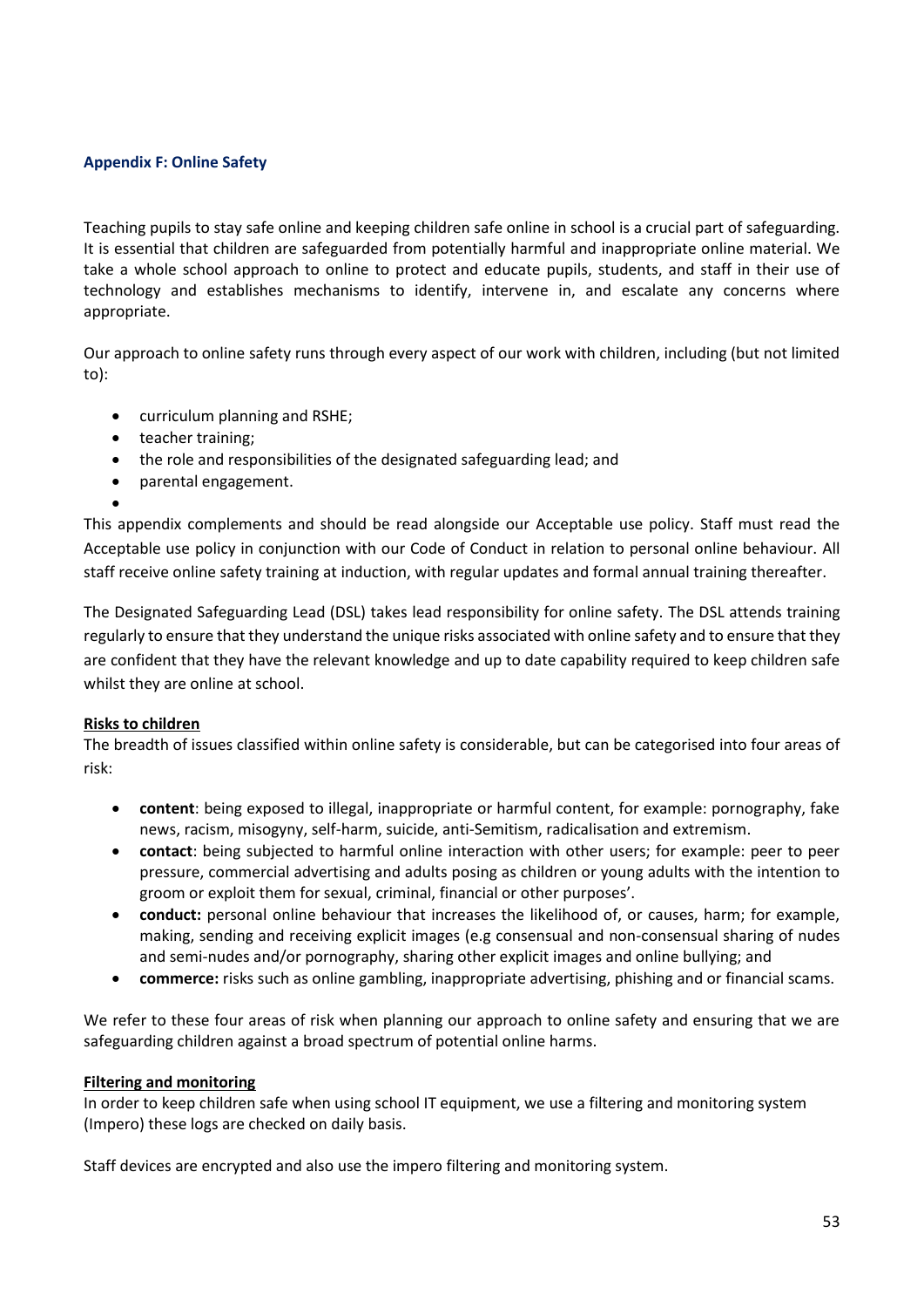## Appendix F: Online Safety

Teaching pupils to stay safe online and keeping children safe online in school is a crucial part of safeguarding. It is essential that children are safeguarded from potentially harmful and inappropriate online material. We take a whole school approach to online to protect and educate pupils, students, and staff in their use of technology and establishes mechanisms to identify, intervene in, and escalate any concerns where appropriate.

Our approach to online safety runs through every aspect of our work with children, including (but not limited to):

- curriculum planning and RSHE;
- teacher training;
- the role and responsibilities of the designated safeguarding lead; and
- parental engagement.

This appendix complements and should be read alongside our Acceptable use policy. Staff must read the Acceptable use policy in conjunction with our Code of Conduct in relation to personal online behaviour. All staff receive online safety training at induction, with regular updates and formal annual training thereafter.

The Designated Safeguarding Lead (DSL) takes lead responsibility for online safety. The DSL attends training regularly to ensure that they understand the unique risks associated with online safety and to ensure that they are confident that they have the relevant knowledge and up to date capability required to keep children safe whilst they are online at school.

**Risks to children**

The breadth of issues classified within online safety is considerable, but can be categorised into four areas of risk:

- **content**: being exposed to illegal, inappropriate or harmful content, for example: pornography, fake news, racism, misogyny, self-harm, suicide, anti-Semitism, radicalisation and extremism.
- **contact**: being subjected to harmful online interaction with other users; for example: peer to peer pressure, commercial advertising and adults posing as children or young adults with the intention to groom or exploit them for sexual, criminal, financial or other purposes'.
- **conduct:** personal online behaviour that increases the likelihood of, or causes, harm; for example, making, sending and receiving explicit images (e.g consensual and non-consensual sharing of nudes and semi-nudes and/or pornography, sharing other explicit images and online bullying; and
- **commerce:** risks such as online gambling, inappropriate advertising, phishing and or financial scams.

We refer to these four areas of risk when planning our approach to online safety and ensuring that we are safeguarding children against a broad spectrum of potential online harms.

**Filtering and monitoring**

In order to keep children safe when using school IT equipment, we use a filtering and monitoring system (Impero) these logs are checked on daily basis.

Staff devices are encrypted and also use the impero filtering and monitoring system.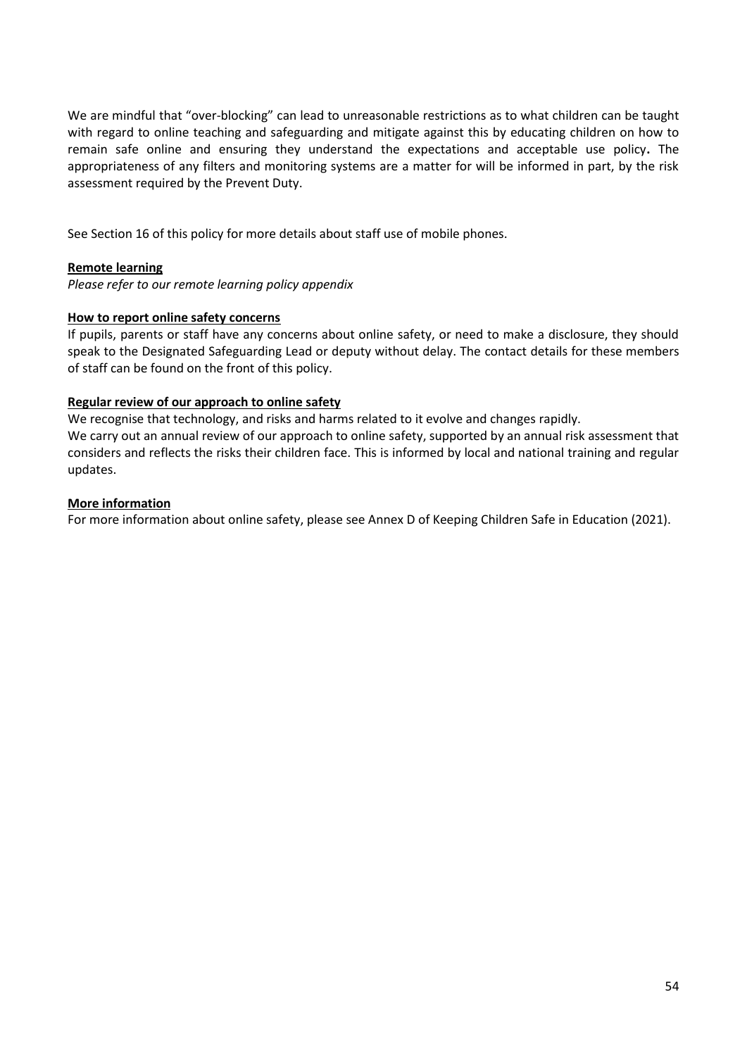We are mindful that "over-blocking" can lead to unreasonable restrictions as to what children can be taught with regard to online teaching and safeguarding and mitigate against this by educating children on how to remain safe online and ensuring they understand the expectations and acceptable use policy**.** The appropriateness of any filters and monitoring systems are a matter for will be informed in part, by the risk assessment required by the Prevent Duty.

See Section 16 of this policy for more details about staff use of mobile phones.

**Remote learning**

*Please refer to our remote learning policy appendix*

**How to report online safety concerns**

If pupils, parents or staff have any concerns about online safety, or need to make a disclosure, they should speak to the Designated Safeguarding Lead or deputy without delay. The contact details for these members of staff can be found on the front of this policy.

**Regular review of our approach to online safety**

We recognise that technology, and risks and harms related to it evolve and changes rapidly.
We carry out an annual review of our approach to online safety, supported by an annual risk assessment that considers and reflects the risks their children face. This is informed by local and national training and regular updates.

**More information**

For more information about online safety, please see Annex D of Keeping Children Safe in Education (2021).